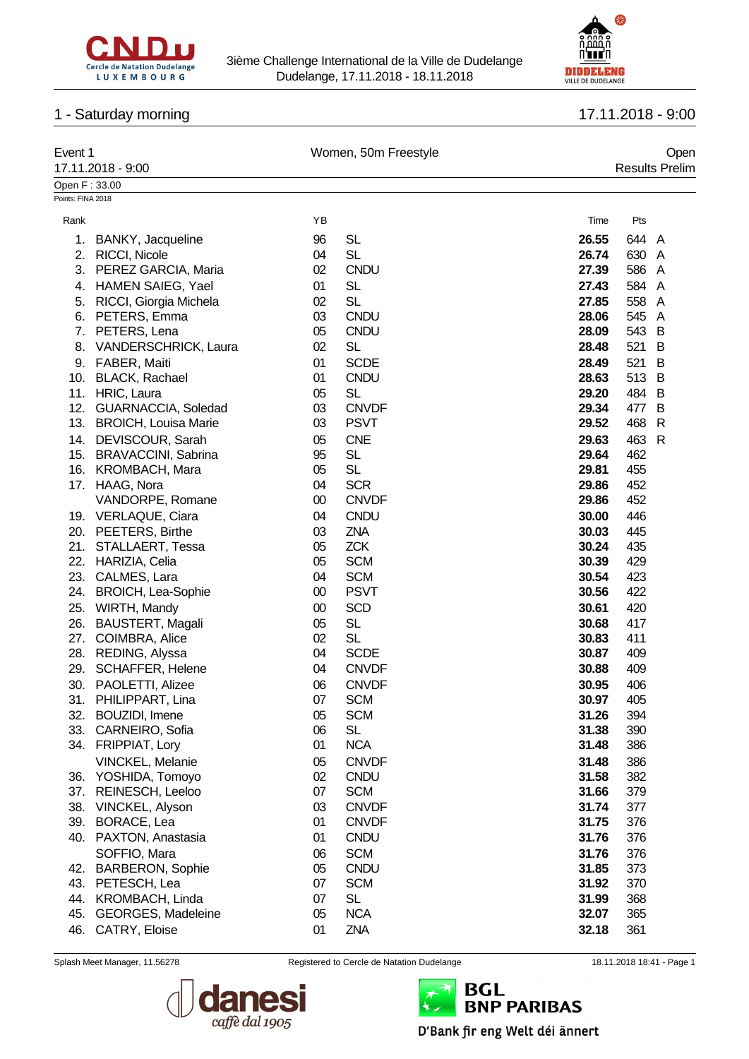# 1 - Saturday morning

17.11.2018 - 9:00

Event 1 — Women, 50m Freestyle — Open

17.11.2018 - 9:00 — Results Prelim

Open F : 33.00

Points: FINA 2018

| Rank | | YB | | Time | Pts | |
|---|---|---|---|---|---|---|
| 1. | BANKY, Jacqueline | 96 | SL | **26.55** | 644 | A |
| 2. | RICCI, Nicole | 04 | SL | **26.74** | 630 | A |
| 3. | PEREZ GARCIA, Maria | 02 | CNDU | **27.39** | 586 | A |
| 4. | HAMEN SAIEG, Yael | 01 | SL | **27.43** | 584 | A |
| 5. | RICCI, Giorgia Michela | 02 | SL | **27.85** | 558 | A |
| 6. | PETERS, Emma | 03 | CNDU | **28.06** | 545 | A |
| 7. | PETERS, Lena | 05 | CNDU | **28.09** | 543 | B |
| 8. | VANDERSCHRICK, Laura | 02 | SL | **28.48** | 521 | B |
| 9. | FABER, Maiti | 01 | SCDE | **28.49** | 521 | B |
| 10. | BLACK, Rachael | 01 | CNDU | **28.63** | 513 | B |
| 11. | HRIC, Laura | 05 | SL | **29.20** | 484 | B |
| 12. | GUARNACCIA, Soledad | 03 | CNVDF | **29.34** | 477 | B |
| 13. | BROICH, Louisa Marie | 03 | PSVT | **29.52** | 468 | R |
| 14. | DEVISCOUR, Sarah | 05 | CNE | **29.63** | 463 | R |
| 15. | BRAVACCINI, Sabrina | 95 | SL | **29.64** | 462 | |
| 16. | KROMBACH, Mara | 05 | SL | **29.81** | 455 | |
| 17. | HAAG, Nora | 04 | SCR | **29.86** | 452 | |
| | VANDORPE, Romane | 00 | CNVDF | **29.86** | 452 | |
| 19. | VERLAQUE, Ciara | 04 | CNDU | **30.00** | 446 | |
| 20. | PEETERS, Birthe | 03 | ZNA | **30.03** | 445 | |
| 21. | STALLAERT, Tessa | 05 | ZCK | **30.24** | 435 | |
| 22. | HARIZIA, Celia | 05 | SCM | **30.39** | 429 | |
| 23. | CALMES, Lara | 04 | SCM | **30.54** | 423 | |
| 24. | BROICH, Lea-Sophie | 00 | PSVT | **30.56** | 422 | |
| 25. | WIRTH, Mandy | 00 | SCD | **30.61** | 420 | |
| 26. | BAUSTERT, Magali | 05 | SL | **30.68** | 417 | |
| 27. | COIMBRA, Alice | 02 | SL | **30.83** | 411 | |
| 28. | REDING, Alyssa | 04 | SCDE | **30.87** | 409 | |
| 29. | SCHAFFER, Helene | 04 | CNVDF | **30.88** | 409 | |
| 30. | PAOLETTI, Alizee | 06 | CNVDF | **30.95** | 406 | |
| 31. | PHILIPPART, Lina | 07 | SCM | **30.97** | 405 | |
| 32. | BOUZIDI, Imene | 05 | SCM | **31.26** | 394 | |
| 33. | CARNEIRO, Sofia | 06 | SL | **31.38** | 390 | |
| 34. | FRIPPIAT, Lory | 01 | NCA | **31.48** | 386 | |
| | VINCKEL, Melanie | 05 | CNVDF | **31.48** | 386 | |
| 36. | YOSHIDA, Tomoyo | 02 | CNDU | **31.58** | 382 | |
| 37. | REINESCH, Leeloo | 07 | SCM | **31.66** | 379 | |
| 38. | VINCKEL, Alyson | 03 | CNVDF | **31.74** | 377 | |
| 39. | BORACE, Lea | 01 | CNVDF | **31.75** | 376 | |
| 40. | PAXTON, Anastasia | 01 | CNDU | **31.76** | 376 | |
| | SOFFIO, Mara | 06 | SCM | **31.76** | 376 | |
| 42. | BARBERON, Sophie | 05 | CNDU | **31.85** | 373 | |
| 43. | PETESCH, Lea | 07 | SCM | **31.92** | 370 | |
| 44. | KROMBACH, Linda | 07 | SL | **31.99** | 368 | |
| 45. | GEORGES, Madeleine | 05 | NCA | **32.07** | 365 | |
| 46. | CATRY, Eloise | 01 | ZNA | **32.18** | 361 | |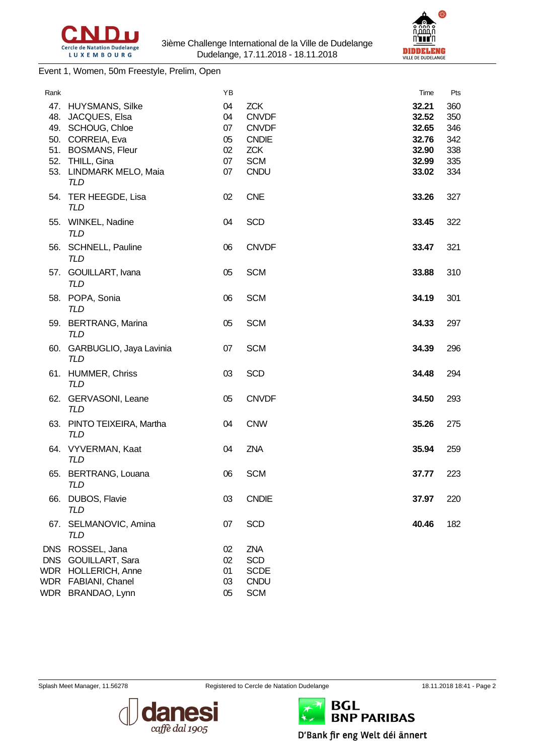Event 1, Women, 50m Freestyle, Prelim, Open

| Rank | | YB | | Time | Pts |
|---|---|---|---|---|---|
| 47. | HUYSMANS, Silke | 04 | ZCK | **32.21** | 360 |
| 48. | JACQUES, Elsa | 04 | CNVDF | **32.52** | 350 |
| 49. | SCHOUG, Chloe | 07 | CNVDF | **32.65** | 346 |
| 50. | CORREIA, Eva | 05 | CNDIE | **32.76** | 342 |
| 51. | BOSMANS, Fleur | 02 | ZCK | **32.90** | 338 |
| 52. | THILL, Gina | 07 | SCM | **32.99** | 335 |
| 53. | LINDMARK MELO, Maia *TLD* | 07 | CNDU | **33.02** | 334 |
| 54. | TER HEEGDE, Lisa *TLD* | 02 | CNE | **33.26** | 327 |
| 55. | WINKEL, Nadine *TLD* | 04 | SCD | **33.45** | 322 |
| 56. | SCHNELL, Pauline *TLD* | 06 | CNVDF | **33.47** | 321 |
| 57. | GOUILLART, Ivana *TLD* | 05 | SCM | **33.88** | 310 |
| 58. | POPA, Sonia *TLD* | 06 | SCM | **34.19** | 301 |
| 59. | BERTRANG, Marina *TLD* | 05 | SCM | **34.33** | 297 |
| 60. | GARBUGLIO, Jaya Lavinia *TLD* | 07 | SCM | **34.39** | 296 |
| 61. | HUMMER, Chriss *TLD* | 03 | SCD | **34.48** | 294 |
| 62. | GERVASONI, Leane *TLD* | 05 | CNVDF | **34.50** | 293 |
| 63. | PINTO TEIXEIRA, Martha *TLD* | 04 | CNW | **35.26** | 275 |
| 64. | VYVERMAN, Kaat *TLD* | 04 | ZNA | **35.94** | 259 |
| 65. | BERTRANG, Louana *TLD* | 06 | SCM | **37.77** | 223 |
| 66. | DUBOS, Flavie *TLD* | 03 | CNDIE | **37.97** | 220 |
| 67. | SELMANOVIC, Amina *TLD* | 07 | SCD | **40.46** | 182 |
| DNS | ROSSEL, Jana | 02 | ZNA | | |
| DNS | GOUILLART, Sara | 02 | SCD | | |
| WDR | HOLLERICH, Anne | 01 | SCDE | | |
| WDR | FABIANI, Chanel | 03 | CNDU | | |
| WDR | BRANDAO, Lynn | 05 | SCM | | |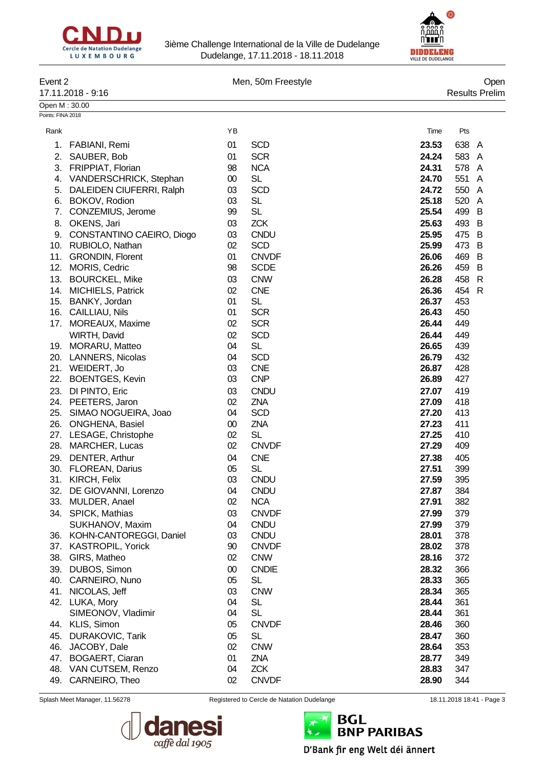3ième Challenge International de la Ville de Dudelange
Dudelange, 17.11.2018 - 18.11.2018

**Event 2** — Men, 50m Freestyle — Open

17.11.2018 - 9:16 — Results Prelim

Open M : 30.00

Points: FINA 2018

| Rank | | YB | | Time | Pts | |
|---|---|---|---|---|---|---|
| 1. | FABIANI, Remi | 01 | SCD | **23.53** | 638 | A |
| 2. | SAUBER, Bob | 01 | SCR | **24.24** | 583 | A |
| 3. | FRIPPIAT, Florian | 98 | NCA | **24.31** | 578 | A |
| 4. | VANDERSCHRICK, Stephan | 00 | SL | **24.70** | 551 | A |
| 5. | DALEIDEN CIUFERRI, Ralph | 03 | SCD | **24.72** | 550 | A |
| 6. | BOKOV, Rodion | 03 | SL | **25.18** | 520 | A |
| 7. | CONZEMIUS, Jerome | 99 | SL | **25.54** | 499 | B |
| 8. | OKENS, Jari | 03 | ZCK | **25.63** | 493 | B |
| 9. | CONSTANTINO CAEIRO, Diogo | 03 | CNDU | **25.95** | 475 | B |
| 10. | RUBIOLO, Nathan | 02 | SCD | **25.99** | 473 | B |
| 11. | GRONDIN, Florent | 01 | CNVDF | **26.06** | 469 | B |
| 12. | MORIS, Cedric | 98 | SCDE | **26.26** | 459 | B |
| 13. | BOURCKEL, Mike | 03 | CNW | **26.28** | 458 | R |
| 14. | MICHIELS, Patrick | 02 | CNE | **26.36** | 454 | R |
| 15. | BANKY, Jordan | 01 | SL | **26.37** | 453 | |
| 16. | CAILLIAU, Nils | 01 | SCR | **26.43** | 450 | |
| 17. | MOREAUX, Maxime | 02 | SCR | **26.44** | 449 | |
| | WIRTH, David | 02 | SCD | **26.44** | 449 | |
| 19. | MORARU, Matteo | 04 | SL | **26.65** | 439 | |
| 20. | LANNERS, Nicolas | 04 | SCD | **26.79** | 432 | |
| 21. | WEIDERT, Jo | 03 | CNE | **26.87** | 428 | |
| 22. | BOENTGES, Kevin | 03 | CNP | **26.89** | 427 | |
| 23. | DI PINTO, Eric | 03 | CNDU | **27.07** | 419 | |
| 24. | PEETERS, Jaron | 02 | ZNA | **27.09** | 418 | |
| 25. | SIMAO NOGUEIRA, Joao | 04 | SCD | **27.20** | 413 | |
| 26. | ONGHENA, Basiel | 00 | ZNA | **27.23** | 411 | |
| 27. | LESAGE, Christophe | 02 | SL | **27.25** | 410 | |
| 28. | MARCHER, Lucas | 02 | CNVDF | **27.29** | 409 | |
| 29. | DENTER, Arthur | 04 | CNE | **27.38** | 405 | |
| 30. | FLOREAN, Darius | 05 | SL | **27.51** | 399 | |
| 31. | KIRCH, Felix | 03 | CNDU | **27.59** | 395 | |
| 32. | DE GIOVANNI, Lorenzo | 04 | CNDU | **27.87** | 384 | |
| 33. | MULDER, Anael | 02 | NCA | **27.91** | 382 | |
| 34. | SPICK, Mathias | 03 | CNVDF | **27.99** | 379 | |
| | SUKHANOV, Maxim | 04 | CNDU | **27.99** | 379 | |
| 36. | KOHN-CANTOREGGI, Daniel | 03 | CNDU | **28.01** | 378 | |
| 37. | KASTROPIL, Yorick | 90 | CNVDF | **28.02** | 378 | |
| 38. | GIRS, Matheo | 02 | CNW | **28.16** | 372 | |
| 39. | DUBOS, Simon | 00 | CNDIE | **28.32** | 366 | |
| 40. | CARNEIRO, Nuno | 05 | SL | **28.33** | 365 | |
| 41. | NICOLAS, Jeff | 03 | CNW | **28.34** | 365 | |
| 42. | LUKA, Mory | 04 | SL | **28.44** | 361 | |
| | SIMEONOV, Vladimir | 04 | SL | **28.44** | 361 | |
| 44. | KLIS, Simon | 05 | CNVDF | **28.46** | 360 | |
| 45. | DURAKOVIC, Tarik | 05 | SL | **28.47** | 360 | |
| 46. | JACOBY, Dale | 02 | CNW | **28.64** | 353 | |
| 47. | BOGAERT, Ciaran | 01 | ZNA | **28.77** | 349 | |
| 48. | VAN CUTSEM, Renzo | 04 | ZCK | **28.83** | 347 | |
| 49. | CARNEIRO, Theo | 02 | CNVDF | **28.90** | 344 | |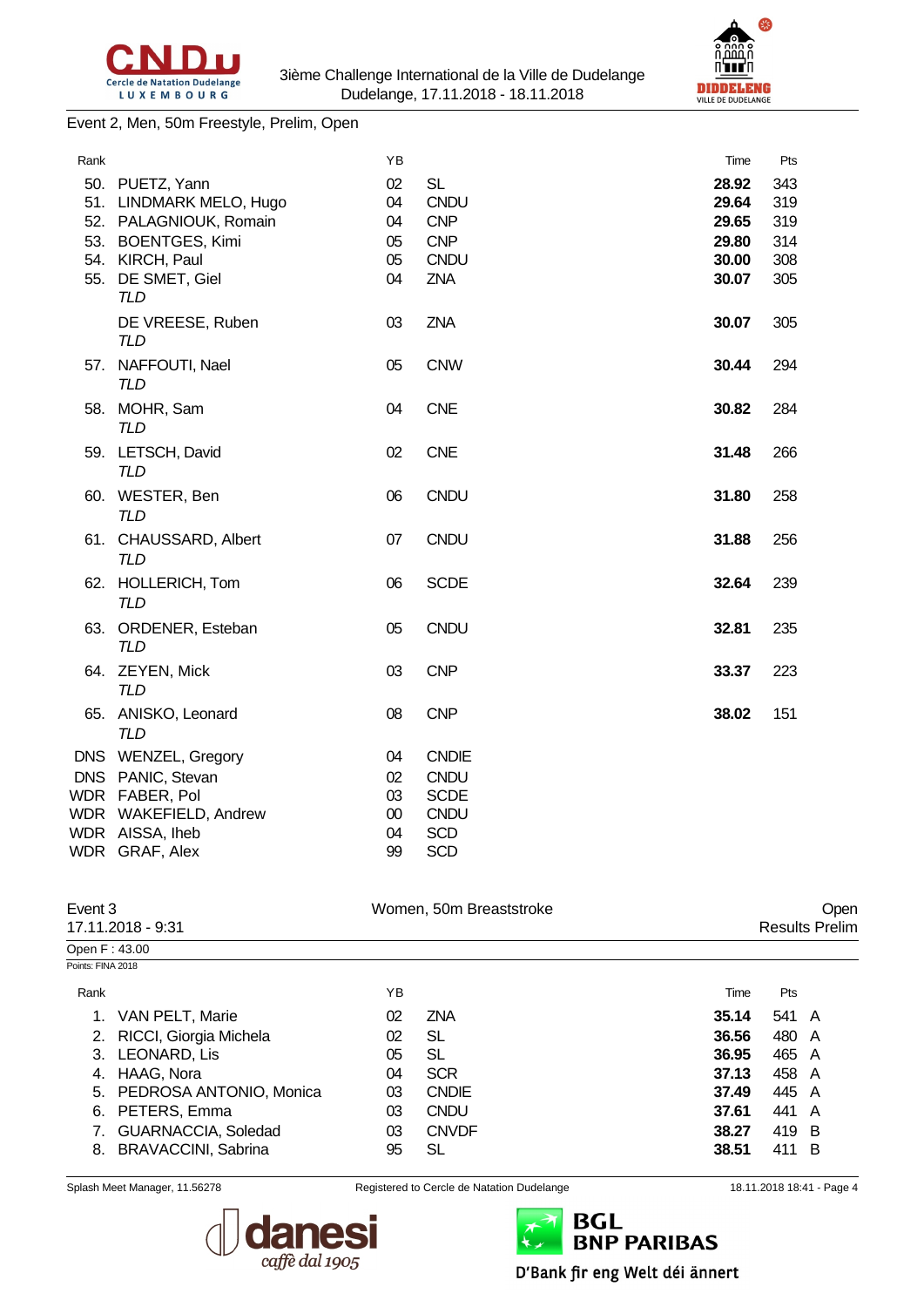Event 2, Men, 50m Freestyle, Prelim, Open

| Rank | | YB | | Time | Pts |
|---|---|---|---|---|---|
| 50. | PUETZ, Yann | 02 | SL | **28.92** | 343 |
| 51. | LINDMARK MELO, Hugo | 04 | CNDU | **29.64** | 319 |
| 52. | PALAGNIOUK, Romain | 04 | CNP | **29.65** | 319 |
| 53. | BOENTGES, Kimi | 05 | CNP | **29.80** | 314 |
| 54. | KIRCH, Paul | 05 | CNDU | **30.00** | 308 |
| 55. | DE SMET, Giel *TLD* | 04 | ZNA | **30.07** | 305 |
| | DE VREESE, Ruben *TLD* | 03 | ZNA | **30.07** | 305 |
| 57. | NAFFOUTI, Nael *TLD* | 05 | CNW | **30.44** | 294 |
| 58. | MOHR, Sam *TLD* | 04 | CNE | **30.82** | 284 |
| 59. | LETSCH, David *TLD* | 02 | CNE | **31.48** | 266 |
| 60. | WESTER, Ben *TLD* | 06 | CNDU | **31.80** | 258 |
| 61. | CHAUSSARD, Albert *TLD* | 07 | CNDU | **31.88** | 256 |
| 62. | HOLLERICH, Tom *TLD* | 06 | SCDE | **32.64** | 239 |
| 63. | ORDENER, Esteban *TLD* | 05 | CNDU | **32.81** | 235 |
| 64. | ZEYEN, Mick *TLD* | 03 | CNP | **33.37** | 223 |
| 65. | ANISKO, Leonard *TLD* | 08 | CNP | **38.02** | 151 |
| DNS | WENZEL, Gregory | 04 | CNDIE | | |
| DNS | PANIC, Stevan | 02 | CNDU | | |
| WDR | FABER, Pol | 03 | SCDE | | |
| WDR | WAKEFIELD, Andrew | 00 | CNDU | | |
| WDR | AISSA, Iheb | 04 | SCD | | |
| WDR | GRAF, Alex | 99 | SCD | | |

Event 3 — Women, 50m Breaststroke — Open

17.11.2018 - 9:31 — Results Prelim

Open F : 43.00

Points: FINA 2018

| Rank | | YB | | Time | Pts | |
|---|---|---|---|---|---|---|
| 1. | VAN PELT, Marie | 02 | ZNA | **35.14** | 541 | A |
| 2. | RICCI, Giorgia Michela | 02 | SL | **36.56** | 480 | A |
| 3. | LEONARD, Lis | 05 | SL | **36.95** | 465 | A |
| 4. | HAAG, Nora | 04 | SCR | **37.13** | 458 | A |
| 5. | PEDROSA ANTONIO, Monica | 03 | CNDIE | **37.49** | 445 | A |
| 6. | PETERS, Emma | 03 | CNDU | **37.61** | 441 | A |
| 7. | GUARNACCIA, Soledad | 03 | CNVDF | **38.27** | 419 | B |
| 8. | BRAVACCINI, Sabrina | 95 | SL | **38.51** | 411 | B |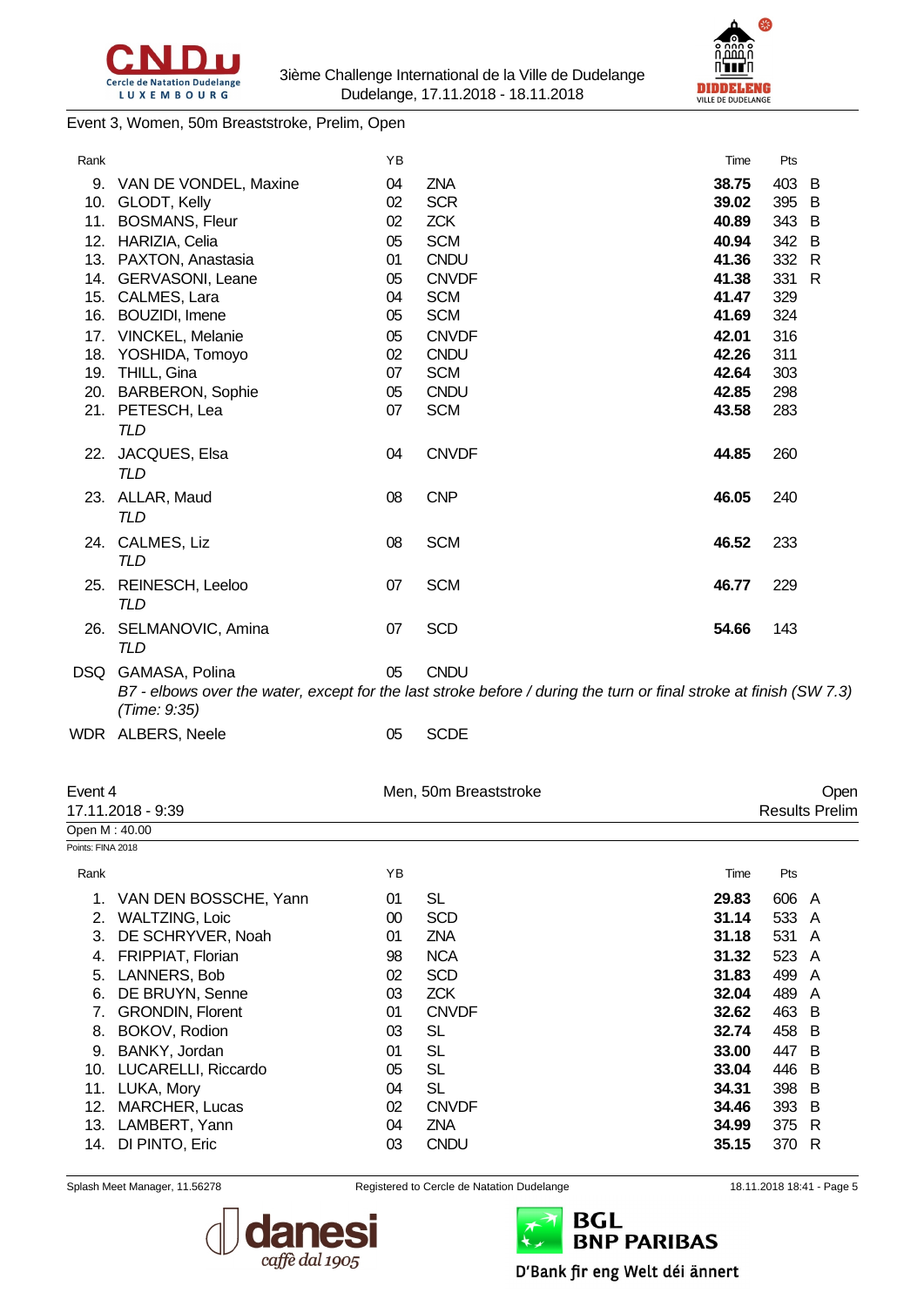Event 3, Women, 50m Breaststroke, Prelim, Open

| Rank | | YB | | Time | Pts | |
|---|---|---|---|---|---|---|
| 9. | VAN DE VONDEL, Maxine | 04 | ZNA | **38.75** | 403 | B |
| 10. | GLODT, Kelly | 02 | SCR | **39.02** | 395 | B |
| 11. | BOSMANS, Fleur | 02 | ZCK | **40.89** | 343 | B |
| 12. | HARIZIA, Celia | 05 | SCM | **40.94** | 342 | B |
| 13. | PAXTON, Anastasia | 01 | CNDU | **41.36** | 332 | R |
| 14. | GERVASONI, Leane | 05 | CNVDF | **41.38** | 331 | R |
| 15. | CALMES, Lara | 04 | SCM | **41.47** | 329 | |
| 16. | BOUZIDI, Imene | 05 | SCM | **41.69** | 324 | |
| 17. | VINCKEL, Melanie | 05 | CNVDF | **42.01** | 316 | |
| 18. | YOSHIDA, Tomoyo | 02 | CNDU | **42.26** | 311 | |
| 19. | THILL, Gina | 07 | SCM | **42.64** | 303 | |
| 20. | BARBERON, Sophie | 05 | CNDU | **42.85** | 298 | |
| 21. | PETESCH, Lea *TLD* | 07 | SCM | **43.58** | 283 | |
| 22. | JACQUES, Elsa *TLD* | 04 | CNVDF | **44.85** | 260 | |
| 23. | ALLAR, Maud *TLD* | 08 | CNP | **46.05** | 240 | |
| 24. | CALMES, Liz *TLD* | 08 | SCM | **46.52** | 233 | |
| 25. | REINESCH, Leeloo *TLD* | 07 | SCM | **46.77** | 229 | |
| 26. | SELMANOVIC, Amina *TLD* | 07 | SCD | **54.66** | 143 | |
| DSQ | GAMASA, Polina | 05 | CNDU | | | |
| | *B7 - elbows over the water, except for the last stroke before / during the turn or final stroke at finish (SW 7.3) (Time: 9:35)* | | | | | |
| WDR | ALBERS, Neele | 05 | SCDE | | | |

Event 4 — Men, 50m Breaststroke — Open

17.11.2018 - 9:39 — Results Prelim

Open M : 40.00

Points: FINA 2018

| Rank | | YB | | Time | Pts | |
|---|---|---|---|---|---|---|
| 1. | VAN DEN BOSSCHE, Yann | 01 | SL | **29.83** | 606 | A |
| 2. | WALTZING, Loic | 00 | SCD | **31.14** | 533 | A |
| 3. | DE SCHRYVER, Noah | 01 | ZNA | **31.18** | 531 | A |
| 4. | FRIPPIAT, Florian | 98 | NCA | **31.32** | 523 | A |
| 5. | LANNERS, Bob | 02 | SCD | **31.83** | 499 | A |
| 6. | DE BRUYN, Senne | 03 | ZCK | **32.04** | 489 | A |
| 7. | GRONDIN, Florent | 01 | CNVDF | **32.62** | 463 | B |
| 8. | BOKOV, Rodion | 03 | SL | **32.74** | 458 | B |
| 9. | BANKY, Jordan | 01 | SL | **33.00** | 447 | B |
| 10. | LUCARELLI, Riccardo | 05 | SL | **33.04** | 446 | B |
| 11. | LUKA, Mory | 04 | SL | **34.31** | 398 | B |
| 12. | MARCHER, Lucas | 02 | CNVDF | **34.46** | 393 | B |
| 13. | LAMBERT, Yann | 04 | ZNA | **34.99** | 375 | R |
| 14. | DI PINTO, Eric | 03 | CNDU | **35.15** | 370 | R |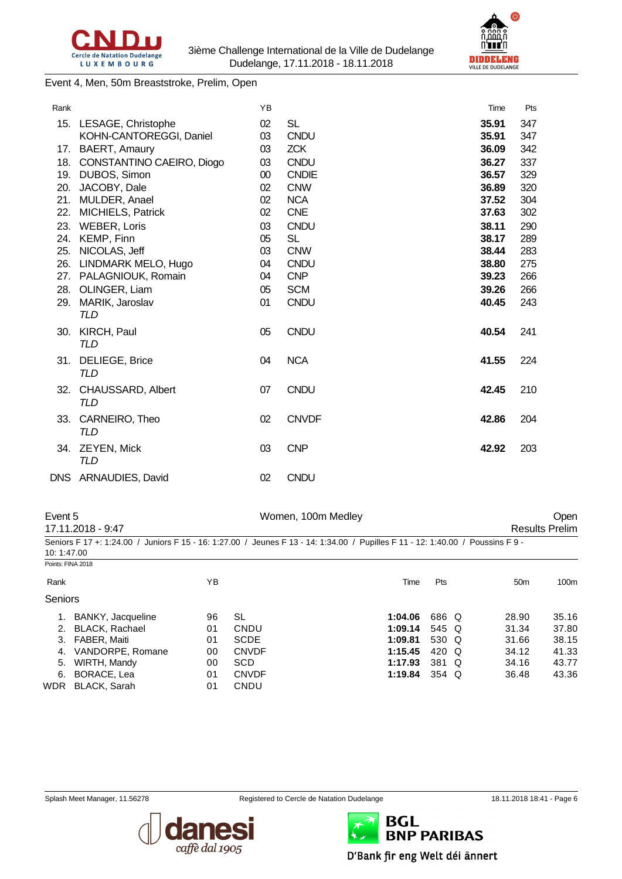Event 4, Men, 50m Breaststroke, Prelim, Open

| Rank | | YB | | Time | Pts |
|---|---|---|---|---|---|
| 15. | LESAGE, Christophe | 02 | SL | **35.91** | 347 |
| | KOHN-CANTOREGGI, Daniel | 03 | CNDU | **35.91** | 347 |
| 17. | BAERT, Amaury | 03 | ZCK | **36.09** | 342 |
| 18. | CONSTANTINO CAEIRO, Diogo | 03 | CNDU | **36.27** | 337 |
| 19. | DUBOS, Simon | 00 | CNDIE | **36.57** | 329 |
| 20. | JACOBY, Dale | 02 | CNW | **36.89** | 320 |
| 21. | MULDER, Anael | 02 | NCA | **37.52** | 304 |
| 22. | MICHIELS, Patrick | 02 | CNE | **37.63** | 302 |
| 23. | WEBER, Loris | 03 | CNDU | **38.11** | 290 |
| 24. | KEMP, Finn | 05 | SL | **38.17** | 289 |
| 25. | NICOLAS, Jeff | 03 | CNW | **38.44** | 283 |
| 26. | LINDMARK MELO, Hugo | 04 | CNDU | **38.80** | 275 |
| 27. | PALAGNIOUK, Romain | 04 | CNP | **39.23** | 266 |
| 28. | OLINGER, Liam | 05 | SCM | **39.26** | 266 |
| 29. | MARIK, Jaroslav *TLD* | 01 | CNDU | **40.45** | 243 |
| 30. | KIRCH, Paul *TLD* | 05 | CNDU | **40.54** | 241 |
| 31. | DELIEGE, Brice *TLD* | 04 | NCA | **41.55** | 224 |
| 32. | CHAUSSARD, Albert *TLD* | 07 | CNDU | **42.45** | 210 |
| 33. | CARNEIRO, Theo *TLD* | 02 | CNVDF | **42.86** | 204 |
| 34. | ZEYEN, Mick *TLD* | 03 | CNP | **42.92** | 203 |
| DNS | ARNAUDIES, David | 02 | CNDU | | |

Event 5 — Women, 100m Medley — Open

17.11.2018 - 9:47 — Results Prelim

Seniors F 17 +: 1:24.00 / Juniors F 15 - 16: 1:27.00 / Jeunes F 13 - 14: 1:34.00 / Pupilles F 11 - 12: 1:40.00 / Poussins F 9 - 10: 1:47.00

Points: FINA 2018

**Seniors**

| Rank | | YB | | Time | Pts | | 50m | 100m |
|---|---|---|---|---|---|---|---|---|
| 1. | BANKY, Jacqueline | 96 | SL | **1:04.06** | 686 | Q | 28.90 | 35.16 |
| 2. | BLACK, Rachael | 01 | CNDU | **1:09.14** | 545 | Q | 31.34 | 37.80 |
| 3. | FABER, Maiti | 01 | SCDE | **1:09.81** | 530 | Q | 31.66 | 38.15 |
| 4. | VANDORPE, Romane | 00 | CNVDF | **1:15.45** | 420 | Q | 34.12 | 41.33 |
| 5. | WIRTH, Mandy | 00 | SCD | **1:17.93** | 381 | Q | 34.16 | 43.77 |
| 6. | BORACE, Lea | 01 | CNVDF | **1:19.84** | 354 | Q | 36.48 | 43.36 |
| WDR | BLACK, Sarah | 01 | CNDU | | | | | |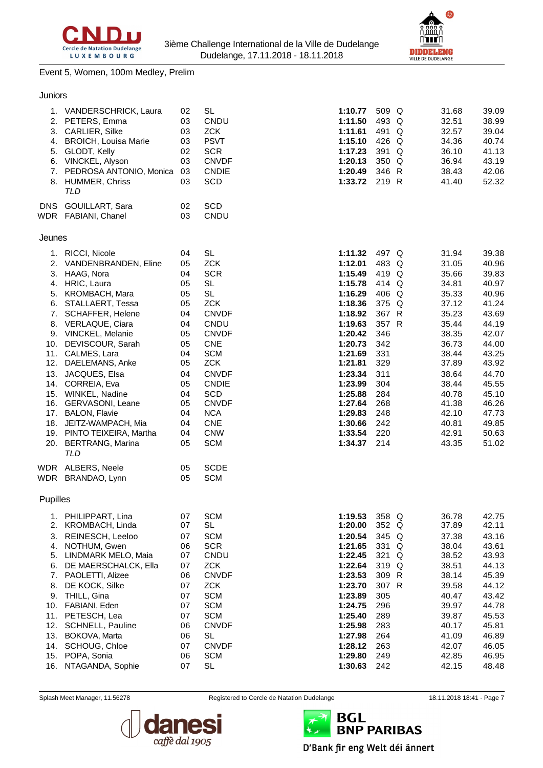3ième Challenge International de la Ville de Dudelange
Dudelange, 17.11.2018 - 18.11.2018

Event 5, Women, 100m Medley, Prelim

### Juniors

| Place | Name | YoB | Club | Time | Points | | 50m | 100m |
|---|---|---|---|---|---|---|---|---|
| 1. | VANDERSCHRICK, Laura | 02 | SL | **1:10.77** | 509 | Q | 31.68 | 39.09 |
| 2. | PETERS, Emma | 03 | CNDU | **1:11.50** | 493 | Q | 32.51 | 38.99 |
| 3. | CARLIER, Silke | 03 | ZCK | **1:11.61** | 491 | Q | 32.57 | 39.04 |
| 4. | BROICH, Louisa Marie | 03 | PSVT | **1:15.10** | 426 | Q | 34.36 | 40.74 |
| 5. | GLODT, Kelly | 02 | SCR | **1:17.23** | 391 | Q | 36.10 | 41.13 |
| 6. | VINCKEL, Alyson | 03 | CNVDF | **1:20.13** | 350 | Q | 36.94 | 43.19 |
| 7. | PEDROSA ANTONIO, Monica | 03 | CNDIE | **1:20.49** | 346 | R | 38.43 | 42.06 |
| 8. | HUMMER, Chriss *TLD* | 03 | SCD | **1:33.72** | 219 | R | 41.40 | 52.32 |
| DNS | GOUILLART, Sara | 02 | SCD | | | | | |
| WDR | FABIANI, Chanel | 03 | CNDU | | | | | |

### Jeunes

| Place | Name | YoB | Club | Time | Points | | 50m | 100m |
|---|---|---|---|---|---|---|---|---|
| 1. | RICCI, Nicole | 04 | SL | **1:11.32** | 497 | Q | 31.94 | 39.38 |
| 2. | VANDENBRANDEN, Eline | 05 | ZCK | **1:12.01** | 483 | Q | 31.05 | 40.96 |
| 3. | HAAG, Nora | 04 | SCR | **1:15.49** | 419 | Q | 35.66 | 39.83 |
| 4. | HRIC, Laura | 05 | SL | **1:15.78** | 414 | Q | 34.81 | 40.97 |
| 5. | KROMBACH, Mara | 05 | SL | **1:16.29** | 406 | Q | 35.33 | 40.96 |
| 6. | STALLAERT, Tessa | 05 | ZCK | **1:18.36** | 375 | Q | 37.12 | 41.24 |
| 7. | SCHAFFER, Helene | 04 | CNVDF | **1:18.92** | 367 | R | 35.23 | 43.69 |
| 8. | VERLAQUE, Ciara | 04 | CNDU | **1:19.63** | 357 | R | 35.44 | 44.19 |
| 9. | VINCKEL, Melanie | 05 | CNVDF | **1:20.42** | 346 | | 38.35 | 42.07 |
| 10. | DEVISCOUR, Sarah | 05 | CNE | **1:20.73** | 342 | | 36.73 | 44.00 |
| 11. | CALMES, Lara | 04 | SCM | **1:21.69** | 331 | | 38.44 | 43.25 |
| 12. | DAELEMANS, Anke | 05 | ZCK | **1:21.81** | 329 | | 37.89 | 43.92 |
| 13. | JACQUES, Elsa | 04 | CNVDF | **1:23.34** | 311 | | 38.64 | 44.70 |
| 14. | CORREIA, Eva | 05 | CNDIE | **1:23.99** | 304 | | 38.44 | 45.55 |
| 15. | WINKEL, Nadine | 04 | SCD | **1:25.88** | 284 | | 40.78 | 45.10 |
| 16. | GERVASONI, Leane | 05 | CNVDF | **1:27.64** | 268 | | 41.38 | 46.26 |
| 17. | BALON, Flavie | 04 | NCA | **1:29.83** | 248 | | 42.10 | 47.73 |
| 18. | JEITZ-WAMPACH, Mia | 04 | CNE | **1:30.66** | 242 | | 40.81 | 49.85 |
| 19. | PINTO TEIXEIRA, Martha | 04 | CNW | **1:33.54** | 220 | | 42.91 | 50.63 |
| 20. | BERTRANG, Marina *TLD* | 05 | SCM | **1:34.37** | 214 | | 43.35 | 51.02 |
| WDR | ALBERS, Neele | 05 | SCDE | | | | | |
| WDR | BRANDAO, Lynn | 05 | SCM | | | | | |

### Pupilles

| Place | Name | YoB | Club | Time | Points | | 50m | 100m |
|---|---|---|---|---|---|---|---|---|
| 1. | PHILIPPART, Lina | 07 | SCM | **1:19.53** | 358 | Q | 36.78 | 42.75 |
| 2. | KROMBACH, Linda | 07 | SL | **1:20.00** | 352 | Q | 37.89 | 42.11 |
| 3. | REINESCH, Leeloo | 07 | SCM | **1:20.54** | 345 | Q | 37.38 | 43.16 |
| 4. | NOTHUM, Gwen | 06 | SCR | **1:21.65** | 331 | Q | 38.04 | 43.61 |
| 5. | LINDMARK MELO, Maia | 07 | CNDU | **1:22.45** | 321 | Q | 38.52 | 43.93 |
| 6. | DE MAERSCHALCK, Ella | 07 | ZCK | **1:22.64** | 319 | Q | 38.51 | 44.13 |
| 7. | PAOLETTI, Alizee | 06 | CNVDF | **1:23.53** | 309 | R | 38.14 | 45.39 |
| 8. | DE KOCK, Silke | 07 | ZCK | **1:23.70** | 307 | R | 39.58 | 44.12 |
| 9. | THILL, Gina | 07 | SCM | **1:23.89** | 305 | | 40.47 | 43.42 |
| 10. | FABIANI, Eden | 07 | SCM | **1:24.75** | 296 | | 39.97 | 44.78 |
| 11. | PETESCH, Lea | 07 | SCM | **1:25.40** | 289 | | 39.87 | 45.53 |
| 12. | SCHNELL, Pauline | 06 | CNVDF | **1:25.98** | 283 | | 40.17 | 45.81 |
| 13. | BOKOVA, Marta | 06 | SL | **1:27.98** | 264 | | 41.09 | 46.89 |
| 14. | SCHOUG, Chloe | 07 | CNVDF | **1:28.12** | 263 | | 42.07 | 46.05 |
| 15. | POPA, Sonia | 06 | SCM | **1:29.80** | 249 | | 42.85 | 46.95 |
| 16. | NTAGANDA, Sophie | 07 | SL | **1:30.63** | 242 | | 42.15 | 48.48 |

Splash Meet Manager, 11.56278 — Registered to Cercle de Natation Dudelange — 18.11.2018 18:41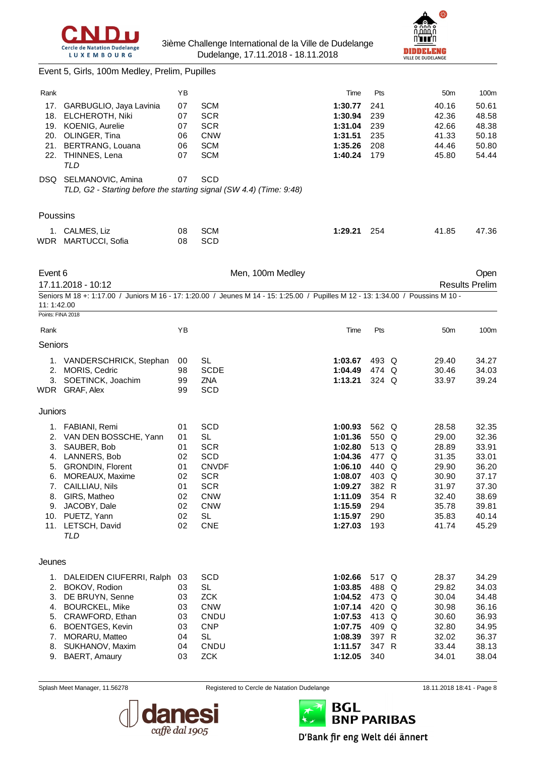Event 5, Girls, 100m Medley, Prelim, Pupilles

| Rank | | YB | | Time | Pts | | 50m | 100m |
|---|---|---|---|---|---|---|---|---|
| 17. | GARBUGLIO, Jaya Lavinia | 07 | SCM | **1:30.77** | 241 | | 40.16 | 50.61 |
| 18. | ELCHEROTH, Niki | 07 | SCR | **1:30.94** | 239 | | 42.36 | 48.58 |
| 19. | KOENIG, Aurelie | 07 | SCR | **1:31.04** | 239 | | 42.66 | 48.38 |
| 20. | OLINGER, Tina | 06 | CNW | **1:31.51** | 235 | | 41.33 | 50.18 |
| 21. | BERTRANG, Louana | 06 | SCM | **1:35.26** | 208 | | 44.46 | 50.80 |
| 22. | THINNES, Lena *TLD* | 07 | SCM | **1:40.24** | 179 | | 45.80 | 54.44 |
| DSQ | SELMANOVIC, Amina *TLD, G2 - Starting before the starting signal (SW 4.4) (Time: 9:48)* | 07 | SCD | | | | | |

Poussins

| Rank | | YB | | Time | Pts | | 50m | 100m |
|---|---|---|---|---|---|---|---|---|
| 1. | CALMES, Liz | 08 | SCM | **1:29.21** | 254 | | 41.85 | 47.36 |
| WDR | MARTUCCI, Sofia | 08 | SCD | | | | | |

## Event 6 — Men, 100m Medley — Open

17.11.2018 - 10:12 — Results Prelim

Seniors M 18 +: 1:17.00 / Juniors M 16 - 17: 1:20.00 / Jeunes M 14 - 15: 1:25.00 / Pupilles M 12 - 13: 1:34.00 / Poussins M 10 - 11: 1:42.00

Points: FINA 2018

Seniors

| Rank | | YB | | Time | Pts | | 50m | 100m |
|---|---|---|---|---|---|---|---|---|
| 1. | VANDERSCHRICK, Stephan | 00 | SL | **1:03.67** | 493 | Q | 29.40 | 34.27 |
| 2. | MORIS, Cedric | 98 | SCDE | **1:04.49** | 474 | Q | 30.46 | 34.03 |
| 3. | SOETINCK, Joachim | 99 | ZNA | **1:13.21** | 324 | Q | 33.97 | 39.24 |
| WDR | GRAF, Alex | 99 | SCD | | | | | |

Juniors

| Rank | | YB | | Time | Pts | | 50m | 100m |
|---|---|---|---|---|---|---|---|---|
| 1. | FABIANI, Remi | 01 | SCD | **1:00.93** | 562 | Q | 28.58 | 32.35 |
| 2. | VAN DEN BOSSCHE, Yann | 01 | SL | **1:01.36** | 550 | Q | 29.00 | 32.36 |
| 3. | SAUBER, Bob | 01 | SCR | **1:02.80** | 513 | Q | 28.89 | 33.91 |
| 4. | LANNERS, Bob | 02 | SCD | **1:04.36** | 477 | Q | 31.35 | 33.01 |
| 5. | GRONDIN, Florent | 01 | CNVDF | **1:06.10** | 440 | Q | 29.90 | 36.20 |
| 6. | MOREAUX, Maxime | 02 | SCR | **1:08.07** | 403 | Q | 30.90 | 37.17 |
| 7. | CAILLIAU, Nils | 01 | SCR | **1:09.27** | 382 | R | 31.97 | 37.30 |
| 8. | GIRS, Matheo | 02 | CNW | **1:11.09** | 354 | R | 32.40 | 38.69 |
| 9. | JACOBY, Dale | 02 | CNW | **1:15.59** | 294 | | 35.78 | 39.81 |
| 10. | PUETZ, Yann | 02 | SL | **1:15.97** | 290 | | 35.83 | 40.14 |
| 11. | LETSCH, David *TLD* | 02 | CNE | **1:27.03** | 193 | | 41.74 | 45.29 |

Jeunes

| Rank | | YB | | Time | Pts | | 50m | 100m |
|---|---|---|---|---|---|---|---|---|
| 1. | DALEIDEN CIUFERRI, Ralph | 03 | SCD | **1:02.66** | 517 | Q | 28.37 | 34.29 |
| 2. | BOKOV, Rodion | 03 | SL | **1:03.85** | 488 | Q | 29.82 | 34.03 |
| 3. | DE BRUYN, Senne | 03 | ZCK | **1:04.52** | 473 | Q | 30.04 | 34.48 |
| 4. | BOURCKEL, Mike | 03 | CNW | **1:07.14** | 420 | Q | 30.98 | 36.16 |
| 5. | CRAWFORD, Ethan | 03 | CNDU | **1:07.53** | 413 | Q | 30.60 | 36.93 |
| 6. | BOENTGES, Kevin | 03 | CNP | **1:07.75** | 409 | Q | 32.80 | 34.95 |
| 7. | MORARU, Matteo | 04 | SL | **1:08.39** | 397 | R | 32.02 | 36.37 |
| 8. | SUKHANOV, Maxim | 04 | CNDU | **1:11.57** | 347 | R | 33.44 | 38.13 |
| 9. | BAERT, Amaury | 03 | ZCK | **1:12.05** | 340 | | 34.01 | 38.04 |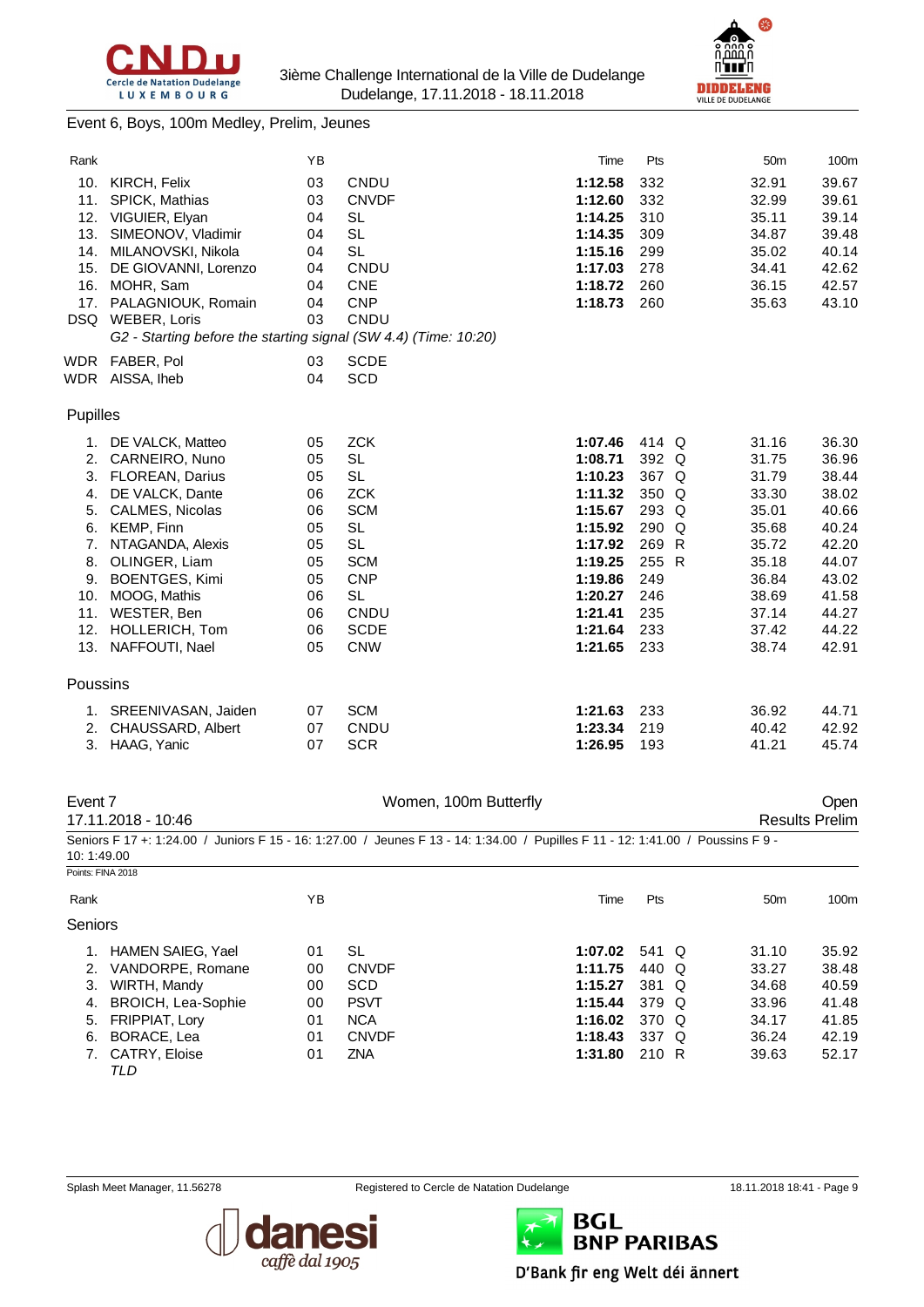Event 6, Boys, 100m Medley, Prelim, Jeunes

| Rank | | YB | | Time | Pts | | 50m | 100m |
|---|---|---|---|---|---|---|---|---|
| 10. | KIRCH, Felix | 03 | CNDU | **1:12.58** | 332 | | 32.91 | 39.67 |
| 11. | SPICK, Mathias | 03 | CNVDF | **1:12.60** | 332 | | 32.99 | 39.61 |
| 12. | VIGUIER, Elyan | 04 | SL | **1:14.25** | 310 | | 35.11 | 39.14 |
| 13. | SIMEONOV, Vladimir | 04 | SL | **1:14.35** | 309 | | 34.87 | 39.48 |
| 14. | MILANOVSKI, Nikola | 04 | SL | **1:15.16** | 299 | | 35.02 | 40.14 |
| 15. | DE GIOVANNI, Lorenzo | 04 | CNDU | **1:17.03** | 278 | | 34.41 | 42.62 |
| 16. | MOHR, Sam | 04 | CNE | **1:18.72** | 260 | | 36.15 | 42.57 |
| 17. | PALAGNIOUK, Romain | 04 | CNP | **1:18.73** | 260 | | 35.63 | 43.10 |
| DSQ | WEBER, Loris | 03 | CNDU | | | | | |
| | *G2 - Starting before the starting signal (SW 4.4) (Time: 10:20)* | | | | | | | |
| WDR | FABER, Pol | 03 | SCDE | | | | | |
| WDR | AISSA, Iheb | 04 | SCD | | | | | |

Pupilles

| Rank | | YB | | Time | Pts | | 50m | 100m |
|---|---|---|---|---|---|---|---|---|
| 1. | DE VALCK, Matteo | 05 | ZCK | **1:07.46** | 414 | Q | 31.16 | 36.30 |
| 2. | CARNEIRO, Nuno | 05 | SL | **1:08.71** | 392 | Q | 31.75 | 36.96 |
| 3. | FLOREAN, Darius | 05 | SL | **1:10.23** | 367 | Q | 31.79 | 38.44 |
| 4. | DE VALCK, Dante | 06 | ZCK | **1:11.32** | 350 | Q | 33.30 | 38.02 |
| 5. | CALMES, Nicolas | 06 | SCM | **1:15.67** | 293 | Q | 35.01 | 40.66 |
| 6. | KEMP, Finn | 05 | SL | **1:15.92** | 290 | Q | 35.68 | 40.24 |
| 7. | NTAGANDA, Alexis | 05 | SL | **1:17.92** | 269 | R | 35.72 | 42.20 |
| 8. | OLINGER, Liam | 05 | SCM | **1:19.25** | 255 | R | 35.18 | 44.07 |
| 9. | BOENTGES, Kimi | 05 | CNP | **1:19.86** | 249 | | 36.84 | 43.02 |
| 10. | MOOG, Mathis | 06 | SL | **1:20.27** | 246 | | 38.69 | 41.58 |
| 11. | WESTER, Ben | 06 | CNDU | **1:21.41** | 235 | | 37.14 | 44.27 |
| 12. | HOLLERICH, Tom | 06 | SCDE | **1:21.64** | 233 | | 37.42 | 44.22 |
| 13. | NAFFOUTI, Nael | 05 | CNW | **1:21.65** | 233 | | 38.74 | 42.91 |

Poussins

| Rank | | YB | | Time | Pts | | 50m | 100m |
|---|---|---|---|---|---|---|---|---|
| 1. | SREENIVASAN, Jaiden | 07 | SCM | **1:21.63** | 233 | | 36.92 | 44.71 |
| 2. | CHAUSSARD, Albert | 07 | CNDU | **1:23.34** | 219 | | 40.42 | 42.92 |
| 3. | HAAG, Yanic | 07 | SCR | **1:26.95** | 193 | | 41.21 | 45.74 |

## Event 7 — Women, 100m Butterfly — Open

17.11.2018 - 10:46 — Results Prelim

Seniors F 17 +: 1:24.00 / Juniors F 15 - 16: 1:27.00 / Jeunes F 13 - 14: 1:34.00 / Pupilles F 11 - 12: 1:41.00 / Poussins F 9 - 10: 1:49.00

Points: FINA 2018

Seniors

| Rank | | YB | | Time | Pts | | 50m | 100m |
|---|---|---|---|---|---|---|---|---|
| 1. | HAMEN SAIEG, Yael | 01 | SL | **1:07.02** | 541 | Q | 31.10 | 35.92 |
| 2. | VANDORPE, Romane | 00 | CNVDF | **1:11.75** | 440 | Q | 33.27 | 38.48 |
| 3. | WIRTH, Mandy | 00 | SCD | **1:15.27** | 381 | Q | 34.68 | 40.59 |
| 4. | BROICH, Lea-Sophie | 00 | PSVT | **1:15.44** | 379 | Q | 33.96 | 41.48 |
| 5. | FRIPPIAT, Lory | 01 | NCA | **1:16.02** | 370 | Q | 34.17 | 41.85 |
| 6. | BORACE, Lea | 01 | CNVDF | **1:18.43** | 337 | Q | 36.24 | 42.19 |
| 7. | CATRY, Eloise | 01 | ZNA | **1:31.80** | 210 | R | 39.63 | 52.17 |
| | *TLD* | | | | | | | |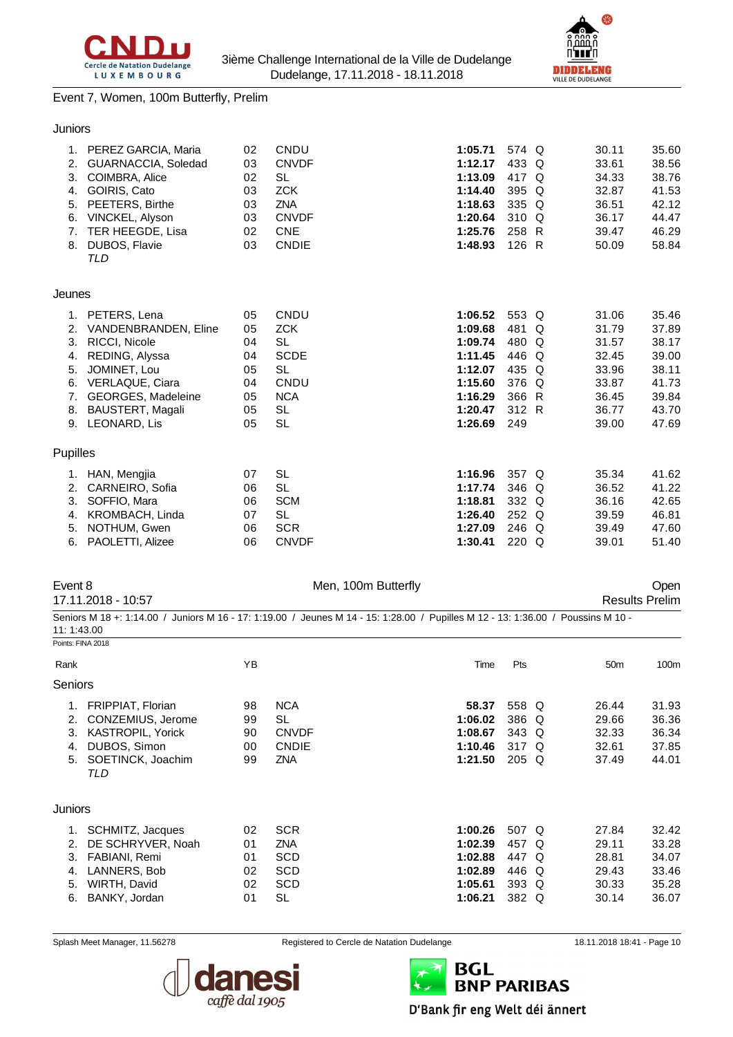Event 7, Women, 100m Butterfly, Prelim

### Juniors

| Rank | Name | YB | Club | Time | Pts | | 50m | 100m |
|---|---|---|---|---|---|---|---|---|
| 1. | PEREZ GARCIA, Maria | 02 | CNDU | **1:05.71** | 574 | Q | 30.11 | 35.60 |
| 2. | GUARNACCIA, Soledad | 03 | CNVDF | **1:12.17** | 433 | Q | 33.61 | 38.56 |
| 3. | COIMBRA, Alice | 02 | SL | **1:13.09** | 417 | Q | 34.33 | 38.76 |
| 4. | GOIRIS, Cato | 03 | ZCK | **1:14.40** | 395 | Q | 32.87 | 41.53 |
| 5. | PEETERS, Birthe | 03 | ZNA | **1:18.63** | 335 | Q | 36.51 | 42.12 |
| 6. | VINCKEL, Alyson | 03 | CNVDF | **1:20.64** | 310 | Q | 36.17 | 44.47 |
| 7. | TER HEEGDE, Lisa | 02 | CNE | **1:25.76** | 258 | R | 39.47 | 46.29 |
| 8. | DUBOS, Flavie | 03 | CNDIE | **1:48.93** | 126 | R | 50.09 | 58.84 |
| | *TLD* | | | | | | | |

### Jeunes

| Rank | Name | YB | Club | Time | Pts | | 50m | 100m |
|---|---|---|---|---|---|---|---|---|
| 1. | PETERS, Lena | 05 | CNDU | **1:06.52** | 553 | Q | 31.06 | 35.46 |
| 2. | VANDENBRANDEN, Eline | 05 | ZCK | **1:09.68** | 481 | Q | 31.79 | 37.89 |
| 3. | RICCI, Nicole | 04 | SL | **1:09.74** | 480 | Q | 31.57 | 38.17 |
| 4. | REDING, Alyssa | 04 | SCDE | **1:11.45** | 446 | Q | 32.45 | 39.00 |
| 5. | JOMINET, Lou | 05 | SL | **1:12.07** | 435 | Q | 33.96 | 38.11 |
| 6. | VERLAQUE, Ciara | 04 | CNDU | **1:15.60** | 376 | Q | 33.87 | 41.73 |
| 7. | GEORGES, Madeleine | 05 | NCA | **1:16.29** | 366 | R | 36.45 | 39.84 |
| 8. | BAUSTERT, Magali | 05 | SL | **1:20.47** | 312 | R | 36.77 | 43.70 |
| 9. | LEONARD, Lis | 05 | SL | **1:26.69** | 249 | | 39.00 | 47.69 |

### Pupilles

| Rank | Name | YB | Club | Time | Pts | | 50m | 100m |
|---|---|---|---|---|---|---|---|---|
| 1. | HAN, Mengjia | 07 | SL | **1:16.96** | 357 | Q | 35.34 | 41.62 |
| 2. | CARNEIRO, Sofia | 06 | SL | **1:17.74** | 346 | Q | 36.52 | 41.22 |
| 3. | SOFFIO, Mara | 06 | SCM | **1:18.81** | 332 | Q | 36.16 | 42.65 |
| 4. | KROMBACH, Linda | 07 | SL | **1:26.40** | 252 | Q | 39.59 | 46.81 |
| 5. | NOTHUM, Gwen | 06 | SCR | **1:27.09** | 246 | Q | 39.49 | 47.60 |
| 6. | PAOLETTI, Alizee | 06 | CNVDF | **1:30.41** | 220 | Q | 39.01 | 51.40 |

## Event 8 — Men, 100m Butterfly — Open

17.11.2018 - 10:57 — Results Prelim

Seniors M 18 +: 1:14.00 / Juniors M 16 - 17: 1:19.00 / Jeunes M 14 - 15: 1:28.00 / Pupilles M 12 - 13: 1:36.00 / Poussins M 10 - 11: 1:43.00

Points: FINA 2018

### Seniors

| Rank | Name | YB | Club | Time | Pts | | 50m | 100m |
|---|---|---|---|---|---|---|---|---|
| 1. | FRIPPIAT, Florian | 98 | NCA | **58.37** | 558 | Q | 26.44 | 31.93 |
| 2. | CONZEMIUS, Jerome | 99 | SL | **1:06.02** | 386 | Q | 29.66 | 36.36 |
| 3. | KASTROPIL, Yorick | 90 | CNVDF | **1:08.67** | 343 | Q | 32.33 | 36.34 |
| 4. | DUBOS, Simon | 00 | CNDIE | **1:10.46** | 317 | Q | 32.61 | 37.85 |
| 5. | SOETINCK, Joachim | 99 | ZNA | **1:21.50** | 205 | Q | 37.49 | 44.01 |
| | *TLD* | | | | | | | |

### Juniors

| Rank | Name | YB | Club | Time | Pts | | 50m | 100m |
|---|---|---|---|---|---|---|---|---|
| 1. | SCHMITZ, Jacques | 02 | SCR | **1:00.26** | 507 | Q | 27.84 | 32.42 |
| 2. | DE SCHRYVER, Noah | 01 | ZNA | **1:02.39** | 457 | Q | 29.11 | 33.28 |
| 3. | FABIANI, Remi | 01 | SCD | **1:02.88** | 447 | Q | 28.81 | 34.07 |
| 4. | LANNERS, Bob | 02 | SCD | **1:02.89** | 446 | Q | 29.43 | 33.46 |
| 5. | WIRTH, David | 02 | SCD | **1:05.61** | 393 | Q | 30.33 | 35.28 |
| 6. | BANKY, Jordan | 01 | SL | **1:06.21** | 382 | Q | 30.14 | 36.07 |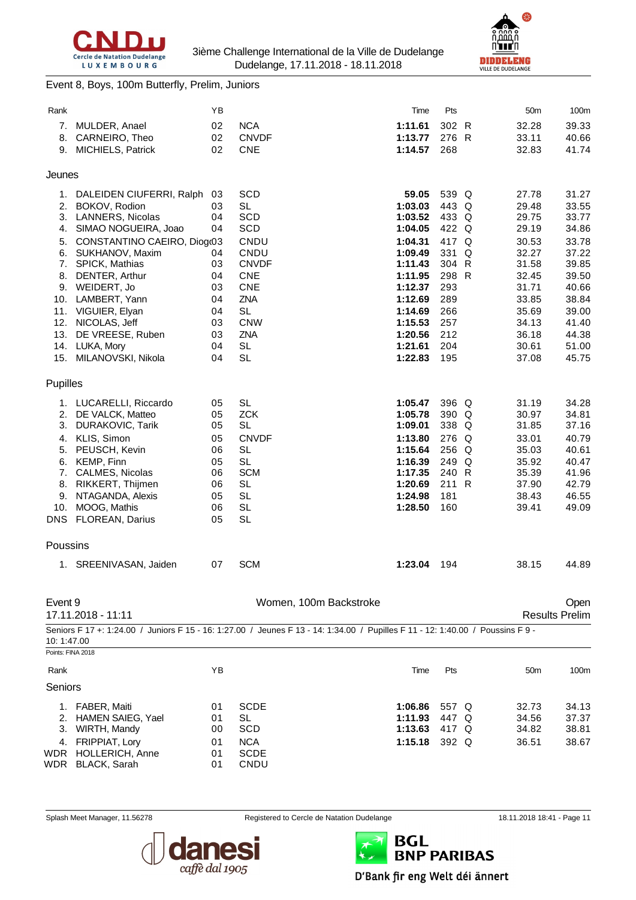Event 8, Boys, 100m Butterfly, Prelim, Juniors

| Rank | | YB | | Time | Pts | | 50m | 100m |
|---|---|---|---|---|---|---|---|---|
| 7. | MULDER, Anael | 02 | NCA | **1:11.61** | 302 | R | 32.28 | 39.33 |
| 8. | CARNEIRO, Theo | 02 | CNVDF | **1:13.77** | 276 | R | 33.11 | 40.66 |
| 9. | MICHIELS, Patrick | 02 | CNE | **1:14.57** | 268 | | 32.83 | 41.74 |

Jeunes

| Rank | | YB | | Time | Pts | | 50m | 100m |
|---|---|---|---|---|---|---|---|---|
| 1. | DALEIDEN CIUFERRI, Ralph | 03 | SCD | **59.05** | 539 | Q | 27.78 | 31.27 |
| 2. | BOKOV, Rodion | 03 | SL | **1:03.03** | 443 | Q | 29.48 | 33.55 |
| 3. | LANNERS, Nicolas | 04 | SCD | **1:03.52** | 433 | Q | 29.75 | 33.77 |
| 4. | SIMAO NOGUEIRA, Joao | 04 | SCD | **1:04.05** | 422 | Q | 29.19 | 34.86 |
| 5. | CONSTANTINO CAEIRO, Diog | 03 | CNDU | **1:04.31** | 417 | Q | 30.53 | 33.78 |
| 6. | SUKHANOV, Maxim | 04 | CNDU | **1:09.49** | 331 | Q | 32.27 | 37.22 |
| 7. | SPICK, Mathias | 03 | CNVDF | **1:11.43** | 304 | R | 31.58 | 39.85 |
| 8. | DENTER, Arthur | 04 | CNE | **1:11.95** | 298 | R | 32.45 | 39.50 |
| 9. | WEIDERT, Jo | 03 | CNE | **1:12.37** | 293 | | 31.71 | 40.66 |
| 10. | LAMBERT, Yann | 04 | ZNA | **1:12.69** | 289 | | 33.85 | 38.84 |
| 11. | VIGUIER, Elyan | 04 | SL | **1:14.69** | 266 | | 35.69 | 39.00 |
| 12. | NICOLAS, Jeff | 03 | CNW | **1:15.53** | 257 | | 34.13 | 41.40 |
| 13. | DE VREESE, Ruben | 03 | ZNA | **1:20.56** | 212 | | 36.18 | 44.38 |
| 14. | LUKA, Mory | 04 | SL | **1:21.61** | 204 | | 30.61 | 51.00 |
| 15. | MILANOVSKI, Nikola | 04 | SL | **1:22.83** | 195 | | 37.08 | 45.75 |

Pupilles

| Rank | | YB | | Time | Pts | | 50m | 100m |
|---|---|---|---|---|---|---|---|---|
| 1. | LUCARELLI, Riccardo | 05 | SL | **1:05.47** | 396 | Q | 31.19 | 34.28 |
| 2. | DE VALCK, Matteo | 05 | ZCK | **1:05.78** | 390 | Q | 30.97 | 34.81 |
| 3. | DURAKOVIC, Tarik | 05 | SL | **1:09.01** | 338 | Q | 31.85 | 37.16 |
| 4. | KLIS, Simon | 05 | CNVDF | **1:13.80** | 276 | Q | 33.01 | 40.79 |
| 5. | PEUSCH, Kevin | 06 | SL | **1:15.64** | 256 | Q | 35.03 | 40.61 |
| 6. | KEMP, Finn | 05 | SL | **1:16.39** | 249 | Q | 35.92 | 40.47 |
| 7. | CALMES, Nicolas | 06 | SCM | **1:17.35** | 240 | R | 35.39 | 41.96 |
| 8. | RIKKERT, Thijmen | 06 | SL | **1:20.69** | 211 | R | 37.90 | 42.79 |
| 9. | NTAGANDA, Alexis | 05 | SL | **1:24.98** | 181 | | 38.43 | 46.55 |
| 10. | MOOG, Mathis | 06 | SL | **1:28.50** | 160 | | 39.41 | 49.09 |
| DNS | FLOREAN, Darius | 05 | SL | | | | | |

Poussins

| Rank | | YB | | Time | Pts | | 50m | 100m |
|---|---|---|---|---|---|---|---|---|
| 1. | SREENIVASAN, Jaiden | 07 | SCM | **1:23.04** | 194 | | 38.15 | 44.89 |

Event 9 — Women, 100m Backstroke — Open

17.11.2018 - 11:11 — Results Prelim

Seniors F 17 +: 1:24.00 / Juniors F 15 - 16: 1:27.00 / Jeunes F 13 - 14: 1:34.00 / Pupilles F 11 - 12: 1:40.00 / Poussins F 9 - 10: 1:47.00

Points: FINA 2018

Seniors

| Rank | | YB | | Time | Pts | | 50m | 100m |
|---|---|---|---|---|---|---|---|---|
| 1. | FABER, Maiti | 01 | SCDE | **1:06.86** | 557 | Q | 32.73 | 34.13 |
| 2. | HAMEN SAIEG, Yael | 01 | SL | **1:11.93** | 447 | Q | 34.56 | 37.37 |
| 3. | WIRTH, Mandy | 00 | SCD | **1:13.63** | 417 | Q | 34.82 | 38.81 |
| 4. | FRIPPIAT, Lory | 01 | NCA | **1:15.18** | 392 | Q | 36.51 | 38.67 |
| WDR | HOLLERICH, Anne | 01 | SCDE | | | | | |
| WDR | BLACK, Sarah | 01 | CNDU | | | | | |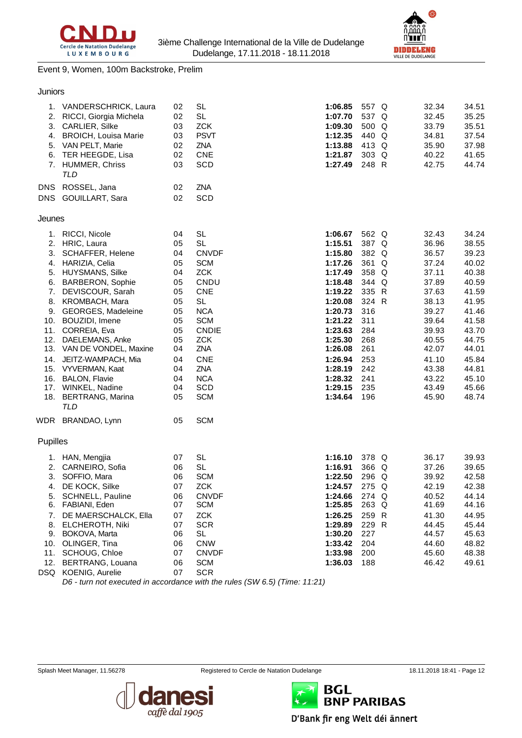Event 9, Women, 100m Backstroke, Prelim

### Juniors

| Place | Name | YoB | Club | Time | Pts | Q | 50m | 100m |
|---|---|---|---|---|---|---|---|---|
| 1. | VANDERSCHRICK, Laura | 02 | SL | **1:06.85** | 557 | Q | 32.34 | 34.51 |
| 2. | RICCI, Giorgia Michela | 02 | SL | **1:07.70** | 537 | Q | 32.45 | 35.25 |
| 3. | CARLIER, Silke | 03 | ZCK | **1:09.30** | 500 | Q | 33.79 | 35.51 |
| 4. | BROICH, Louisa Marie | 03 | PSVT | **1:12.35** | 440 | Q | 34.81 | 37.54 |
| 5. | VAN PELT, Marie | 02 | ZNA | **1:13.88** | 413 | Q | 35.90 | 37.98 |
| 6. | TER HEEGDE, Lisa | 02 | CNE | **1:21.87** | 303 | Q | 40.22 | 41.65 |
| 7. | HUMMER, Chriss *TLD* | 03 | SCD | **1:27.49** | 248 | R | 42.75 | 44.74 |
| DNS | ROSSEL, Jana | 02 | ZNA | | | | | |
| DNS | GOUILLART, Sara | 02 | SCD | | | | | |

### Jeunes

| Place | Name | YoB | Club | Time | Pts | Q | 50m | 100m |
|---|---|---|---|---|---|---|---|---|
| 1. | RICCI, Nicole | 04 | SL | **1:06.67** | 562 | Q | 32.43 | 34.24 |
| 2. | HRIC, Laura | 05 | SL | **1:15.51** | 387 | Q | 36.96 | 38.55 |
| 3. | SCHAFFER, Helene | 04 | CNVDF | **1:15.80** | 382 | Q | 36.57 | 39.23 |
| 4. | HARIZIA, Celia | 05 | SCM | **1:17.26** | 361 | Q | 37.24 | 40.02 |
| 5. | HUYSMANS, Silke | 04 | ZCK | **1:17.49** | 358 | Q | 37.11 | 40.38 |
| 6. | BARBERON, Sophie | 05 | CNDU | **1:18.48** | 344 | Q | 37.89 | 40.59 |
| 7. | DEVISCOUR, Sarah | 05 | CNE | **1:19.22** | 335 | R | 37.63 | 41.59 |
| 8. | KROMBACH, Mara | 05 | SL | **1:20.08** | 324 | R | 38.13 | 41.95 |
| 9. | GEORGES, Madeleine | 05 | NCA | **1:20.73** | 316 | | 39.27 | 41.46 |
| 10. | BOUZIDI, Imene | 05 | SCM | **1:21.22** | 311 | | 39.64 | 41.58 |
| 11. | CORREIA, Eva | 05 | CNDIE | **1:23.63** | 284 | | 39.93 | 43.70 |
| 12. | DAELEMANS, Anke | 05 | ZCK | **1:25.30** | 268 | | 40.55 | 44.75 |
| 13. | VAN DE VONDEL, Maxine | 04 | ZNA | **1:26.08** | 261 | | 42.07 | 44.01 |
| 14. | JEITZ-WAMPACH, Mia | 04 | CNE | **1:26.94** | 253 | | 41.10 | 45.84 |
| 15. | VYVERMAN, Kaat | 04 | ZNA | **1:28.19** | 242 | | 43.38 | 44.81 |
| 16. | BALON, Flavie | 04 | NCA | **1:28.32** | 241 | | 43.22 | 45.10 |
| 17. | WINKEL, Nadine | 04 | SCD | **1:29.15** | 235 | | 43.49 | 45.66 |
| 18. | BERTRANG, Marina *TLD* | 05 | SCM | **1:34.64** | 196 | | 45.90 | 48.74 |
| WDR | BRANDAO, Lynn | 05 | SCM | | | | | |

### Pupilles

| Place | Name | YoB | Club | Time | Pts | Q | 50m | 100m |
|---|---|---|---|---|---|---|---|---|
| 1. | HAN, Mengjia | 07 | SL | **1:16.10** | 378 | Q | 36.17 | 39.93 |
| 2. | CARNEIRO, Sofia | 06 | SL | **1:16.91** | 366 | Q | 37.26 | 39.65 |
| 3. | SOFFIO, Mara | 06 | SCM | **1:22.50** | 296 | Q | 39.92 | 42.58 |
| 4. | DE KOCK, Silke | 07 | ZCK | **1:24.57** | 275 | Q | 42.19 | 42.38 |
| 5. | SCHNELL, Pauline | 06 | CNVDF | **1:24.66** | 274 | Q | 40.52 | 44.14 |
| 6. | FABIANI, Eden | 07 | SCM | **1:25.85** | 263 | Q | 41.69 | 44.16 |
| 7. | DE MAERSCHALCK, Ella | 07 | ZCK | **1:26.25** | 259 | R | 41.30 | 44.95 |
| 8. | ELCHEROTH, Niki | 07 | SCR | **1:29.89** | 229 | R | 44.45 | 45.44 |
| 9. | BOKOVA, Marta | 06 | SL | **1:30.20** | 227 | | 44.57 | 45.63 |
| 10. | OLINGER, Tina | 06 | CNW | **1:33.42** | 204 | | 44.60 | 48.82 |
| 11. | SCHOUG, Chloe | 07 | CNVDF | **1:33.98** | 200 | | 45.60 | 48.38 |
| 12. | BERTRANG, Louana | 06 | SCM | **1:36.03** | 188 | | 46.42 | 49.61 |
| DSQ | KOENIG, Aurelie | 07 | SCR | | | | | |

*D6 - turn not executed in accordance with the rules (SW 6.5) (Time: 11:21)*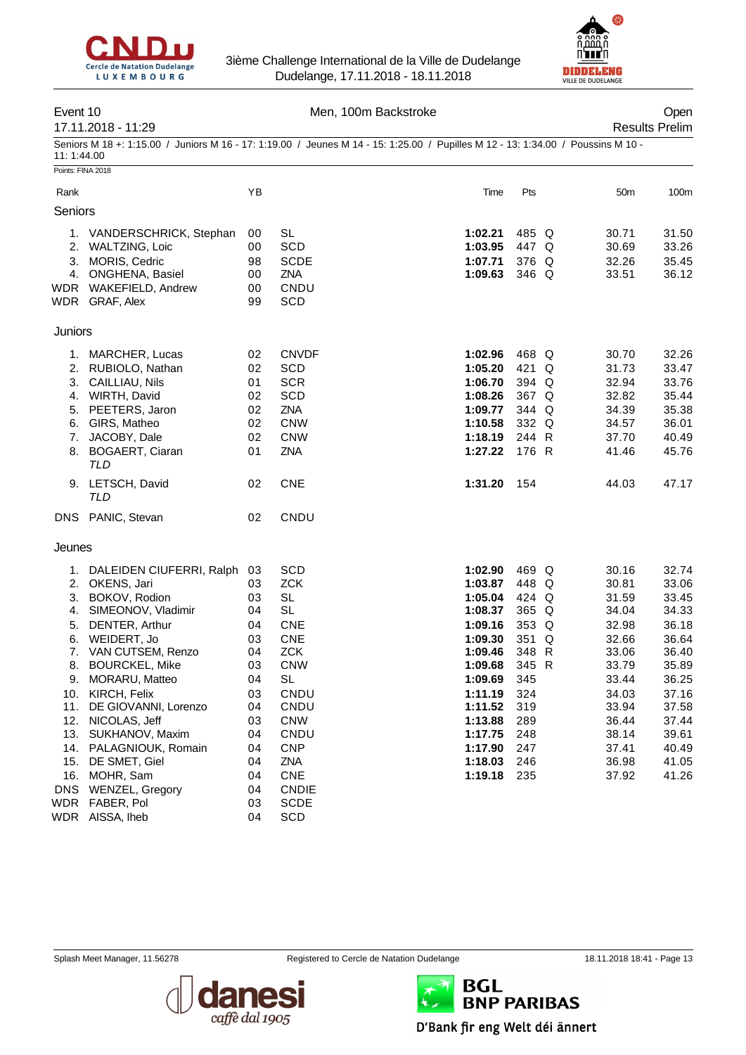3ième Challenge International de la Ville de Dudelange
Dudelange, 17.11.2018 - 18.11.2018

## Event 10 — Men, 100m Backstroke — Open

17.11.2018 - 11:29 — Results Prelim

Seniors M 18 +: 1:15.00 / Juniors M 16 - 17: 1:19.00 / Jeunes M 14 - 15: 1:25.00 / Pupilles M 12 - 13: 1:34.00 / Poussins M 10 - 11: 1:44.00

Points: FINA 2018

| Rank | | YB | | Time | Pts | | 50m | 100m |
|---|---|---|---|---|---|---|---|---|
| **Seniors** | | | | | | | | |
| 1. | VANDERSCHRICK, Stephan | 00 | SL | **1:02.21** | 485 | Q | 30.71 | 31.50 |
| 2. | WALTZING, Loic | 00 | SCD | **1:03.95** | 447 | Q | 30.69 | 33.26 |
| 3. | MORIS, Cedric | 98 | SCDE | **1:07.71** | 376 | Q | 32.26 | 35.45 |
| 4. | ONGHENA, Basiel | 00 | ZNA | **1:09.63** | 346 | Q | 33.51 | 36.12 |
| WDR | WAKEFIELD, Andrew | 00 | CNDU | | | | | |
| WDR | GRAF, Alex | 99 | SCD | | | | | |
| **Juniors** | | | | | | | | |
| 1. | MARCHER, Lucas | 02 | CNVDF | **1:02.96** | 468 | Q | 30.70 | 32.26 |
| 2. | RUBIOLO, Nathan | 02 | SCD | **1:05.20** | 421 | Q | 31.73 | 33.47 |
| 3. | CAILLIAU, Nils | 01 | SCR | **1:06.70** | 394 | Q | 32.94 | 33.76 |
| 4. | WIRTH, David | 02 | SCD | **1:08.26** | 367 | Q | 32.82 | 35.44 |
| 5. | PEETERS, Jaron | 02 | ZNA | **1:09.77** | 344 | Q | 34.39 | 35.38 |
| 6. | GIRS, Matheo | 02 | CNW | **1:10.58** | 332 | Q | 34.57 | 36.01 |
| 7. | JACOBY, Dale | 02 | CNW | **1:18.19** | 244 | R | 37.70 | 40.49 |
| 8. | BOGAERT, Ciaran *TLD* | 01 | ZNA | **1:27.22** | 176 | R | 41.46 | 45.76 |
| 9. | LETSCH, David *TLD* | 02 | CNE | **1:31.20** | 154 | | 44.03 | 47.17 |
| DNS | PANIC, Stevan | 02 | CNDU | | | | | |
| **Jeunes** | | | | | | | | |
| 1. | DALEIDEN CIUFERRI, Ralph | 03 | SCD | **1:02.90** | 469 | Q | 30.16 | 32.74 |
| 2. | OKENS, Jari | 03 | ZCK | **1:03.87** | 448 | Q | 30.81 | 33.06 |
| 3. | BOKOV, Rodion | 03 | SL | **1:05.04** | 424 | Q | 31.59 | 33.45 |
| 4. | SIMEONOV, Vladimir | 04 | SL | **1:08.37** | 365 | Q | 34.04 | 34.33 |
| 5. | DENTER, Arthur | 04 | CNE | **1:09.16** | 353 | Q | 32.98 | 36.18 |
| 6. | WEIDERT, Jo | 03 | CNE | **1:09.30** | 351 | Q | 32.66 | 36.64 |
| 7. | VAN CUTSEM, Renzo | 04 | ZCK | **1:09.46** | 348 | R | 33.06 | 36.40 |
| 8. | BOURCKEL, Mike | 03 | CNW | **1:09.68** | 345 | R | 33.79 | 35.89 |
| 9. | MORARU, Matteo | 04 | SL | **1:09.69** | 345 | | 33.44 | 36.25 |
| 10. | KIRCH, Felix | 03 | CNDU | **1:11.19** | 324 | | 34.03 | 37.16 |
| 11. | DE GIOVANNI, Lorenzo | 04 | CNDU | **1:11.52** | 319 | | 33.94 | 37.58 |
| 12. | NICOLAS, Jeff | 03 | CNW | **1:13.88** | 289 | | 36.44 | 37.44 |
| 13. | SUKHANOV, Maxim | 04 | CNDU | **1:17.75** | 248 | | 38.14 | 39.61 |
| 14. | PALAGNIOUK, Romain | 04 | CNP | **1:17.90** | 247 | | 37.41 | 40.49 |
| 15. | DE SMET, Giel | 04 | ZNA | **1:18.03** | 246 | | 36.98 | 41.05 |
| 16. | MOHR, Sam | 04 | CNE | **1:19.18** | 235 | | 37.92 | 41.26 |
| DNS | WENZEL, Gregory | 04 | CNDIE | | | | | |
| WDR | FABER, Pol | 03 | SCDE | | | | | |
| WDR | AISSA, Iheb | 04 | SCD | | | | | |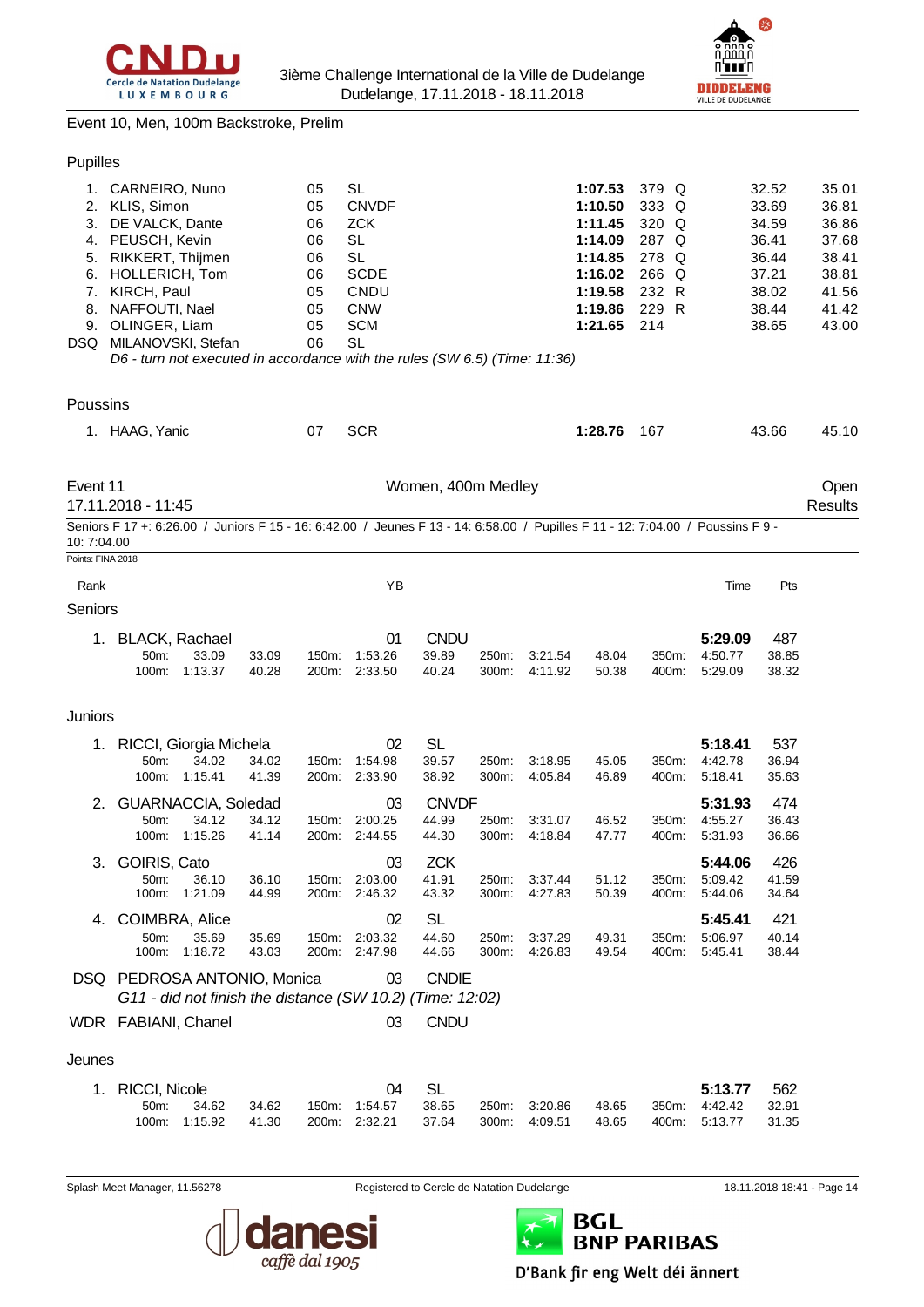Event 10, Men, 100m Backstroke, Prelim

Pupilles

| Rank | Name | YB | Club | Time | Pts | Q | 50m | 100m |
|---|---|---|---|---|---|---|---|---|
| 1. | CARNEIRO, Nuno | 05 | SL | **1:07.53** | 379 | Q | 32.52 | 35.01 |
| 2. | KLIS, Simon | 05 | CNVDF | **1:10.50** | 333 | Q | 33.69 | 36.81 |
| 3. | DE VALCK, Dante | 06 | ZCK | **1:11.45** | 320 | Q | 34.59 | 36.86 |
| 4. | PEUSCH, Kevin | 06 | SL | **1:14.09** | 287 | Q | 36.41 | 37.68 |
| 5. | RIKKERT, Thijmen | 06 | SL | **1:14.85** | 278 | Q | 36.44 | 38.41 |
| 6. | HOLLERICH, Tom | 06 | SCDE | **1:16.02** | 266 | Q | 37.21 | 38.81 |
| 7. | KIRCH, Paul | 05 | CNDU | **1:19.58** | 232 | R | 38.02 | 41.56 |
| 8. | NAFFOUTI, Nael | 05 | CNW | **1:19.86** | 229 | R | 38.44 | 41.42 |
| 9. | OLINGER, Liam | 05 | SCM | **1:21.65** | 214 | | 38.65 | 43.00 |
| DSQ | MILANOVSKI, Stefan | 06 | SL | | | | | |

*D6 - turn not executed in accordance with the rules (SW 6.5) (Time: 11:36)*

Poussins

| Rank | Name | YB | Club | Time | Pts | 50m | 100m |
|---|---|---|---|---|---|---|---|
| 1. | HAAG, Yanic | 07 | SCR | **1:28.76** | 167 | 43.66 | 45.10 |

## Event 11 — Women, 400m Medley — Open Results

17.11.2018 - 11:45

Seniors F 17 +: 6:26.00 / Juniors F 15 - 16: 6:42.00 / Jeunes F 13 - 14: 6:58.00 / Pupilles F 11 - 12: 7:04.00 / Poussins F 9 - 10: 7:04.00

Points: FINA 2018

Seniors

| Rank | Name | YB | Club | Time | Pts |
|---|---|---|---|---|---|
| 1. | BLACK, Rachael | 01 | CNDU | **5:29.09** | 487 |
| | 50m: 33.09 (33.09) / 100m: 1:13.37 (40.28) / 150m: 1:53.26 (39.89) / 200m: 2:33.50 (40.24) / 250m: 3:21.54 (48.04) / 300m: 4:11.92 (50.38) / 350m: 4:50.77 (38.85) / 400m: 5:29.09 (38.32) | | | | |

Juniors

| Rank | Name | YB | Club | Time | Pts |
|---|---|---|---|---|---|
| 1. | RICCI, Giorgia Michela | 02 | SL | **5:18.41** | 537 |
| | 50m: 34.02 (34.02) / 100m: 1:15.41 (41.39) / 150m: 1:54.98 (39.57) / 200m: 2:33.90 (38.92) / 250m: 3:18.95 (45.05) / 300m: 4:05.84 (46.89) / 350m: 4:42.78 (36.94) / 400m: 5:18.41 (35.63) | | | | |
| 2. | GUARNACCIA, Soledad | 03 | CNVDF | **5:31.93** | 474 |
| | 50m: 34.12 (34.12) / 100m: 1:15.26 (41.14) / 150m: 2:00.25 (44.99) / 200m: 2:44.55 (44.30) / 250m: 3:31.07 (46.52) / 300m: 4:18.84 (47.77) / 350m: 4:55.27 (36.43) / 400m: 5:31.93 (36.66) | | | | |
| 3. | GOIRIS, Cato | 03 | ZCK | **5:44.06** | 426 |
| | 50m: 36.10 (36.10) / 100m: 1:21.09 (44.99) / 150m: 2:03.00 (41.91) / 200m: 2:46.32 (43.32) / 250m: 3:37.44 (51.12) / 300m: 4:27.83 (50.39) / 350m: 5:09.42 (41.59) / 400m: 5:44.06 (34.64) | | | | |
| 4. | COIMBRA, Alice | 02 | SL | **5:45.41** | 421 |
| | 50m: 35.69 (35.69) / 100m: 1:18.72 (43.03) / 150m: 2:03.32 (44.60) / 200m: 2:47.98 (44.66) / 250m: 3:37.29 (49.31) / 300m: 4:26.83 (49.54) / 350m: 5:06.97 (40.14) / 400m: 5:45.41 (38.44) | | | | |
| DSQ | PEDROSA ANTONIO, Monica | 03 | CNDIE | | |
| | *G11 - did not finish the distance (SW 10.2) (Time: 12:02)* | | | | |
| WDR | FABIANI, Chanel | 03 | CNDU | | |

Jeunes

| Rank | Name | YB | Club | Time | Pts |
|---|---|---|---|---|---|
| 1. | RICCI, Nicole | 04 | SL | **5:13.77** | 562 |
| | 50m: 34.62 (34.62) / 100m: 1:15.92 (41.30) / 150m: 1:54.57 (38.65) / 200m: 2:32.21 (37.64) / 250m: 3:20.86 (48.65) / 300m: 4:09.51 (48.65) / 350m: 4:42.42 (32.91) / 400m: 5:13.77 (31.35) | | | | |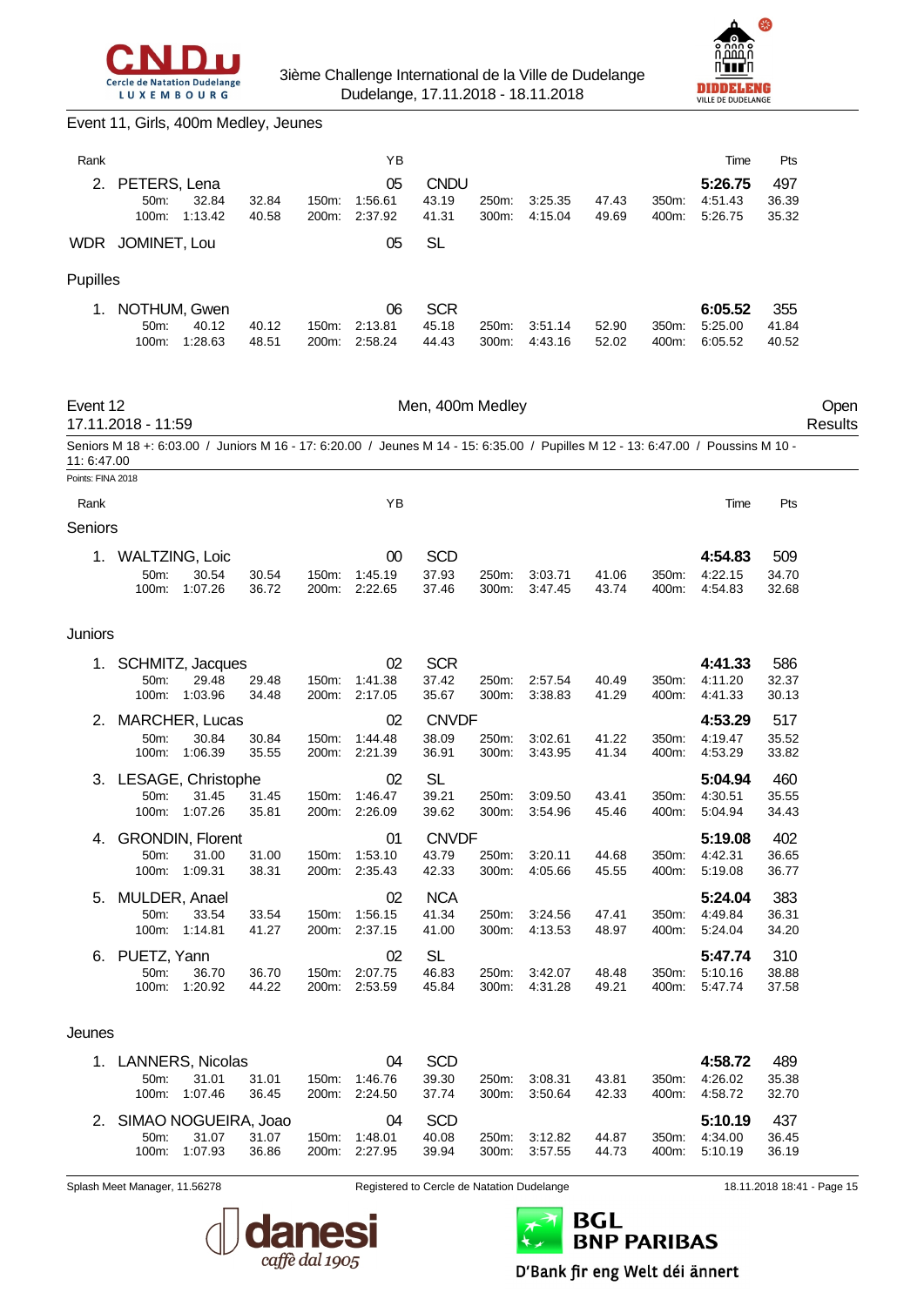Event 11, Girls, 400m Medley, Jeunes

| Rank | | YB | | | Time | Pts |
|---|---|---|---|---|---|---|
| 2. | PETERS, Lena | 05 | CNDU | | 5:26.75 | 497 |
| | 50m: 32.84 / 32.84 | 150m: 1:56.61 | 43.19 | 250m: 3:25.35 / 47.43 | 350m: 4:51.43 | 36.39 |
| | 100m: 1:13.42 / 40.58 | 200m: 2:37.92 | 41.31 | 300m: 4:15.04 / 49.69 | 400m: 5:26.75 | 35.32 |
| WDR | JOMINET, Lou | 05 | SL | | | |

Pupilles

| Rank | | YB | | | Time | Pts |
|---|---|---|---|---|---|---|
| 1. | NOTHUM, Gwen | 06 | SCR | | 6:05.52 | 355 |
| | 50m: 40.12 / 40.12 | 150m: 2:13.81 | 45.18 | 250m: 3:51.14 / 52.90 | 350m: 5:25.00 | 41.84 |
| | 100m: 1:28.63 / 48.51 | 200m: 2:58.24 | 44.43 | 300m: 4:43.16 / 52.02 | 400m: 6:05.52 | 40.52 |

## Event 12 — Men, 400m Medley — Open Results

17.11.2018 - 11:59

Seniors M 18 +: 6:03.00 / Juniors M 16 - 17: 6:20.00 / Jeunes M 14 - 15: 6:35.00 / Pupilles M 12 - 13: 6:47.00 / Poussins M 10 - 11: 6:47.00

Points: FINA 2018

Seniors

| Rank | | YB | | | Time | Pts |
|---|---|---|---|---|---|---|
| 1. | WALTZING, Loic | 00 | SCD | | 4:54.83 | 509 |
| | 50m: 30.54 / 30.54 | 150m: 1:45.19 | 37.93 | 250m: 3:03.71 / 41.06 | 350m: 4:22.15 | 34.70 |
| | 100m: 1:07.26 / 36.72 | 200m: 2:22.65 | 37.46 | 300m: 3:47.45 / 43.74 | 400m: 4:54.83 | 32.68 |

Juniors

| Rank | | YB | | | Time | Pts |
|---|---|---|---|---|---|---|
| 1. | SCHMITZ, Jacques | 02 | SCR | | 4:41.33 | 586 |
| | 50m: 29.48 / 29.48 | 150m: 1:41.38 | 37.42 | 250m: 2:57.54 / 40.49 | 350m: 4:11.20 | 32.37 |
| | 100m: 1:03.96 / 34.48 | 200m: 2:17.05 | 35.67 | 300m: 3:38.83 / 41.29 | 400m: 4:41.33 | 30.13 |
| 2. | MARCHER, Lucas | 02 | CNVDF | | 4:53.29 | 517 |
| | 50m: 30.84 / 30.84 | 150m: 1:44.48 | 38.09 | 250m: 3:02.61 / 41.22 | 350m: 4:19.47 | 35.52 |
| | 100m: 1:06.39 / 35.55 | 200m: 2:21.39 | 36.91 | 300m: 3:43.95 / 41.34 | 400m: 4:53.29 | 33.82 |
| 3. | LESAGE, Christophe | 02 | SL | | 5:04.94 | 460 |
| | 50m: 31.45 / 31.45 | 150m: 1:46.47 | 39.21 | 250m: 3:09.50 / 43.41 | 350m: 4:30.51 | 35.55 |
| | 100m: 1:07.26 / 35.81 | 200m: 2:26.09 | 39.62 | 300m: 3:54.96 / 45.46 | 400m: 5:04.94 | 34.43 |
| 4. | GRONDIN, Florent | 01 | CNVDF | | 5:19.08 | 402 |
| | 50m: 31.00 / 31.00 | 150m: 1:53.10 | 43.79 | 250m: 3:20.11 / 44.68 | 350m: 4:42.31 | 36.65 |
| | 100m: 1:09.31 / 38.31 | 200m: 2:35.43 | 42.33 | 300m: 4:05.66 / 45.55 | 400m: 5:19.08 | 36.77 |
| 5. | MULDER, Anael | 02 | NCA | | 5:24.04 | 383 |
| | 50m: 33.54 / 33.54 | 150m: 1:56.15 | 41.34 | 250m: 3:24.56 / 47.41 | 350m: 4:49.84 | 36.31 |
| | 100m: 1:14.81 / 41.27 | 200m: 2:37.15 | 41.00 | 300m: 4:13.53 / 48.97 | 400m: 5:24.04 | 34.20 |
| 6. | PUETZ, Yann | 02 | SL | | 5:47.74 | 310 |
| | 50m: 36.70 / 36.70 | 150m: 2:07.75 | 46.83 | 250m: 3:42.07 / 48.48 | 350m: 5:10.16 | 38.88 |
| | 100m: 1:20.92 / 44.22 | 200m: 2:53.59 | 45.84 | 300m: 4:31.28 / 49.21 | 400m: 5:47.74 | 37.58 |

Jeunes

| Rank | | YB | | | Time | Pts |
|---|---|---|---|---|---|---|
| 1. | LANNERS, Nicolas | 04 | SCD | | 4:58.72 | 489 |
| | 50m: 31.01 / 31.01 | 150m: 1:46.76 | 39.30 | 250m: 3:08.31 / 43.81 | 350m: 4:26.02 | 35.38 |
| | 100m: 1:07.46 / 36.45 | 200m: 2:24.50 | 37.74 | 300m: 3:50.64 / 42.33 | 400m: 4:58.72 | 32.70 |
| 2. | SIMAO NOGUEIRA, Joao | 04 | SCD | | 5:10.19 | 437 |
| | 50m: 31.07 / 31.07 | 150m: 1:48.01 | 40.08 | 250m: 3:12.82 / 44.87 | 350m: 4:34.00 | 36.45 |
| | 100m: 1:07.93 / 36.86 | 200m: 2:27.95 | 39.94 | 300m: 3:57.55 / 44.73 | 400m: 5:10.19 | 36.19 |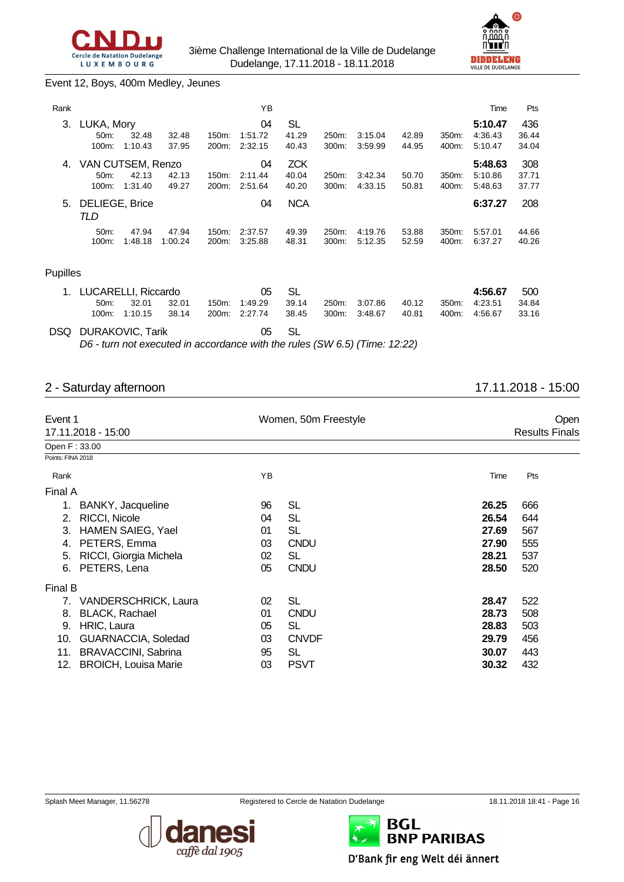Event 12, Boys, 400m Medley, Jeunes

| Rank | | | | | YB | | | | | | | Time | Pts |
|---|---|---|---|---|---|---|---|---|---|---|---|---|---|
| 3. | LUKA, Mory | | | | 04 | SL | | | | | | **5:10.47** | 436 |
| | 50m: | 32.48 | 32.48 | 150m: | 1:51.72 | 41.29 | 250m: | 3:15.04 | 42.89 | 350m: | | 4:36.43 | 36.44 |
| | 100m: | 1:10.43 | 37.95 | 200m: | 2:32.15 | 40.43 | 300m: | 3:59.99 | 44.95 | 400m: | | 5:10.47 | 34.04 |
| 4. | VAN CUTSEM, Renzo | | | | 04 | ZCK | | | | | | **5:48.63** | 308 |
| | 50m: | 42.13 | 42.13 | 150m: | 2:11.44 | 40.04 | 250m: | 3:42.34 | 50.70 | 350m: | | 5:10.86 | 37.71 |
| | 100m: | 1:31.40 | 49.27 | 200m: | 2:51.64 | 40.20 | 300m: | 4:33.15 | 50.81 | 400m: | | 5:48.63 | 37.77 |
| 5. | DELIEGE, Brice *TLD* | | | | 04 | NCA | | | | | | **6:37.27** | 208 |
| | 50m: | 47.94 | 47.94 | 150m: | 2:37.57 | 49.39 | 250m: | 4:19.76 | 53.88 | 350m: | | 5:57.01 | 44.66 |
| | 100m: | 1:48.18 | 1:00.24 | 200m: | 3:25.88 | 48.31 | 300m: | 5:12.35 | 52.59 | 400m: | | 6:37.27 | 40.26 |

Pupilles

| Rank | | | | | YB | | | | | | | Time | Pts |
|---|---|---|---|---|---|---|---|---|---|---|---|---|---|
| 1. | LUCARELLI, Riccardo | | | | 05 | SL | | | | | | **4:56.67** | 500 |
| | 50m: | 32.01 | 32.01 | 150m: | 1:49.29 | 39.14 | 250m: | 3:07.86 | 40.12 | 350m: | | 4:23.51 | 34.84 |
| | 100m: | 1:10.15 | 38.14 | 200m: | 2:27.74 | 38.45 | 300m: | 3:48.67 | 40.81 | 400m: | | 4:56.67 | 33.16 |
| DSQ | DURAKOVIC, Tarik | | | | 05 | SL | | | | | | | |

*D6 - turn not executed in accordance with the rules (SW 6.5) (Time: 12:22)*

## 2 - Saturday afternoon

17.11.2018 - 15:00

Event 1 — Women, 50m Freestyle — Open

17.11.2018 - 15:00 — Results Finals

Open F : 33.00

Points: FINA 2018

| Rank | Name | YB | Club | Time | Pts |
|---|---|---|---|---|---|
| **Final A** | | | | | |
| 1. | BANKY, Jacqueline | 96 | SL | **26.25** | 666 |
| 2. | RICCI, Nicole | 04 | SL | **26.54** | 644 |
| 3. | HAMEN SAIEG, Yael | 01 | SL | **27.69** | 567 |
| 4. | PETERS, Emma | 03 | CNDU | **27.90** | 555 |
| 5. | RICCI, Giorgia Michela | 02 | SL | **28.21** | 537 |
| 6. | PETERS, Lena | 05 | CNDU | **28.50** | 520 |
| **Final B** | | | | | |
| 7. | VANDERSCHRICK, Laura | 02 | SL | **28.47** | 522 |
| 8. | BLACK, Rachael | 01 | CNDU | **28.73** | 508 |
| 9. | HRIC, Laura | 05 | SL | **28.83** | 503 |
| 10. | GUARNACCIA, Soledad | 03 | CNVDF | **29.79** | 456 |
| 11. | BRAVACCINI, Sabrina | 95 | SL | **30.07** | 443 |
| 12. | BROICH, Louisa Marie | 03 | PSVT | **30.32** | 432 |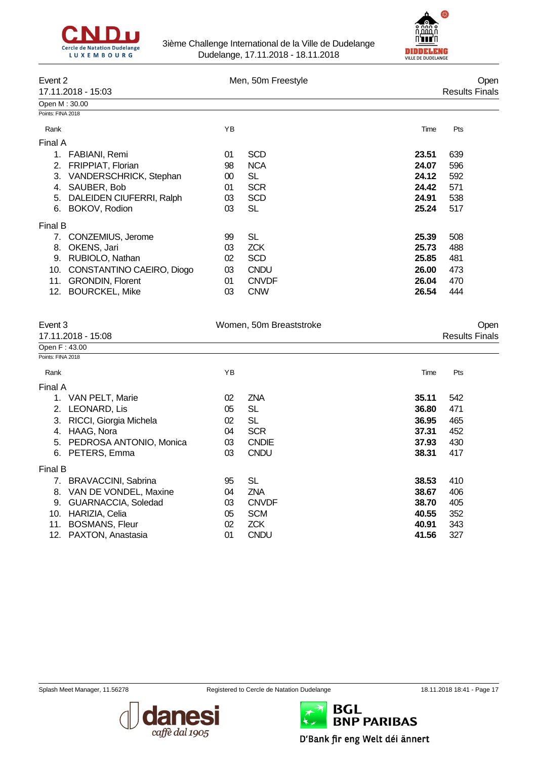## Event 2 — Men, 50m Freestyle — Open

17.11.2018 - 15:03 — Results Finals

Open M : 30.00

Points: FINA 2018

| Rank | | YB | | Time | Pts |
|---|---|---|---|---|---|
| **Final A** | | | | | |
| 1. | FABIANI, Remi | 01 | SCD | **23.51** | 639 |
| 2. | FRIPPIAT, Florian | 98 | NCA | **24.07** | 596 |
| 3. | VANDERSCHRICK, Stephan | 00 | SL | **24.12** | 592 |
| 4. | SAUBER, Bob | 01 | SCR | **24.42** | 571 |
| 5. | DALEIDEN CIUFERRI, Ralph | 03 | SCD | **24.91** | 538 |
| 6. | BOKOV, Rodion | 03 | SL | **25.24** | 517 |
| **Final B** | | | | | |
| 7. | CONZEMIUS, Jerome | 99 | SL | **25.39** | 508 |
| 8. | OKENS, Jari | 03 | ZCK | **25.73** | 488 |
| 9. | RUBIOLO, Nathan | 02 | SCD | **25.85** | 481 |
| 10. | CONSTANTINO CAEIRO, Diogo | 03 | CNDU | **26.00** | 473 |
| 11. | GRONDIN, Florent | 01 | CNVDF | **26.04** | 470 |
| 12. | BOURCKEL, Mike | 03 | CNW | **26.54** | 444 |

## Event 3 — Women, 50m Breaststroke — Open

17.11.2018 - 15:08 — Results Finals

Open F : 43.00

Points: FINA 2018

| Rank | | YB | | Time | Pts |
|---|---|---|---|---|---|
| **Final A** | | | | | |
| 1. | VAN PELT, Marie | 02 | ZNA | **35.11** | 542 |
| 2. | LEONARD, Lis | 05 | SL | **36.80** | 471 |
| 3. | RICCI, Giorgia Michela | 02 | SL | **36.95** | 465 |
| 4. | HAAG, Nora | 04 | SCR | **37.31** | 452 |
| 5. | PEDROSA ANTONIO, Monica | 03 | CNDIE | **37.93** | 430 |
| 6. | PETERS, Emma | 03 | CNDU | **38.31** | 417 |
| **Final B** | | | | | |
| 7. | BRAVACCINI, Sabrina | 95 | SL | **38.53** | 410 |
| 8. | VAN DE VONDEL, Maxine | 04 | ZNA | **38.67** | 406 |
| 9. | GUARNACCIA, Soledad | 03 | CNVDF | **38.70** | 405 |
| 10. | HARIZIA, Celia | 05 | SCM | **40.55** | 352 |
| 11. | BOSMANS, Fleur | 02 | ZCK | **40.91** | 343 |
| 12. | PAXTON, Anastasia | 01 | CNDU | **41.56** | 327 |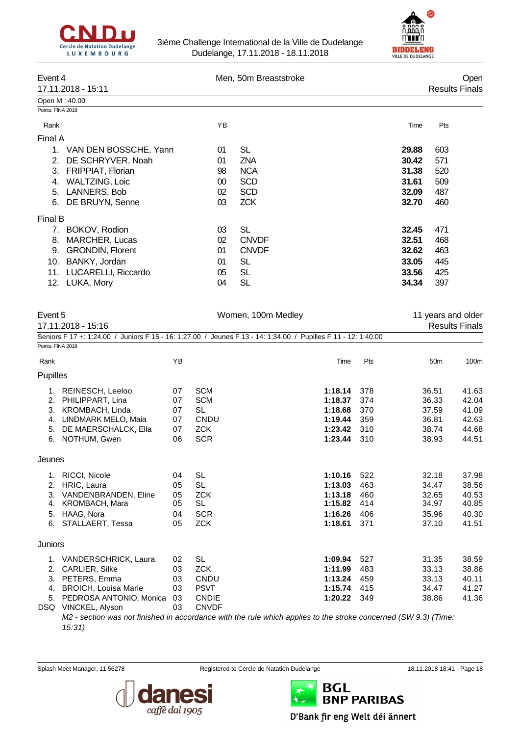3ième Challenge International de la Ville de Dudelange
Dudelange, 17.11.2018 - 18.11.2018

## Event 4 — Men, 50m Breaststroke — Open

17.11.2018 - 15:11 — Results Finals

Open M : 40.00

Points: FINA 2018

| Rank | | YB | | Time | Pts |
|---|---|---|---|---|---|
| **Final A** | | | | | |
| 1. | VAN DEN BOSSCHE, Yann | 01 | SL | **29.88** | 603 |
| 2. | DE SCHRYVER, Noah | 01 | ZNA | **30.42** | 571 |
| 3. | FRIPPIAT, Florian | 98 | NCA | **31.38** | 520 |
| 4. | WALTZING, Loic | 00 | SCD | **31.61** | 509 |
| 5. | LANNERS, Bob | 02 | SCD | **32.09** | 487 |
| 6. | DE BRUYN, Senne | 03 | ZCK | **32.70** | 460 |
| **Final B** | | | | | |
| 7. | BOKOV, Rodion | 03 | SL | **32.45** | 471 |
| 8. | MARCHER, Lucas | 02 | CNVDF | **32.51** | 468 |
| 9. | GRONDIN, Florent | 01 | CNVDF | **32.62** | 463 |
| 10. | BANKY, Jordan | 01 | SL | **33.05** | 445 |
| 11. | LUCARELLI, Riccardo | 05 | SL | **33.56** | 425 |
| 12. | LUKA, Mory | 04 | SL | **34.34** | 397 |

## Event 5 — Women, 100m Medley — 11 years and older

17.11.2018 - 15:16 — Results Finals

Seniors F 17 +: 1:24.00 / Juniors F 15 - 16: 1:27.00 / Jeunes F 13 - 14: 1:34.00 / Pupilles F 11 - 12: 1:40.00

Points: FINA 2018

| Rank | | YB | | Time | Pts | 50m | 100m |
|---|---|---|---|---|---|---|---|
| **Pupilles** | | | | | | | |
| 1. | REINESCH, Leeloo | 07 | SCM | **1:18.14** | 378 | 36.51 | 41.63 |
| 2. | PHILIPPART, Lina | 07 | SCM | **1:18.37** | 374 | 36.33 | 42.04 |
| 3. | KROMBACH, Linda | 07 | SL | **1:18.68** | 370 | 37.59 | 41.09 |
| 4. | LINDMARK MELO, Maia | 07 | CNDU | **1:19.44** | 359 | 36.81 | 42.63 |
| 5. | DE MAERSCHALCK, Ella | 07 | ZCK | **1:23.42** | 310 | 38.74 | 44.68 |
| 6. | NOTHUM, Gwen | 06 | SCR | **1:23.44** | 310 | 38.93 | 44.51 |
| **Jeunes** | | | | | | | |
| 1. | RICCI, Nicole | 04 | SL | **1:10.16** | 522 | 32.18 | 37.98 |
| 2. | HRIC, Laura | 05 | SL | **1:13.03** | 463 | 34.47 | 38.56 |
| 3. | VANDENBRANDEN, Eline | 05 | ZCK | **1:13.18** | 460 | 32.65 | 40.53 |
| 4. | KROMBACH, Mara | 05 | SL | **1:15.82** | 414 | 34.97 | 40.85 |
| 5. | HAAG, Nora | 04 | SCR | **1:16.26** | 406 | 35.96 | 40.30 |
| 6. | STALLAERT, Tessa | 05 | ZCK | **1:18.61** | 371 | 37.10 | 41.51 |
| **Juniors** | | | | | | | |
| 1. | VANDERSCHRICK, Laura | 02 | SL | **1:09.94** | 527 | 31.35 | 38.59 |
| 2. | CARLIER, Silke | 03 | ZCK | **1:11.99** | 483 | 33.13 | 38.86 |
| 3. | PETERS, Emma | 03 | CNDU | **1:13.24** | 459 | 33.13 | 40.11 |
| 4. | BROICH, Louisa Marie | 03 | PSVT | **1:15.74** | 415 | 34.47 | 41.27 |
| 5. | PEDROSA ANTONIO, Monica | 03 | CNDIE | **1:20.22** | 349 | 38.86 | 41.36 |
| DSQ | VINCKEL, Alyson | 03 | CNVDF | | | | |

*M2 - section was not finished in accordance with the rule which applies to the stroke concerned (SW 9.3) (Time: 15:31)*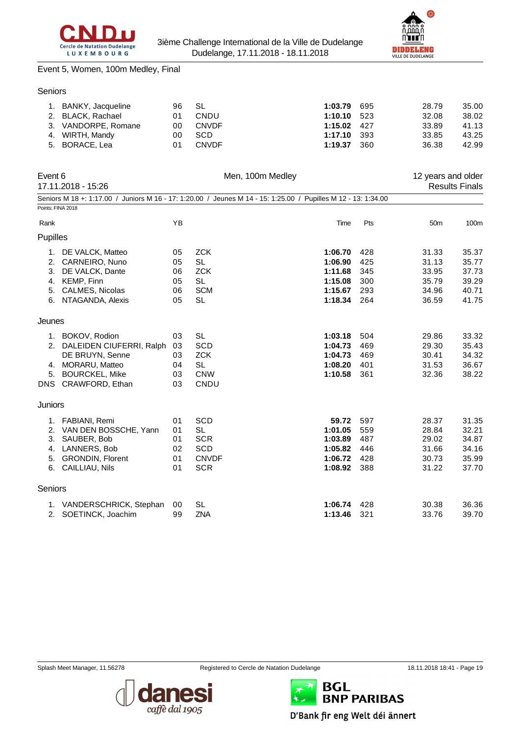Event 5, Women, 100m Medley, Final

Seniors

| Rank | Name | YB | Club | Time | Pts | 50m | 100m |
|---|---|---|---|---|---|---|---|
| 1. | BANKY, Jacqueline | 96 | SL | **1:03.79** | 695 | 28.79 | 35.00 |
| 2. | BLACK, Rachael | 01 | CNDU | **1:10.10** | 523 | 32.08 | 38.02 |
| 3. | VANDORPE, Romane | 00 | CNVDF | **1:15.02** | 427 | 33.89 | 41.13 |
| 4. | WIRTH, Mandy | 00 | SCD | **1:17.10** | 393 | 33.85 | 43.25 |
| 5. | BORACE, Lea | 01 | CNVDF | **1:19.37** | 360 | 36.38 | 42.99 |

## Event 6 — Men, 100m Medley — 12 years and older

17.11.2018 - 15:26 — Results Finals

Seniors M 18 +: 1:17.00 / Juniors M 16 - 17: 1:20.00 / Jeunes M 14 - 15: 1:25.00 / Pupilles M 12 - 13: 1:34.00

Points: FINA 2018

| Rank | Name | YB | Club | Time | Pts | 50m | 100m |
|---|---|---|---|---|---|---|---|
| **Pupilles** | | | | | | | |
| 1. | DE VALCK, Matteo | 05 | ZCK | **1:06.70** | 428 | 31.33 | 35.37 |
| 2. | CARNEIRO, Nuno | 05 | SL | **1:06.90** | 425 | 31.13 | 35.77 |
| 3. | DE VALCK, Dante | 06 | ZCK | **1:11.68** | 345 | 33.95 | 37.73 |
| 4. | KEMP, Finn | 05 | SL | **1:15.08** | 300 | 35.79 | 39.29 |
| 5. | CALMES, Nicolas | 06 | SCM | **1:15.67** | 293 | 34.96 | 40.71 |
| 6. | NTAGANDA, Alexis | 05 | SL | **1:18.34** | 264 | 36.59 | 41.75 |
| **Jeunes** | | | | | | | |
| 1. | BOKOV, Rodion | 03 | SL | **1:03.18** | 504 | 29.86 | 33.32 |
| 2. | DALEIDEN CIUFERRI, Ralph | 03 | SCD | **1:04.73** | 469 | 29.30 | 35.43 |
| | DE BRUYN, Senne | 03 | ZCK | **1:04.73** | 469 | 30.41 | 34.32 |
| 4. | MORARU, Matteo | 04 | SL | **1:08.20** | 401 | 31.53 | 36.67 |
| 5. | BOURCKEL, Mike | 03 | CNW | **1:10.58** | 361 | 32.36 | 38.22 |
| DNS | CRAWFORD, Ethan | 03 | CNDU | | | | |
| **Juniors** | | | | | | | |
| 1. | FABIANI, Remi | 01 | SCD | **59.72** | 597 | 28.37 | 31.35 |
| 2. | VAN DEN BOSSCHE, Yann | 01 | SL | **1:01.05** | 559 | 28.84 | 32.21 |
| 3. | SAUBER, Bob | 01 | SCR | **1:03.89** | 487 | 29.02 | 34.87 |
| 4. | LANNERS, Bob | 02 | SCD | **1:05.82** | 446 | 31.66 | 34.16 |
| 5. | GRONDIN, Florent | 01 | CNVDF | **1:06.72** | 428 | 30.73 | 35.99 |
| 6. | CAILLIAU, Nils | 01 | SCR | **1:08.92** | 388 | 31.22 | 37.70 |
| **Seniors** | | | | | | | |
| 1. | VANDERSCHRICK, Stephan | 00 | SL | **1:06.74** | 428 | 30.38 | 36.36 |
| 2. | SOETINCK, Joachim | 99 | ZNA | **1:13.46** | 321 | 33.76 | 39.70 |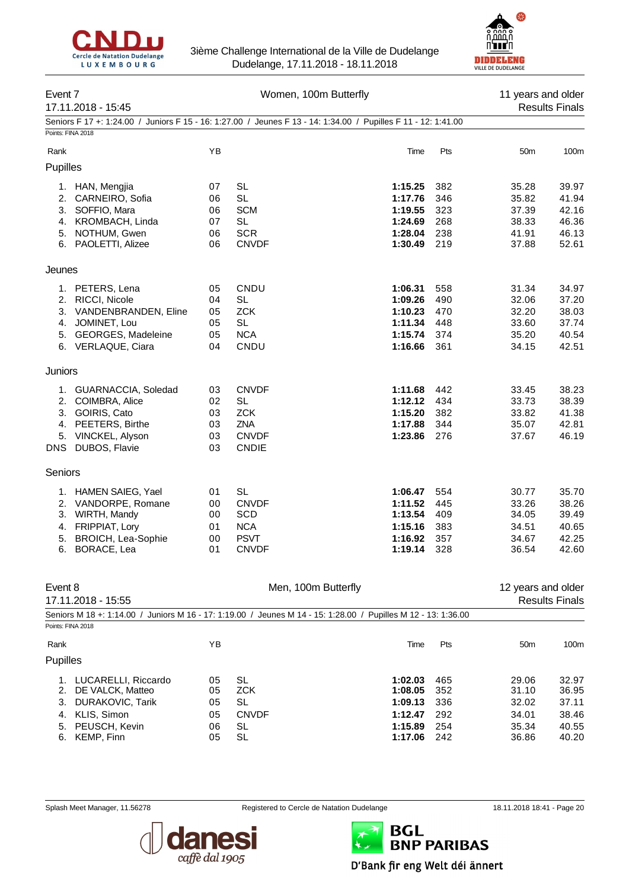3ième Challenge International de la Ville de Dudelange
Dudelange, 17.11.2018 - 18.11.2018

## Event 7 — Women, 100m Butterfly

17.11.2018 - 15:45 — 11 years and older — Results Finals

Seniors F 17 +: 1:24.00 / Juniors F 15 - 16: 1:27.00 / Jeunes F 13 - 14: 1:34.00 / Pupilles F 11 - 12: 1:41.00

Points: FINA 2018

| Rank | | YB | | Time | Pts | 50m | 100m |
|---|---|---|---|---|---|---|---|
| **Pupilles** | | | | | | | |
| 1. | HAN, Mengjia | 07 | SL | **1:15.25** | 382 | 35.28 | 39.97 |
| 2. | CARNEIRO, Sofia | 06 | SL | **1:17.76** | 346 | 35.82 | 41.94 |
| 3. | SOFFIO, Mara | 06 | SCM | **1:19.55** | 323 | 37.39 | 42.16 |
| 4. | KROMBACH, Linda | 07 | SL | **1:24.69** | 268 | 38.33 | 46.36 |
| 5. | NOTHUM, Gwen | 06 | SCR | **1:28.04** | 238 | 41.91 | 46.13 |
| 6. | PAOLETTI, Alizee | 06 | CNVDF | **1:30.49** | 219 | 37.88 | 52.61 |
| **Jeunes** | | | | | | | |
| 1. | PETERS, Lena | 05 | CNDU | **1:06.31** | 558 | 31.34 | 34.97 |
| 2. | RICCI, Nicole | 04 | SL | **1:09.26** | 490 | 32.06 | 37.20 |
| 3. | VANDENBRANDEN, Eline | 05 | ZCK | **1:10.23** | 470 | 32.20 | 38.03 |
| 4. | JOMINET, Lou | 05 | SL | **1:11.34** | 448 | 33.60 | 37.74 |
| 5. | GEORGES, Madeleine | 05 | NCA | **1:15.74** | 374 | 35.20 | 40.54 |
| 6. | VERLAQUE, Ciara | 04 | CNDU | **1:16.66** | 361 | 34.15 | 42.51 |
| **Juniors** | | | | | | | |
| 1. | GUARNACCIA, Soledad | 03 | CNVDF | **1:11.68** | 442 | 33.45 | 38.23 |
| 2. | COIMBRA, Alice | 02 | SL | **1:12.12** | 434 | 33.73 | 38.39 |
| 3. | GOIRIS, Cato | 03 | ZCK | **1:15.20** | 382 | 33.82 | 41.38 |
| 4. | PEETERS, Birthe | 03 | ZNA | **1:17.88** | 344 | 35.07 | 42.81 |
| 5. | VINCKEL, Alyson | 03 | CNVDF | **1:23.86** | 276 | 37.67 | 46.19 |
| DNS | DUBOS, Flavie | 03 | CNDIE | | | | |
| **Seniors** | | | | | | | |
| 1. | HAMEN SAIEG, Yael | 01 | SL | **1:06.47** | 554 | 30.77 | 35.70 |
| 2. | VANDORPE, Romane | 00 | CNVDF | **1:11.52** | 445 | 33.26 | 38.26 |
| 3. | WIRTH, Mandy | 00 | SCD | **1:13.54** | 409 | 34.05 | 39.49 |
| 4. | FRIPPIAT, Lory | 01 | NCA | **1:15.16** | 383 | 34.51 | 40.65 |
| 5. | BROICH, Lea-Sophie | 00 | PSVT | **1:16.92** | 357 | 34.67 | 42.25 |
| 6. | BORACE, Lea | 01 | CNVDF | **1:19.14** | 328 | 36.54 | 42.60 |

## Event 8 — Men, 100m Butterfly

17.11.2018 - 15:55 — 12 years and older — Results Finals

Seniors M 18 +: 1:14.00 / Juniors M 16 - 17: 1:19.00 / Jeunes M 14 - 15: 1:28.00 / Pupilles M 12 - 13: 1:36.00

Points: FINA 2018

| Rank | | YB | | Time | Pts | 50m | 100m |
|---|---|---|---|---|---|---|---|
| **Pupilles** | | | | | | | |
| 1. | LUCARELLI, Riccardo | 05 | SL | **1:02.03** | 465 | 29.06 | 32.97 |
| 2. | DE VALCK, Matteo | 05 | ZCK | **1:08.05** | 352 | 31.10 | 36.95 |
| 3. | DURAKOVIC, Tarik | 05 | SL | **1:09.13** | 336 | 32.02 | 37.11 |
| 4. | KLIS, Simon | 05 | CNVDF | **1:12.47** | 292 | 34.01 | 38.46 |
| 5. | PEUSCH, Kevin | 06 | SL | **1:15.89** | 254 | 35.34 | 40.55 |
| 6. | KEMP, Finn | 05 | SL | **1:17.06** | 242 | 36.86 | 40.20 |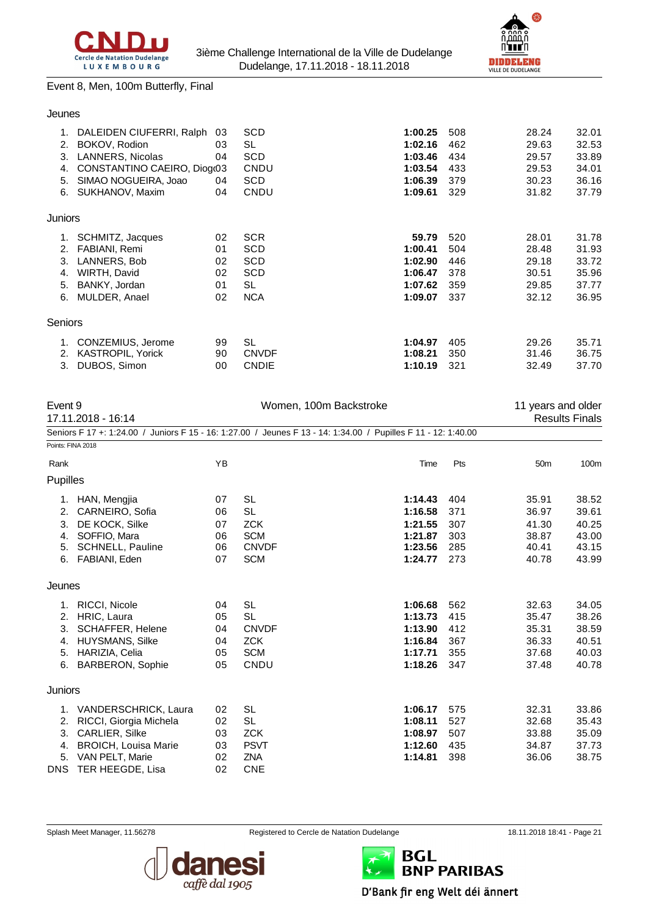Event 8, Men, 100m Butterfly, Final

### Jeunes

| Rank | Name | YB | Club | Time | Pts | 50m | 100m |
|---|---|---|---|---|---|---|---|
| 1. | DALEIDEN CIUFERRI, Ralph | 03 | SCD | **1:00.25** | 508 | 28.24 | 32.01 |
| 2. | BOKOV, Rodion | 03 | SL | **1:02.16** | 462 | 29.63 | 32.53 |
| 3. | LANNERS, Nicolas | 04 | SCD | **1:03.46** | 434 | 29.57 | 33.89 |
| 4. | CONSTANTINO CAEIRO, Diogo | 03 | CNDU | **1:03.54** | 433 | 29.53 | 34.01 |
| 5. | SIMAO NOGUEIRA, Joao | 04 | SCD | **1:06.39** | 379 | 30.23 | 36.16 |
| 6. | SUKHANOV, Maxim | 04 | CNDU | **1:09.61** | 329 | 31.82 | 37.79 |

### Juniors

| Rank | Name | YB | Club | Time | Pts | 50m | 100m |
|---|---|---|---|---|---|---|---|
| 1. | SCHMITZ, Jacques | 02 | SCR | **59.79** | 520 | 28.01 | 31.78 |
| 2. | FABIANI, Remi | 01 | SCD | **1:00.41** | 504 | 28.48 | 31.93 |
| 3. | LANNERS, Bob | 02 | SCD | **1:02.90** | 446 | 29.18 | 33.72 |
| 4. | WIRTH, David | 02 | SCD | **1:06.47** | 378 | 30.51 | 35.96 |
| 5. | BANKY, Jordan | 01 | SL | **1:07.62** | 359 | 29.85 | 37.77 |
| 6. | MULDER, Anael | 02 | NCA | **1:09.07** | 337 | 32.12 | 36.95 |

### Seniors

| Rank | Name | YB | Club | Time | Pts | 50m | 100m |
|---|---|---|---|---|---|---|---|
| 1. | CONZEMIUS, Jerome | 99 | SL | **1:04.97** | 405 | 29.26 | 35.71 |
| 2. | KASTROPIL, Yorick | 90 | CNVDF | **1:08.21** | 350 | 31.46 | 36.75 |
| 3. | DUBOS, Simon | 00 | CNDIE | **1:10.19** | 321 | 32.49 | 37.70 |

## Event 9 — Women, 100m Backstroke — 11 years and older

17.11.2018 - 16:14 — Results Finals

Seniors F 17 +: 1:24.00 / Juniors F 15 - 16: 1:27.00 / Jeunes F 13 - 14: 1:34.00 / Pupilles F 11 - 12: 1:40.00

Points: FINA 2018

### Pupilles

| Rank | Name | YB | Club | Time | Pts | 50m | 100m |
|---|---|---|---|---|---|---|---|
| 1. | HAN, Mengjia | 07 | SL | **1:14.43** | 404 | 35.91 | 38.52 |
| 2. | CARNEIRO, Sofia | 06 | SL | **1:16.58** | 371 | 36.97 | 39.61 |
| 3. | DE KOCK, Silke | 07 | ZCK | **1:21.55** | 307 | 41.30 | 40.25 |
| 4. | SOFFIO, Mara | 06 | SCM | **1:21.87** | 303 | 38.87 | 43.00 |
| 5. | SCHNELL, Pauline | 06 | CNVDF | **1:23.56** | 285 | 40.41 | 43.15 |
| 6. | FABIANI, Eden | 07 | SCM | **1:24.77** | 273 | 40.78 | 43.99 |

### Jeunes

| Rank | Name | YB | Club | Time | Pts | 50m | 100m |
|---|---|---|---|---|---|---|---|
| 1. | RICCI, Nicole | 04 | SL | **1:06.68** | 562 | 32.63 | 34.05 |
| 2. | HRIC, Laura | 05 | SL | **1:13.73** | 415 | 35.47 | 38.26 |
| 3. | SCHAFFER, Helene | 04 | CNVDF | **1:13.90** | 412 | 35.31 | 38.59 |
| 4. | HUYSMANS, Silke | 04 | ZCK | **1:16.84** | 367 | 36.33 | 40.51 |
| 5. | HARIZIA, Celia | 05 | SCM | **1:17.71** | 355 | 37.68 | 40.03 |
| 6. | BARBERON, Sophie | 05 | CNDU | **1:18.26** | 347 | 37.48 | 40.78 |

### Juniors

| Rank | Name | YB | Club | Time | Pts | 50m | 100m |
|---|---|---|---|---|---|---|---|
| 1. | VANDERSCHRICK, Laura | 02 | SL | **1:06.17** | 575 | 32.31 | 33.86 |
| 2. | RICCI, Giorgia Michela | 02 | SL | **1:08.11** | 527 | 32.68 | 35.43 |
| 3. | CARLIER, Silke | 03 | ZCK | **1:08.97** | 507 | 33.88 | 35.09 |
| 4. | BROICH, Louisa Marie | 03 | PSVT | **1:12.60** | 435 | 34.87 | 37.73 |
| 5. | VAN PELT, Marie | 02 | ZNA | **1:14.81** | 398 | 36.06 | 38.75 |
| DNS | TER HEEGDE, Lisa | 02 | CNE | | | | |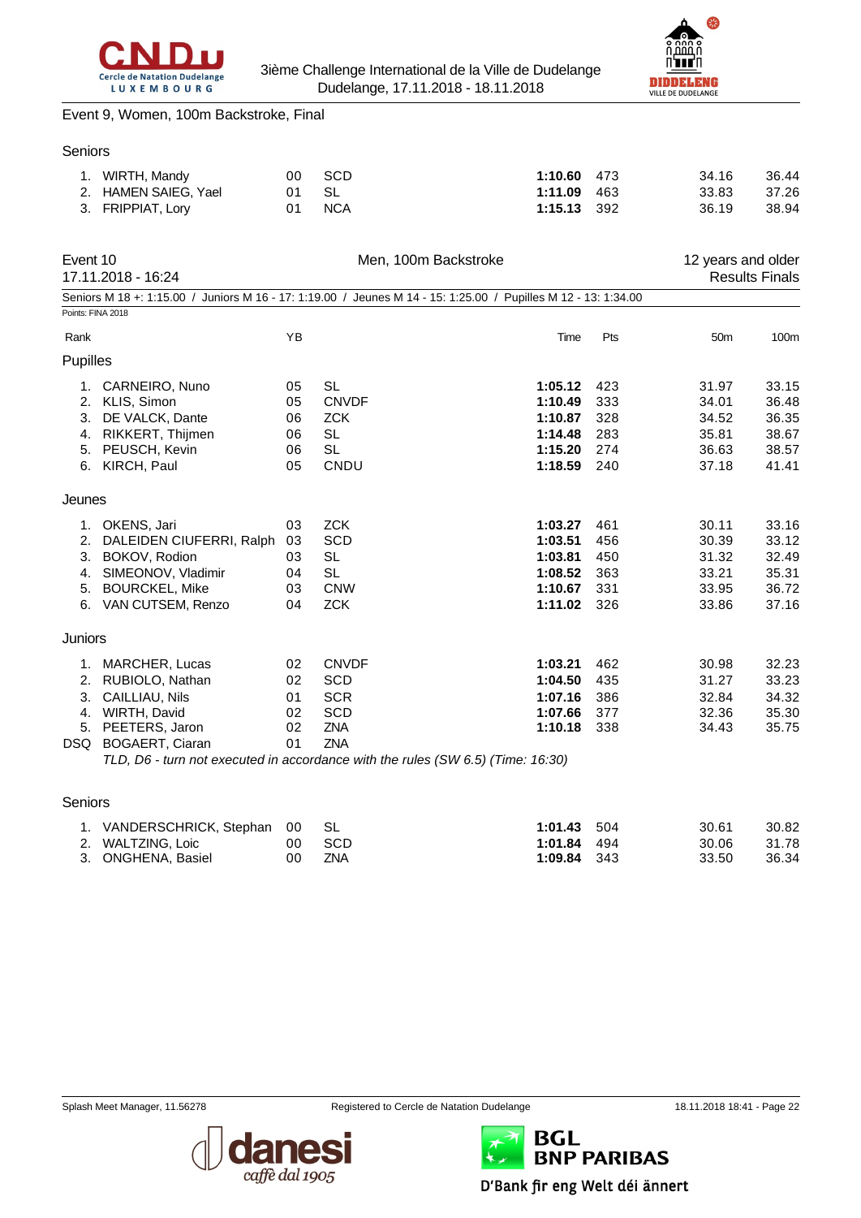Event 9, Women, 100m Backstroke, Final

Seniors

| Rank | Name | YB | Club | Time | Pts | 50m | 100m |
|---|---|---|---|---|---|---|---|
| 1. | WIRTH, Mandy | 00 | SCD | **1:10.60** | 473 | 34.16 | 36.44 |
| 2. | HAMEN SAIEG, Yael | 01 | SL | **1:11.09** | 463 | 33.83 | 37.26 |
| 3. | FRIPPIAT, Lory | 01 | NCA | **1:15.13** | 392 | 36.19 | 38.94 |

## Event 10 — Men, 100m Backstroke — 12 years and older

17.11.2018 - 16:24 — Results Finals

Seniors M 18 +: 1:15.00 / Juniors M 16 - 17: 1:19.00 / Jeunes M 14 - 15: 1:25.00 / Pupilles M 12 - 13: 1:34.00

Points: FINA 2018

### Pupilles

| Rank | Name | YB | Club | Time | Pts | 50m | 100m |
|---|---|---|---|---|---|---|---|
| 1. | CARNEIRO, Nuno | 05 | SL | **1:05.12** | 423 | 31.97 | 33.15 |
| 2. | KLIS, Simon | 05 | CNVDF | **1:10.49** | 333 | 34.01 | 36.48 |
| 3. | DE VALCK, Dante | 06 | ZCK | **1:10.87** | 328 | 34.52 | 36.35 |
| 4. | RIKKERT, Thijmen | 06 | SL | **1:14.48** | 283 | 35.81 | 38.67 |
| 5. | PEUSCH, Kevin | 06 | SL | **1:15.20** | 274 | 36.63 | 38.57 |
| 6. | KIRCH, Paul | 05 | CNDU | **1:18.59** | 240 | 37.18 | 41.41 |

### Jeunes

| Rank | Name | YB | Club | Time | Pts | 50m | 100m |
|---|---|---|---|---|---|---|---|
| 1. | OKENS, Jari | 03 | ZCK | **1:03.27** | 461 | 30.11 | 33.16 |
| 2. | DALEIDEN CIUFERRI, Ralph | 03 | SCD | **1:03.51** | 456 | 30.39 | 33.12 |
| 3. | BOKOV, Rodion | 03 | SL | **1:03.81** | 450 | 31.32 | 32.49 |
| 4. | SIMEONOV, Vladimir | 04 | SL | **1:08.52** | 363 | 33.21 | 35.31 |
| 5. | BOURCKEL, Mike | 03 | CNW | **1:10.67** | 331 | 33.95 | 36.72 |
| 6. | VAN CUTSEM, Renzo | 04 | ZCK | **1:11.02** | 326 | 33.86 | 37.16 |

### Juniors

| Rank | Name | YB | Club | Time | Pts | 50m | 100m |
|---|---|---|---|---|---|---|---|
| 1. | MARCHER, Lucas | 02 | CNVDF | **1:03.21** | 462 | 30.98 | 32.23 |
| 2. | RUBIOLO, Nathan | 02 | SCD | **1:04.50** | 435 | 31.27 | 33.23 |
| 3. | CAILLIAU, Nils | 01 | SCR | **1:07.16** | 386 | 32.84 | 34.32 |
| 4. | WIRTH, David | 02 | SCD | **1:07.66** | 377 | 32.36 | 35.30 |
| 5. | PEETERS, Jaron | 02 | ZNA | **1:10.18** | 338 | 34.43 | 35.75 |
| DSQ | BOGAERT, Ciaran | 01 | ZNA | | | | |

*TLD, D6 - turn not executed in accordance with the rules (SW 6.5) (Time: 16:30)*

### Seniors

| Rank | Name | YB | Club | Time | Pts | 50m | 100m |
|---|---|---|---|---|---|---|---|
| 1. | VANDERSCHRICK, Stephan | 00 | SL | **1:01.43** | 504 | 30.61 | 30.82 |
| 2. | WALTZING, Loic | 00 | SCD | **1:01.84** | 494 | 30.06 | 31.78 |
| 3. | ONGHENA, Basiel | 00 | ZNA | **1:09.84** | 343 | 33.50 | 36.34 |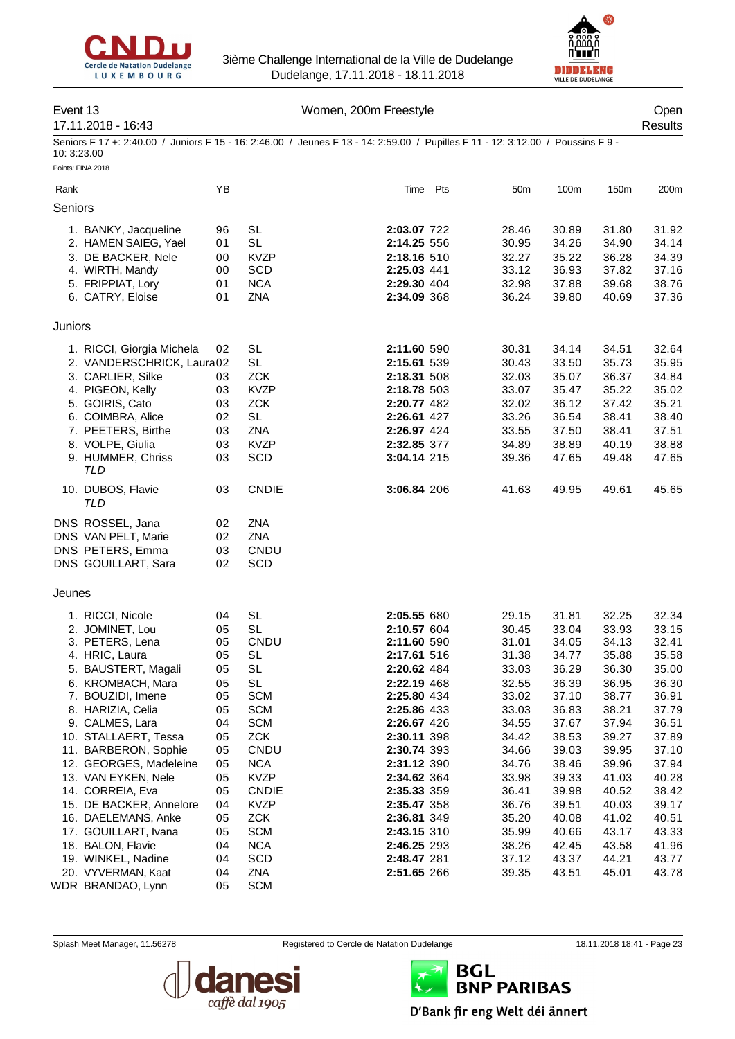3ième Challenge International de la Ville de Dudelange
Dudelange, 17.11.2018 - 18.11.2018

## Event 13 — Women, 200m Freestyle — Open

17.11.2018 - 16:43 — Results

Seniors F 17 +: 2:40.00 / Juniors F 15 - 16: 2:46.00 / Jeunes F 13 - 14: 2:59.00 / Pupilles F 11 - 12: 3:12.00 / Poussins F 9 - 10: 3:23.00

Points: FINA 2018

| Rank | Name | YB | Club | Time | Pts | 50m | 100m | 150m | 200m |
|---|---|---|---|---|---|---|---|---|---|
| **Seniors** | | | | | | | | | |
| 1. | BANKY, Jacqueline | 96 | SL | **2:03.07** | 722 | 28.46 | 30.89 | 31.80 | 31.92 |
| 2. | HAMEN SAIEG, Yael | 01 | SL | **2:14.25** | 556 | 30.95 | 34.26 | 34.90 | 34.14 |
| 3. | DE BACKER, Nele | 00 | KVZP | **2:18.16** | 510 | 32.27 | 35.22 | 36.28 | 34.39 |
| 4. | WIRTH, Mandy | 00 | SCD | **2:25.03** | 441 | 33.12 | 36.93 | 37.82 | 37.16 |
| 5. | FRIPPIAT, Lory | 01 | NCA | **2:29.30** | 404 | 32.98 | 37.88 | 39.68 | 38.76 |
| 6. | CATRY, Eloise | 01 | ZNA | **2:34.09** | 368 | 36.24 | 39.80 | 40.69 | 37.36 |
| **Juniors** | | | | | | | | | |
| 1. | RICCI, Giorgia Michela | 02 | SL | **2:11.60** | 590 | 30.31 | 34.14 | 34.51 | 32.64 |
| 2. | VANDERSCHRICK, Laura | 02 | SL | **2:15.61** | 539 | 30.43 | 33.50 | 35.73 | 35.95 |
| 3. | CARLIER, Silke | 03 | ZCK | **2:18.31** | 508 | 32.03 | 35.07 | 36.37 | 34.84 |
| 4. | PIGEON, Kelly | 03 | KVZP | **2:18.78** | 503 | 33.07 | 35.47 | 35.22 | 35.02 |
| 5. | GOIRIS, Cato | 03 | ZCK | **2:20.77** | 482 | 32.02 | 36.12 | 37.42 | 35.21 |
| 6. | COIMBRA, Alice | 02 | SL | **2:26.61** | 427 | 33.26 | 36.54 | 38.41 | 38.40 |
| 7. | PEETERS, Birthe | 03 | ZNA | **2:26.97** | 424 | 33.55 | 37.50 | 38.41 | 37.51 |
| 8. | VOLPE, Giulia | 03 | KVZP | **2:32.85** | 377 | 34.89 | 38.89 | 40.19 | 38.88 |
| 9. | HUMMER, Chriss *TLD* | 03 | SCD | **3:04.14** | 215 | 39.36 | 47.65 | 49.48 | 47.65 |
| 10. | DUBOS, Flavie *TLD* | 03 | CNDIE | **3:06.84** | 206 | 41.63 | 49.95 | 49.61 | 45.65 |
| DNS | ROSSEL, Jana | 02 | ZNA | | | | | | |
| DNS | VAN PELT, Marie | 02 | ZNA | | | | | | |
| DNS | PETERS, Emma | 03 | CNDU | | | | | | |
| DNS | GOUILLART, Sara | 02 | SCD | | | | | | |
| **Jeunes** | | | | | | | | | |
| 1. | RICCI, Nicole | 04 | SL | **2:05.55** | 680 | 29.15 | 31.81 | 32.25 | 32.34 |
| 2. | JOMINET, Lou | 05 | SL | **2:10.57** | 604 | 30.45 | 33.04 | 33.93 | 33.15 |
| 3. | PETERS, Lena | 05 | CNDU | **2:11.60** | 590 | 31.01 | 34.05 | 34.13 | 32.41 |
| 4. | HRIC, Laura | 05 | SL | **2:17.61** | 516 | 31.38 | 34.77 | 35.88 | 35.58 |
| 5. | BAUSTERT, Magali | 05 | SL | **2:20.62** | 484 | 33.03 | 36.29 | 36.30 | 35.00 |
| 6. | KROMBACH, Mara | 05 | SL | **2:22.19** | 468 | 32.55 | 36.39 | 36.95 | 36.30 |
| 7. | BOUZIDI, Imene | 05 | SCM | **2:25.80** | 434 | 33.02 | 37.10 | 38.77 | 36.91 |
| 8. | HARIZIA, Celia | 05 | SCM | **2:25.86** | 433 | 33.03 | 36.83 | 38.21 | 37.79 |
| 9. | CALMES, Lara | 04 | SCM | **2:26.67** | 426 | 34.55 | 37.67 | 37.94 | 36.51 |
| 10. | STALLAERT, Tessa | 05 | ZCK | **2:30.11** | 398 | 34.42 | 38.53 | 39.27 | 37.89 |
| 11. | BARBERON, Sophie | 05 | CNDU | **2:30.74** | 393 | 34.66 | 39.03 | 39.95 | 37.10 |
| 12. | GEORGES, Madeleine | 05 | NCA | **2:31.12** | 390 | 34.76 | 38.46 | 39.96 | 37.94 |
| 13. | VAN EYKEN, Nele | 05 | KVZP | **2:34.62** | 364 | 33.98 | 39.33 | 41.03 | 40.28 |
| 14. | CORREIA, Eva | 05 | CNDIE | **2:35.33** | 359 | 36.41 | 39.98 | 40.52 | 38.42 |
| 15. | DE BACKER, Annelore | 04 | KVZP | **2:35.47** | 358 | 36.76 | 39.51 | 40.03 | 39.17 |
| 16. | DAELEMANS, Anke | 05 | ZCK | **2:36.81** | 349 | 35.20 | 40.08 | 41.02 | 40.51 |
| 17. | GOUILLART, Ivana | 05 | SCM | **2:43.15** | 310 | 35.99 | 40.66 | 43.17 | 43.33 |
| 18. | BALON, Flavie | 04 | NCA | **2:46.25** | 293 | 38.26 | 42.45 | 43.58 | 41.96 |
| 19. | WINKEL, Nadine | 04 | SCD | **2:48.47** | 281 | 37.12 | 43.37 | 44.21 | 43.77 |
| 20. | VYVERMAN, Kaat | 04 | ZNA | **2:51.65** | 266 | 39.35 | 43.51 | 45.01 | 43.78 |
| WDR | BRANDAO, Lynn | 05 | SCM | | | | | | |

Splash Meet Manager, 11.56278 — Registered to Cercle de Natation Dudelange — 18.11.2018 18:41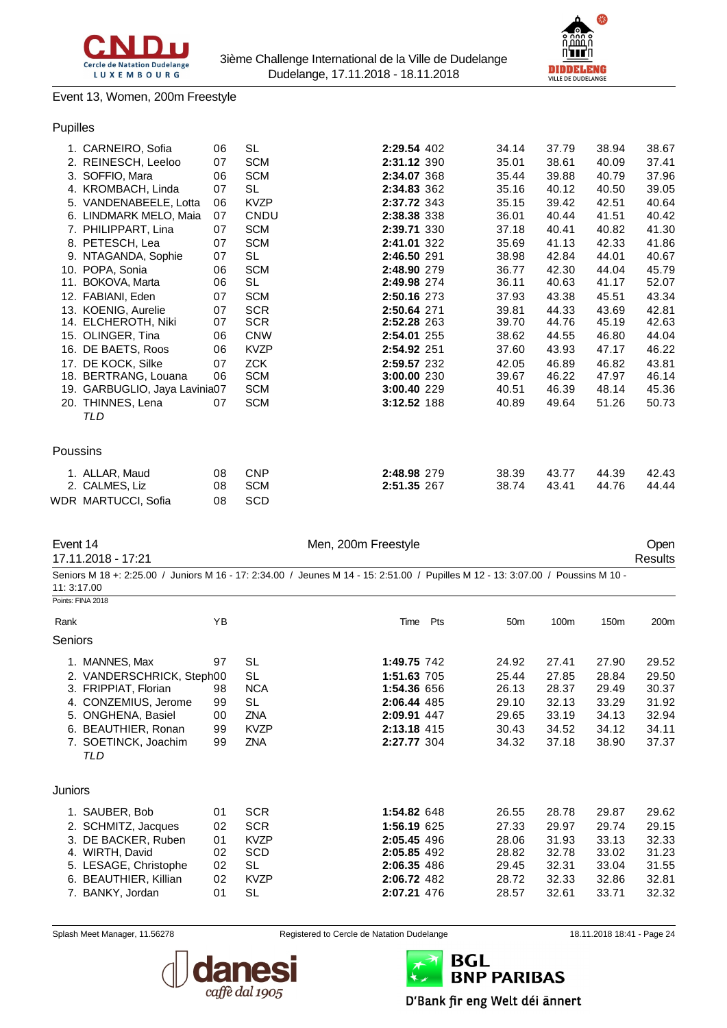Event 13, Women, 200m Freestyle

### Pupilles

| Rank | Name | YB | Club | Time | Pts | 50m | 100m | 150m | 200m |
|---|---|---|---|---|---|---|---|---|---|
| 1. | CARNEIRO, Sofia | 06 | SL | **2:29.54** | 402 | 34.14 | 37.79 | 38.94 | 38.67 |
| 2. | REINESCH, Leeloo | 07 | SCM | **2:31.12** | 390 | 35.01 | 38.61 | 40.09 | 37.41 |
| 3. | SOFFIO, Mara | 06 | SCM | **2:34.07** | 368 | 35.44 | 39.88 | 40.79 | 37.96 |
| 4. | KROMBACH, Linda | 07 | SL | **2:34.83** | 362 | 35.16 | 40.12 | 40.50 | 39.05 |
| 5. | VANDENABEELE, Lotta | 06 | KVZP | **2:37.72** | 343 | 35.15 | 39.42 | 42.51 | 40.64 |
| 6. | LINDMARK MELO, Maia | 07 | CNDU | **2:38.38** | 338 | 36.01 | 40.44 | 41.51 | 40.42 |
| 7. | PHILIPPART, Lina | 07 | SCM | **2:39.71** | 330 | 37.18 | 40.41 | 40.82 | 41.30 |
| 8. | PETESCH, Lea | 07 | SCM | **2:41.01** | 322 | 35.69 | 41.13 | 42.33 | 41.86 |
| 9. | NTAGANDA, Sophie | 07 | SL | **2:46.50** | 291 | 38.98 | 42.84 | 44.01 | 40.67 |
| 10. | POPA, Sonia | 06 | SCM | **2:48.90** | 279 | 36.77 | 42.30 | 44.04 | 45.79 |
| 11. | BOKOVA, Marta | 06 | SL | **2:49.98** | 274 | 36.11 | 40.63 | 41.17 | 52.07 |
| 12. | FABIANI, Eden | 07 | SCM | **2:50.16** | 273 | 37.93 | 43.38 | 45.51 | 43.34 |
| 13. | KOENIG, Aurelie | 07 | SCR | **2:50.64** | 271 | 39.81 | 44.33 | 43.69 | 42.81 |
| 14. | ELCHEROTH, Niki | 07 | SCR | **2:52.28** | 263 | 39.70 | 44.76 | 45.19 | 42.63 |
| 15. | OLINGER, Tina | 06 | CNW | **2:54.01** | 255 | 38.62 | 44.55 | 46.80 | 44.04 |
| 16. | DE BAETS, Roos | 06 | KVZP | **2:54.92** | 251 | 37.60 | 43.93 | 47.17 | 46.22 |
| 17. | DE KOCK, Silke | 07 | ZCK | **2:59.57** | 232 | 42.05 | 46.89 | 46.82 | 43.81 |
| 18. | BERTRANG, Louana | 06 | SCM | **3:00.00** | 230 | 39.67 | 46.22 | 47.97 | 46.14 |
| 19. | GARBUGLIO, Jaya Lavinia | 07 | SCM | **3:00.40** | 229 | 40.51 | 46.39 | 48.14 | 45.36 |
| 20. | THINNES, Lena | 07 | SCM | **3:12.52** | 188 | 40.89 | 49.64 | 51.26 | 50.73 |
| | *TLD* | | | | | | | | |

### Poussins

| Rank | Name | YB | Club | Time | Pts | 50m | 100m | 150m | 200m |
|---|---|---|---|---|---|---|---|---|---|
| 1. | ALLAR, Maud | 08 | CNP | **2:48.98** | 279 | 38.39 | 43.77 | 44.39 | 42.43 |
| 2. | CALMES, Liz | 08 | SCM | **2:51.35** | 267 | 38.74 | 43.41 | 44.76 | 44.44 |
| WDR | MARTUCCI, Sofia | 08 | SCD | | | | | | |

## Event 14 — Men, 200m Freestyle — Open Results

17.11.2018 - 17:21

Seniors M 18 +: 2:25.00 / Juniors M 16 - 17: 2:34.00 / Jeunes M 14 - 15: 2:51.00 / Pupilles M 12 - 13: 3:07.00 / Poussins M 10 - 11: 3:17.00

Points: FINA 2018

### Seniors

| Rank | Name | YB | Club | Time | Pts | 50m | 100m | 150m | 200m |
|---|---|---|---|---|---|---|---|---|---|
| 1. | MANNES, Max | 97 | SL | **1:49.75** | 742 | 24.92 | 27.41 | 27.90 | 29.52 |
| 2. | VANDERSCHRICK, Steph | 00 | SL | **1:51.63** | 705 | 25.44 | 27.85 | 28.84 | 29.50 |
| 3. | FRIPPIAT, Florian | 98 | NCA | **1:54.36** | 656 | 26.13 | 28.37 | 29.49 | 30.37 |
| 4. | CONZEMIUS, Jerome | 99 | SL | **2:06.44** | 485 | 29.10 | 32.13 | 33.29 | 31.92 |
| 5. | ONGHENA, Basiel | 00 | ZNA | **2:09.91** | 447 | 29.65 | 33.19 | 34.13 | 32.94 |
| 6. | BEAUTHIER, Ronan | 99 | KVZP | **2:13.18** | 415 | 30.43 | 34.52 | 34.12 | 34.11 |
| 7. | SOETINCK, Joachim | 99 | ZNA | **2:27.77** | 304 | 34.32 | 37.18 | 38.90 | 37.37 |
| | *TLD* | | | | | | | | |

### Juniors

| Rank | Name | YB | Club | Time | Pts | 50m | 100m | 150m | 200m |
|---|---|---|---|---|---|---|---|---|---|
| 1. | SAUBER, Bob | 01 | SCR | **1:54.82** | 648 | 26.55 | 28.78 | 29.87 | 29.62 |
| 2. | SCHMITZ, Jacques | 02 | SCR | **1:56.19** | 625 | 27.33 | 29.97 | 29.74 | 29.15 |
| 3. | DE BACKER, Ruben | 01 | KVZP | **2:05.45** | 496 | 28.06 | 31.93 | 33.13 | 32.33 |
| 4. | WIRTH, David | 02 | SCD | **2:05.85** | 492 | 28.82 | 32.78 | 33.02 | 31.23 |
| 5. | LESAGE, Christophe | 02 | SL | **2:06.35** | 486 | 29.45 | 32.31 | 33.04 | 31.55 |
| 6. | BEAUTHIER, Killian | 02 | KVZP | **2:06.72** | 482 | 28.72 | 32.33 | 32.86 | 32.81 |
| 7. | BANKY, Jordan | 01 | SL | **2:07.21** | 476 | 28.57 | 32.61 | 33.71 | 32.32 |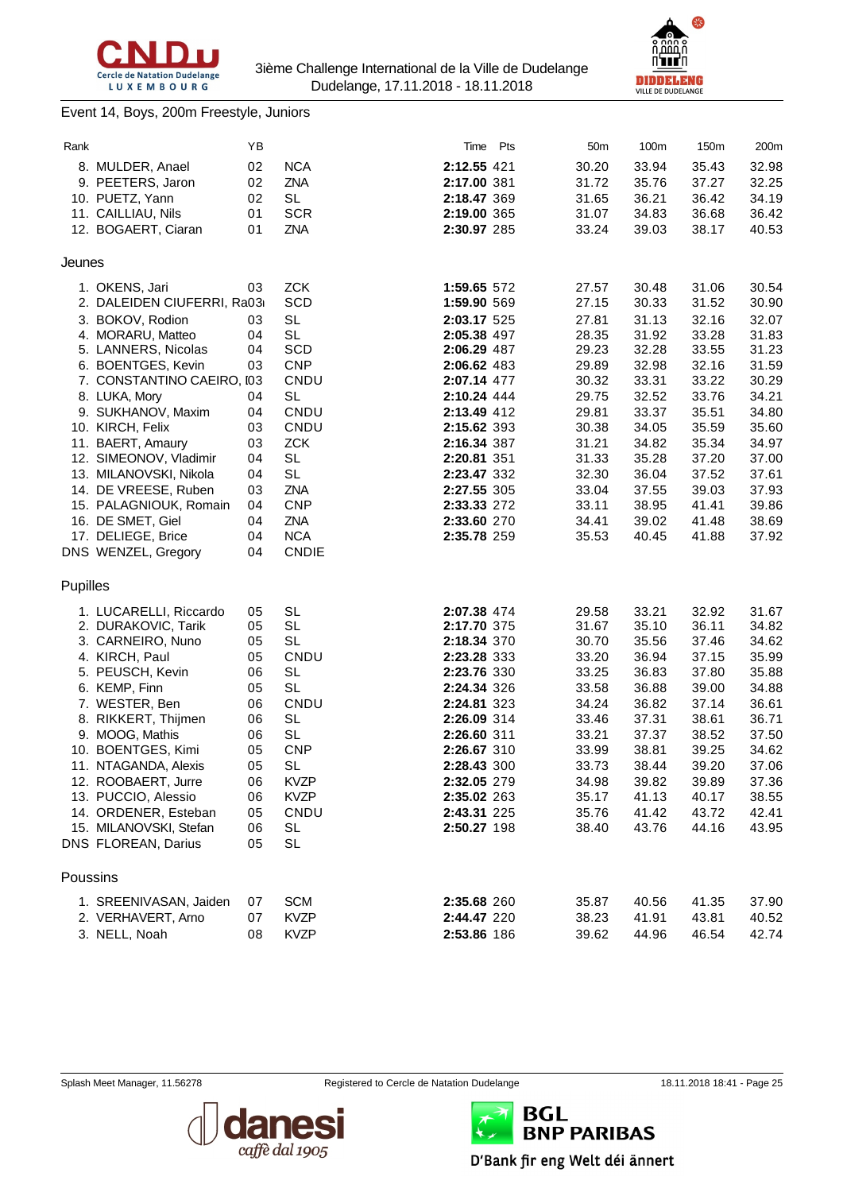3ième Challenge International de la Ville de Dudelange
Dudelange, 17.11.2018 - 18.11.2018

Event 14, Boys, 200m Freestyle, Juniors

| Rank | | YB | | Time | Pts | 50m | 100m | 150m | 200m |
|---|---|---|---|---|---|---|---|---|---|
| 8. | MULDER, Anael | 02 | NCA | **2:12.55** | 421 | 30.20 | 33.94 | 35.43 | 32.98 |
| 9. | PEETERS, Jaron | 02 | ZNA | **2:17.00** | 381 | 31.72 | 35.76 | 37.27 | 32.25 |
| 10. | PUETZ, Yann | 02 | SL | **2:18.47** | 369 | 31.65 | 36.21 | 36.42 | 34.19 |
| 11. | CAILLIAU, Nils | 01 | SCR | **2:19.00** | 365 | 31.07 | 34.83 | 36.68 | 36.42 |
| 12. | BOGAERT, Ciaran | 01 | ZNA | **2:30.97** | 285 | 33.24 | 39.03 | 38.17 | 40.53 |

Jeunes

| Rank | | YB | | Time | Pts | 50m | 100m | 150m | 200m |
|---|---|---|---|---|---|---|---|---|---|
| 1. | OKENS, Jari | 03 | ZCK | **1:59.65** | 572 | 27.57 | 30.48 | 31.06 | 30.54 |
| 2. | DALEIDEN CIUFERRI, Ra | 03 | SCD | **1:59.90** | 569 | 27.15 | 30.33 | 31.52 | 30.90 |
| 3. | BOKOV, Rodion | 03 | SL | **2:03.17** | 525 | 27.81 | 31.13 | 32.16 | 32.07 |
| 4. | MORARU, Matteo | 04 | SL | **2:05.38** | 497 | 28.35 | 31.92 | 33.28 | 31.83 |
| 5. | LANNERS, Nicolas | 04 | SCD | **2:06.29** | 487 | 29.23 | 32.28 | 33.55 | 31.23 |
| 6. | BOENTGES, Kevin | 03 | CNP | **2:06.62** | 483 | 29.89 | 32.98 | 32.16 | 31.59 |
| 7. | CONSTANTINO CAEIRO, I | 03 | CNDU | **2:07.14** | 477 | 30.32 | 33.31 | 33.22 | 30.29 |
| 8. | LUKA, Mory | 04 | SL | **2:10.24** | 444 | 29.75 | 32.52 | 33.76 | 34.21 |
| 9. | SUKHANOV, Maxim | 04 | CNDU | **2:13.49** | 412 | 29.81 | 33.37 | 35.51 | 34.80 |
| 10. | KIRCH, Felix | 03 | CNDU | **2:15.62** | 393 | 30.38 | 34.05 | 35.59 | 35.60 |
| 11. | BAERT, Amaury | 03 | ZCK | **2:16.34** | 387 | 31.21 | 34.82 | 35.34 | 34.97 |
| 12. | SIMEONOV, Vladimir | 04 | SL | **2:20.81** | 351 | 31.33 | 35.28 | 37.20 | 37.00 |
| 13. | MILANOVSKI, Nikola | 04 | SL | **2:23.47** | 332 | 32.30 | 36.04 | 37.52 | 37.61 |
| 14. | DE VREESE, Ruben | 03 | ZNA | **2:27.55** | 305 | 33.04 | 37.55 | 39.03 | 37.93 |
| 15. | PALAGNIOUK, Romain | 04 | CNP | **2:33.33** | 272 | 33.11 | 38.95 | 41.41 | 39.86 |
| 16. | DE SMET, Giel | 04 | ZNA | **2:33.60** | 270 | 34.41 | 39.02 | 41.48 | 38.69 |
| 17. | DELIEGE, Brice | 04 | NCA | **2:35.78** | 259 | 35.53 | 40.45 | 41.88 | 37.92 |
| DNS | WENZEL, Gregory | 04 | CNDIE | | | | | | |

Pupilles

| Rank | | YB | | Time | Pts | 50m | 100m | 150m | 200m |
|---|---|---|---|---|---|---|---|---|---|
| 1. | LUCARELLI, Riccardo | 05 | SL | **2:07.38** | 474 | 29.58 | 33.21 | 32.92 | 31.67 |
| 2. | DURAKOVIC, Tarik | 05 | SL | **2:17.70** | 375 | 31.67 | 35.10 | 36.11 | 34.82 |
| 3. | CARNEIRO, Nuno | 05 | SL | **2:18.34** | 370 | 30.70 | 35.56 | 37.46 | 34.62 |
| 4. | KIRCH, Paul | 05 | CNDU | **2:23.28** | 333 | 33.20 | 36.94 | 37.15 | 35.99 |
| 5. | PEUSCH, Kevin | 06 | SL | **2:23.76** | 330 | 33.25 | 36.83 | 37.80 | 35.88 |
| 6. | KEMP, Finn | 05 | SL | **2:24.34** | 326 | 33.58 | 36.88 | 39.00 | 34.88 |
| 7. | WESTER, Ben | 06 | CNDU | **2:24.81** | 323 | 34.24 | 36.82 | 37.14 | 36.61 |
| 8. | RIKKERT, Thijmen | 06 | SL | **2:26.09** | 314 | 33.46 | 37.31 | 38.61 | 36.71 |
| 9. | MOOG, Mathis | 06 | SL | **2:26.60** | 311 | 33.21 | 37.37 | 38.52 | 37.50 |
| 10. | BOENTGES, Kimi | 05 | CNP | **2:26.67** | 310 | 33.99 | 38.81 | 39.25 | 34.62 |
| 11. | NTAGANDA, Alexis | 05 | SL | **2:28.43** | 300 | 33.73 | 38.44 | 39.20 | 37.06 |
| 12. | ROOBAERT, Jurre | 06 | KVZP | **2:32.05** | 279 | 34.98 | 39.82 | 39.89 | 37.36 |
| 13. | PUCCIO, Alessio | 06 | KVZP | **2:35.02** | 263 | 35.17 | 41.13 | 40.17 | 38.55 |
| 14. | ORDENER, Esteban | 05 | CNDU | **2:43.31** | 225 | 35.76 | 41.42 | 43.72 | 42.41 |
| 15. | MILANOVSKI, Stefan | 06 | SL | **2:50.27** | 198 | 38.40 | 43.76 | 44.16 | 43.95 |
| DNS | FLOREAN, Darius | 05 | SL | | | | | | |

Poussins

| Rank | | YB | | Time | Pts | 50m | 100m | 150m | 200m |
|---|---|---|---|---|---|---|---|---|---|
| 1. | SREENIVASAN, Jaiden | 07 | SCM | **2:35.68** | 260 | 35.87 | 40.56 | 41.35 | 37.90 |
| 2. | VERHAVERT, Arno | 07 | KVZP | **2:44.47** | 220 | 38.23 | 41.91 | 43.81 | 40.52 |
| 3. | NELL, Noah | 08 | KVZP | **2:53.86** | 186 | 39.62 | 44.96 | 46.54 | 42.74 |

Splash Meet Manager, 11.56278 — Registered to Cercle de Natation Dudelange — 18.11.2018 18:41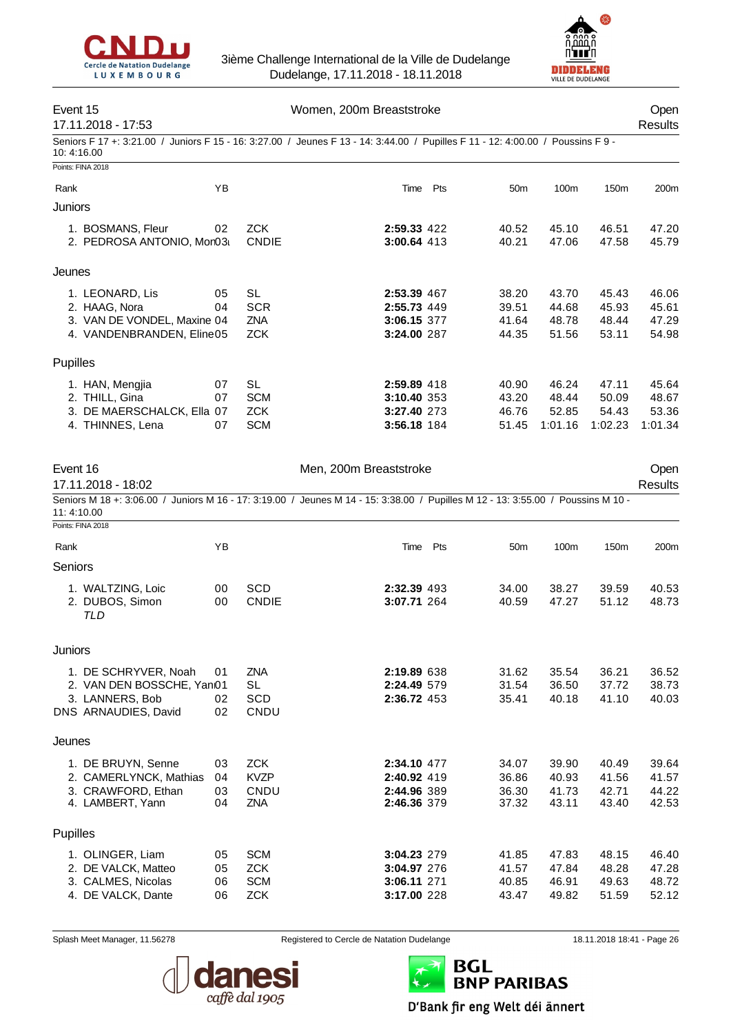## Event 15 — Women, 200m Breaststroke

17.11.2018 - 17:53 — Open Results

Seniors F 17 +: 3:21.00 / Juniors F 15 - 16: 3:27.00 / Jeunes F 13 - 14: 3:44.00 / Pupilles F 11 - 12: 4:00.00 / Poussins F 9 - 10: 4:16.00

Points: FINA 2018

| Rank | | YB | | Time | Pts | 50m | 100m | 150m | 200m |
|---|---|---|---|---|---|---|---|---|---|
| **Juniors** | | | | | | | | | |
| 1. | BOSMANS, Fleur | 02 | ZCK | **2:59.33** | 422 | 40.52 | 45.10 | 46.51 | 47.20 |
| 2. | PEDROSA ANTONIO, Mon | 03 | CNDIE | **3:00.64** | 413 | 40.21 | 47.06 | 47.58 | 45.79 |
| **Jeunes** | | | | | | | | | |
| 1. | LEONARD, Lis | 05 | SL | **2:53.39** | 467 | 38.20 | 43.70 | 45.43 | 46.06 |
| 2. | HAAG, Nora | 04 | SCR | **2:55.73** | 449 | 39.51 | 44.68 | 45.93 | 45.61 |
| 3. | VAN DE VONDEL, Maxine | 04 | ZNA | **3:06.15** | 377 | 41.64 | 48.78 | 48.44 | 47.29 |
| 4. | VANDENBRANDEN, Eline | 05 | ZCK | **3:24.00** | 287 | 44.35 | 51.56 | 53.11 | 54.98 |
| **Pupilles** | | | | | | | | | |
| 1. | HAN, Mengjia | 07 | SL | **2:59.89** | 418 | 40.90 | 46.24 | 47.11 | 45.64 |
| 2. | THILL, Gina | 07 | SCM | **3:10.40** | 353 | 43.20 | 48.44 | 50.09 | 48.67 |
| 3. | DE MAERSCHALCK, Ella | 07 | ZCK | **3:27.40** | 273 | 46.76 | 52.85 | 54.43 | 53.36 |
| 4. | THINNES, Lena | 07 | SCM | **3:56.18** | 184 | 51.45 | 1:01.16 | 1:02.23 | 1:01.34 |

## Event 16 — Men, 200m Breaststroke

17.11.2018 - 18:02 — Open Results

Seniors M 18 +: 3:06.00 / Juniors M 16 - 17: 3:19.00 / Jeunes M 14 - 15: 3:38.00 / Pupilles M 12 - 13: 3:55.00 / Poussins M 10 - 11: 4:10.00

Points: FINA 2018

| Rank | | YB | | Time | Pts | 50m | 100m | 150m | 200m |
|---|---|---|---|---|---|---|---|---|---|
| **Seniors** | | | | | | | | | |
| 1. | WALTZING, Loic | 00 | SCD | **2:32.39** | 493 | 34.00 | 38.27 | 39.59 | 40.53 |
| 2. | DUBOS, Simon *TLD* | 00 | CNDIE | **3:07.71** | 264 | 40.59 | 47.27 | 51.12 | 48.73 |
| **Juniors** | | | | | | | | | |
| 1. | DE SCHRYVER, Noah | 01 | ZNA | **2:19.89** | 638 | 31.62 | 35.54 | 36.21 | 36.52 |
| 2. | VAN DEN BOSSCHE, Yan | 01 | SL | **2:24.49** | 579 | 31.54 | 36.50 | 37.72 | 38.73 |
| 3. | LANNERS, Bob | 02 | SCD | **2:36.72** | 453 | 35.41 | 40.18 | 41.10 | 40.03 |
| DNS | ARNAUDIES, David | 02 | CNDU | | | | | | |
| **Jeunes** | | | | | | | | | |
| 1. | DE BRUYN, Senne | 03 | ZCK | **2:34.10** | 477 | 34.07 | 39.90 | 40.49 | 39.64 |
| 2. | CAMERLYNCK, Mathias | 04 | KVZP | **2:40.92** | 419 | 36.86 | 40.93 | 41.56 | 41.57 |
| 3. | CRAWFORD, Ethan | 03 | CNDU | **2:44.96** | 389 | 36.30 | 41.73 | 42.71 | 44.22 |
| 4. | LAMBERT, Yann | 04 | ZNA | **2:46.36** | 379 | 37.32 | 43.11 | 43.40 | 42.53 |
| **Pupilles** | | | | | | | | | |
| 1. | OLINGER, Liam | 05 | SCM | **3:04.23** | 279 | 41.85 | 47.83 | 48.15 | 46.40 |
| 2. | DE VALCK, Matteo | 05 | ZCK | **3:04.97** | 276 | 41.57 | 47.84 | 48.28 | 47.28 |
| 3. | CALMES, Nicolas | 06 | SCM | **3:06.11** | 271 | 40.85 | 46.91 | 49.63 | 48.72 |
| 4. | DE VALCK, Dante | 06 | ZCK | **3:17.00** | 228 | 43.47 | 49.82 | 51.59 | 52.12 |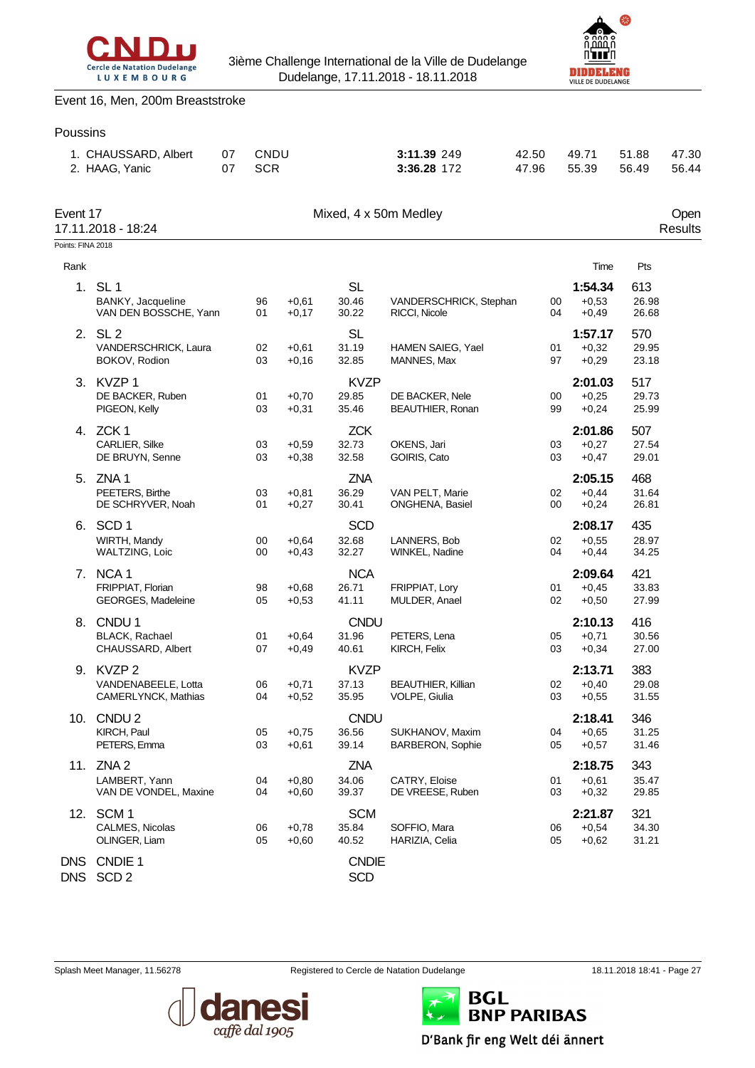Event 16, Men, 200m Breaststroke

### Poussins

| Rank | Name | YB | Club | Time | Pts | 50m | 100m | 150m | 200m |
|---|---|---|---|---|---|---|---|---|---|
| 1. | CHAUSSARD, Albert | 07 | CNDU | **3:11.39** | 249 | 42.50 | 49.71 | 51.88 | 47.30 |
| 2. | HAAG, Yanic | 07 | SCR | **3:36.28** | 172 | 47.96 | 55.39 | 56.49 | 56.44 |

## Event 17 — Mixed, 4 x 50m Medley — Open Results

17.11.2018 - 18:24

Points: FINA 2018

| Rank | Team / Swimmer | YB | RT | Split | Swimmer | YB | RT | Time / Split |
|---|---|---|---|---|---|---|---|---|
| 1. | SL 1 | | | SL | | | | **1:54.34** 613 |
| | BANKY, Jacqueline | 96 | +0,61 | 30.46 | VANDERSCHRICK, Stephan | 00 | +0,53 | 26.98 |
| | VAN DEN BOSSCHE, Yann | 01 | +0,17 | 30.22 | RICCI, Nicole | 04 | +0,49 | 26.68 |
| 2. | SL 2 | | | SL | | | | **1:57.17** 570 |
| | VANDERSCHRICK, Laura | 02 | +0,61 | 31.19 | HAMEN SAIEG, Yael | 01 | +0,32 | 29.95 |
| | BOKOV, Rodion | 03 | +0,16 | 32.85 | MANNES, Max | 97 | +0,29 | 23.18 |
| 3. | KVZP 1 | | | KVZP | | | | **2:01.03** 517 |
| | DE BACKER, Ruben | 01 | +0,70 | 29.85 | DE BACKER, Nele | 00 | +0,25 | 29.73 |
| | PIGEON, Kelly | 03 | +0,31 | 35.46 | BEAUTHIER, Ronan | 99 | +0,24 | 25.99 |
| 4. | ZCK 1 | | | ZCK | | | | **2:01.86** 507 |
| | CARLIER, Silke | 03 | +0,59 | 32.73 | OKENS, Jari | 03 | +0,27 | 27.54 |
| | DE BRUYN, Senne | 03 | +0,38 | 32.58 | GOIRIS, Cato | 03 | +0,47 | 29.01 |
| 5. | ZNA 1 | | | ZNA | | | | **2:05.15** 468 |
| | PEETERS, Birthe | 03 | +0,81 | 36.29 | VAN PELT, Marie | 02 | +0,44 | 31.64 |
| | DE SCHRYVER, Noah | 01 | +0,27 | 30.41 | ONGHENA, Basiel | 00 | +0,24 | 26.81 |
| 6. | SCD 1 | | | SCD | | | | **2:08.17** 435 |
| | WIRTH, Mandy | 00 | +0,64 | 32.68 | LANNERS, Bob | 02 | +0,55 | 28.97 |
| | WALTZING, Loic | 00 | +0,43 | 32.27 | WINKEL, Nadine | 04 | +0,44 | 34.25 |
| 7. | NCA 1 | | | NCA | | | | **2:09.64** 421 |
| | FRIPPIAT, Florian | 98 | +0,68 | 26.71 | FRIPPIAT, Lory | 01 | +0,45 | 33.83 |
| | GEORGES, Madeleine | 05 | +0,53 | 41.11 | MULDER, Anael | 02 | +0,50 | 27.99 |
| 8. | CNDU 1 | | | CNDU | | | | **2:10.13** 416 |
| | BLACK, Rachael | 01 | +0,64 | 31.96 | PETERS, Lena | 05 | +0,71 | 30.56 |
| | CHAUSSARD, Albert | 07 | +0,49 | 40.61 | KIRCH, Felix | 03 | +0,34 | 27.00 |
| 9. | KVZP 2 | | | KVZP | | | | **2:13.71** 383 |
| | VANDENABEELE, Lotta | 06 | +0,71 | 37.13 | BEAUTHIER, Killian | 02 | +0,40 | 29.08 |
| | CAMERLYNCK, Mathias | 04 | +0,52 | 35.95 | VOLPE, Giulia | 03 | +0,55 | 31.55 |
| 10. | CNDU 2 | | | CNDU | | | | **2:18.41** 346 |
| | KIRCH, Paul | 05 | +0,75 | 36.56 | SUKHANOV, Maxim | 04 | +0,65 | 31.25 |
| | PETERS, Emma | 03 | +0,61 | 39.14 | BARBERON, Sophie | 05 | +0,57 | 31.46 |
| 11. | ZNA 2 | | | ZNA | | | | **2:18.75** 343 |
| | LAMBERT, Yann | 04 | +0,80 | 34.06 | CATRY, Eloise | 01 | +0,61 | 35.47 |
| | VAN DE VONDEL, Maxine | 04 | +0,60 | 39.37 | DE VREESE, Ruben | 03 | +0,32 | 29.85 |
| 12. | SCM 1 | | | SCM | | | | **2:21.87** 321 |
| | CALMES, Nicolas | 06 | +0,78 | 35.84 | SOFFIO, Mara | 06 | +0,54 | 34.30 |
| | OLINGER, Liam | 05 | +0,60 | 40.52 | HARIZIA, Celia | 05 | +0,62 | 31.21 |
| DNS | CNDIE 1 | | | CNDIE | | | | |
| DNS | SCD 2 | | | SCD | | | | |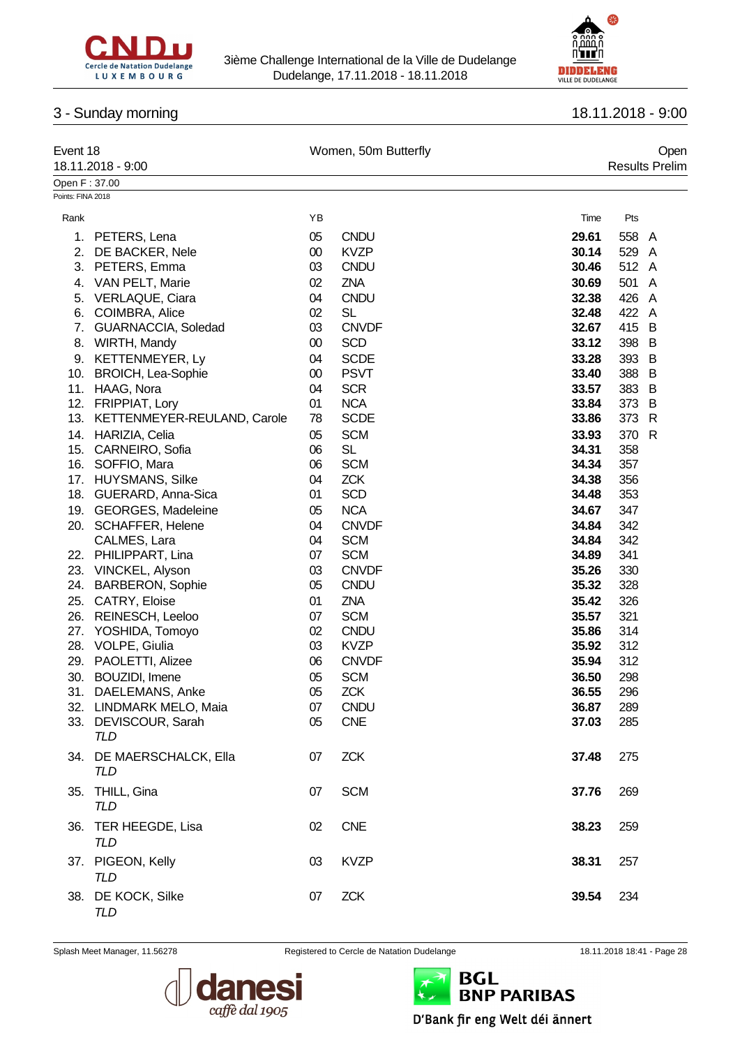## 3 - Sunday morning

18.11.2018 - 9:00

Event 18 — Women, 50m Butterfly — Open

18.11.2018 - 9:00 — Results Prelim

Open F : 37.00

Points: FINA 2018

| Rank | | YB | | Time | Pts | |
|---|---|---|---|---|---|---|
| 1. | PETERS, Lena | 05 | CNDU | **29.61** | 558 | A |
| 2. | DE BACKER, Nele | 00 | KVZP | **30.14** | 529 | A |
| 3. | PETERS, Emma | 03 | CNDU | **30.46** | 512 | A |
| 4. | VAN PELT, Marie | 02 | ZNA | **30.69** | 501 | A |
| 5. | VERLAQUE, Ciara | 04 | CNDU | **32.38** | 426 | A |
| 6. | COIMBRA, Alice | 02 | SL | **32.48** | 422 | A |
| 7. | GUARNACCIA, Soledad | 03 | CNVDF | **32.67** | 415 | B |
| 8. | WIRTH, Mandy | 00 | SCD | **33.12** | 398 | B |
| 9. | KETTENMEYER, Ly | 04 | SCDE | **33.28** | 393 | B |
| 10. | BROICH, Lea-Sophie | 00 | PSVT | **33.40** | 388 | B |
| 11. | HAAG, Nora | 04 | SCR | **33.57** | 383 | B |
| 12. | FRIPPIAT, Lory | 01 | NCA | **33.84** | 373 | B |
| 13. | KETTENMEYER-REULAND, Carole | 78 | SCDE | **33.86** | 373 | R |
| 14. | HARIZIA, Celia | 05 | SCM | **33.93** | 370 | R |
| 15. | CARNEIRO, Sofia | 06 | SL | **34.31** | 358 | |
| 16. | SOFFIO, Mara | 06 | SCM | **34.34** | 357 | |
| 17. | HUYSMANS, Silke | 04 | ZCK | **34.38** | 356 | |
| 18. | GUERARD, Anna-Sica | 01 | SCD | **34.48** | 353 | |
| 19. | GEORGES, Madeleine | 05 | NCA | **34.67** | 347 | |
| 20. | SCHAFFER, Helene | 04 | CNVDF | **34.84** | 342 | |
| | CALMES, Lara | 04 | SCM | **34.84** | 342 | |
| 22. | PHILIPPART, Lina | 07 | SCM | **34.89** | 341 | |
| 23. | VINCKEL, Alyson | 03 | CNVDF | **35.26** | 330 | |
| 24. | BARBERON, Sophie | 05 | CNDU | **35.32** | 328 | |
| 25. | CATRY, Eloise | 01 | ZNA | **35.42** | 326 | |
| 26. | REINESCH, Leeloo | 07 | SCM | **35.57** | 321 | |
| 27. | YOSHIDA, Tomoyo | 02 | CNDU | **35.86** | 314 | |
| 28. | VOLPE, Giulia | 03 | KVZP | **35.92** | 312 | |
| 29. | PAOLETTI, Alizee | 06 | CNVDF | **35.94** | 312 | |
| 30. | BOUZIDI, Imene | 05 | SCM | **36.50** | 298 | |
| 31. | DAELEMANS, Anke | 05 | ZCK | **36.55** | 296 | |
| 32. | LINDMARK MELO, Maia | 07 | CNDU | **36.87** | 289 | |
| 33. | DEVISCOUR, Sarah *TLD* | 05 | CNE | **37.03** | 285 | |
| 34. | DE MAERSCHALCK, Ella *TLD* | 07 | ZCK | **37.48** | 275 | |
| 35. | THILL, Gina *TLD* | 07 | SCM | **37.76** | 269 | |
| 36. | TER HEEGDE, Lisa *TLD* | 02 | CNE | **38.23** | 259 | |
| 37. | PIGEON, Kelly *TLD* | 03 | KVZP | **38.31** | 257 | |
| 38. | DE KOCK, Silke *TLD* | 07 | ZCK | **39.54** | 234 | |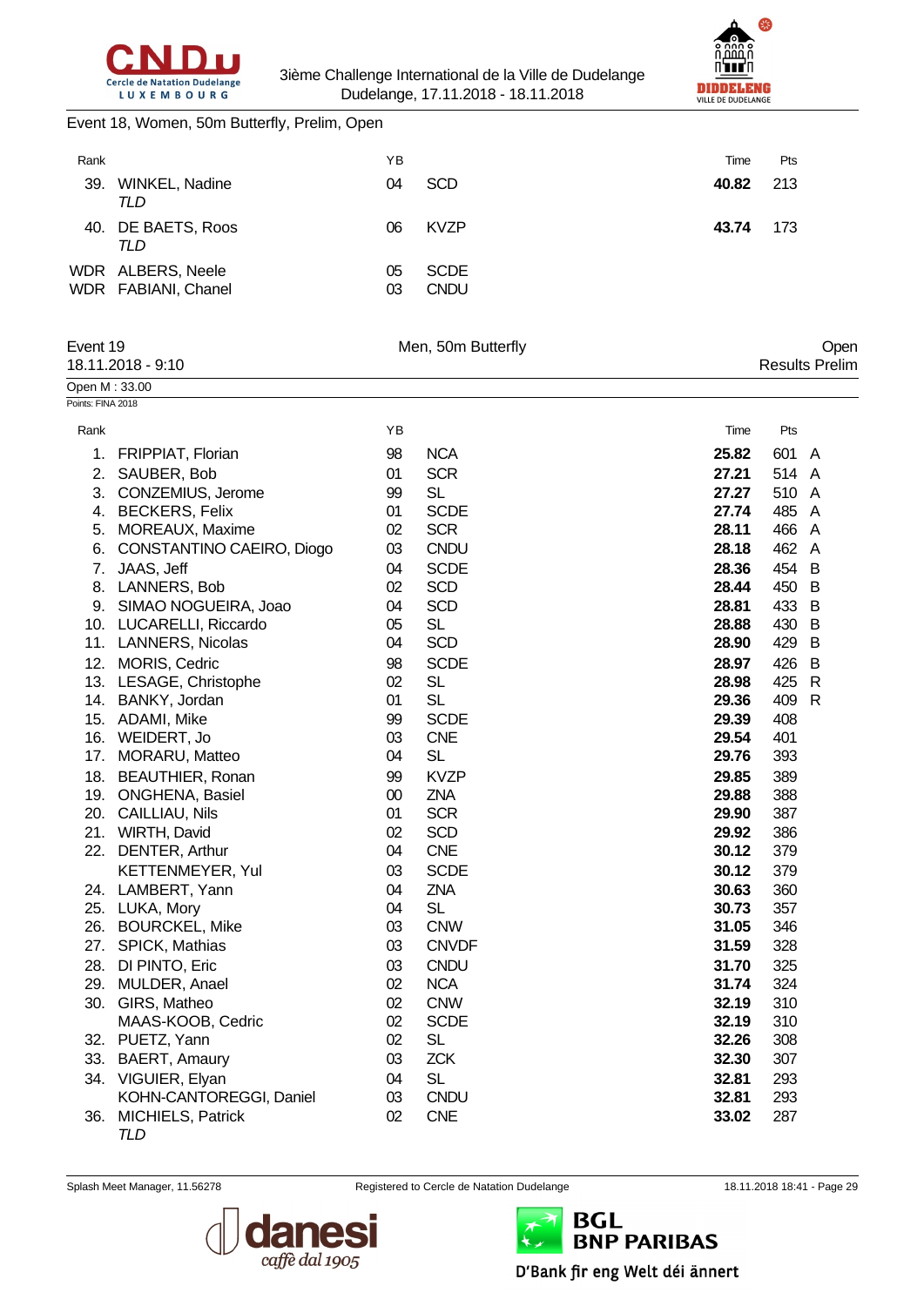Event 18, Women, 50m Butterfly, Prelim, Open

| Rank | | YB | | Time | Pts | |
|---|---|---|---|---|---|---|
| 39. | WINKEL, Nadine *TLD* | 04 | SCD | **40.82** | 213 | |
| 40. | DE BAETS, Roos *TLD* | 06 | KVZP | **43.74** | 173 | |
| WDR | ALBERS, Neele | 05 | SCDE | | | |
| WDR | FABIANI, Chanel | 03 | CNDU | | | |

## Event 19 — Men, 50m Butterfly — Open

18.11.2018 - 9:10 — Results Prelim

Open M : 33.00

Points: FINA 2018

| Rank | | YB | | Time | Pts | |
|---|---|---|---|---|---|---|
| 1. | FRIPPIAT, Florian | 98 | NCA | **25.82** | 601 | A |
| 2. | SAUBER, Bob | 01 | SCR | **27.21** | 514 | A |
| 3. | CONZEMIUS, Jerome | 99 | SL | **27.27** | 510 | A |
| 4. | BECKERS, Felix | 01 | SCDE | **27.74** | 485 | A |
| 5. | MOREAUX, Maxime | 02 | SCR | **28.11** | 466 | A |
| 6. | CONSTANTINO CAEIRO, Diogo | 03 | CNDU | **28.18** | 462 | A |
| 7. | JAAS, Jeff | 04 | SCDE | **28.36** | 454 | B |
| 8. | LANNERS, Bob | 02 | SCD | **28.44** | 450 | B |
| 9. | SIMAO NOGUEIRA, Joao | 04 | SCD | **28.81** | 433 | B |
| 10. | LUCARELLI, Riccardo | 05 | SL | **28.88** | 430 | B |
| 11. | LANNERS, Nicolas | 04 | SCD | **28.90** | 429 | B |
| 12. | MORIS, Cedric | 98 | SCDE | **28.97** | 426 | B |
| 13. | LESAGE, Christophe | 02 | SL | **28.98** | 425 | R |
| 14. | BANKY, Jordan | 01 | SL | **29.36** | 409 | R |
| 15. | ADAMI, Mike | 99 | SCDE | **29.39** | 408 | |
| 16. | WEIDERT, Jo | 03 | CNE | **29.54** | 401 | |
| 17. | MORARU, Matteo | 04 | SL | **29.76** | 393 | |
| 18. | BEAUTHIER, Ronan | 99 | KVZP | **29.85** | 389 | |
| 19. | ONGHENA, Basiel | 00 | ZNA | **29.88** | 388 | |
| 20. | CAILLIAU, Nils | 01 | SCR | **29.90** | 387 | |
| 21. | WIRTH, David | 02 | SCD | **29.92** | 386 | |
| 22. | DENTER, Arthur | 04 | CNE | **30.12** | 379 | |
| | KETTENMEYER, Yul | 03 | SCDE | **30.12** | 379 | |
| 24. | LAMBERT, Yann | 04 | ZNA | **30.63** | 360 | |
| 25. | LUKA, Mory | 04 | SL | **30.73** | 357 | |
| 26. | BOURCKEL, Mike | 03 | CNW | **31.05** | 346 | |
| 27. | SPICK, Mathias | 03 | CNVDF | **31.59** | 328 | |
| 28. | DI PINTO, Eric | 03 | CNDU | **31.70** | 325 | |
| 29. | MULDER, Anael | 02 | NCA | **31.74** | 324 | |
| 30. | GIRS, Matheo | 02 | CNW | **32.19** | 310 | |
| | MAAS-KOOB, Cedric | 02 | SCDE | **32.19** | 310 | |
| 32. | PUETZ, Yann | 02 | SL | **32.26** | 308 | |
| 33. | BAERT, Amaury | 03 | ZCK | **32.30** | 307 | |
| 34. | VIGUIER, Elyan | 04 | SL | **32.81** | 293 | |
| | KOHN-CANTOREGGI, Daniel | 03 | CNDU | **32.81** | 293 | |
| 36. | MICHIELS, Patrick *TLD* | 02 | CNE | **33.02** | 287 | |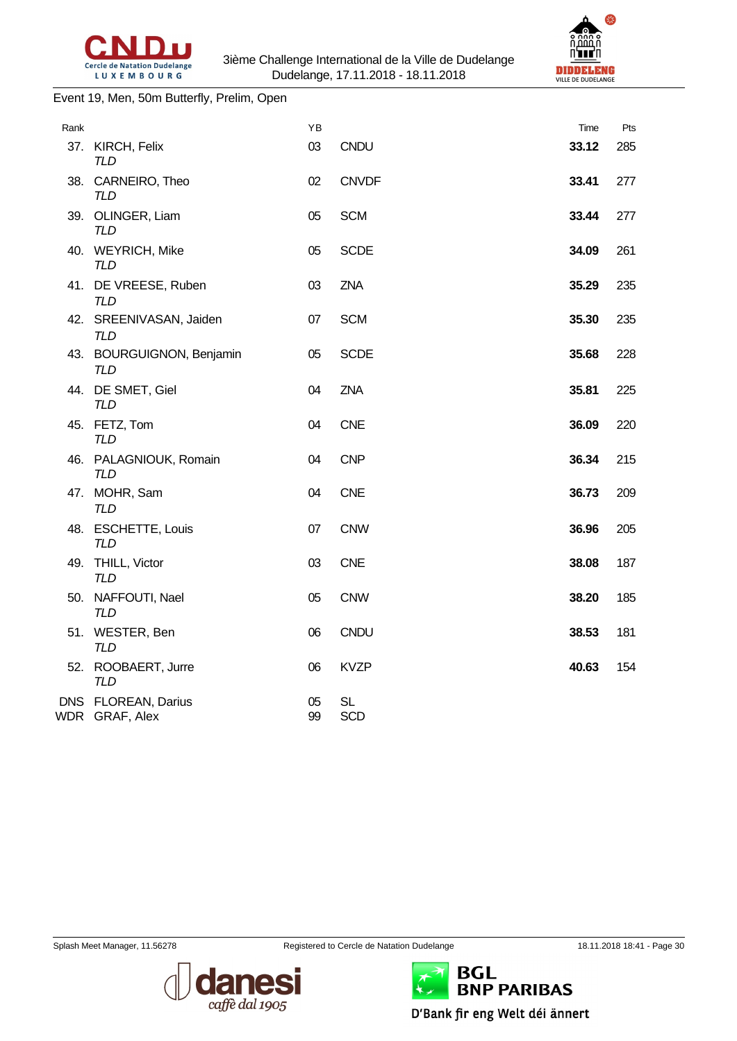Event 19, Men, 50m Butterfly, Prelim, Open

| Rank | | YB | | Time | Pts |
|---|---|---|---|---|---|
| 37. | KIRCH, Felix *TLD* | 03 | CNDU | **33.12** | 285 |
| 38. | CARNEIRO, Theo *TLD* | 02 | CNVDF | **33.41** | 277 |
| 39. | OLINGER, Liam *TLD* | 05 | SCM | **33.44** | 277 |
| 40. | WEYRICH, Mike *TLD* | 05 | SCDE | **34.09** | 261 |
| 41. | DE VREESE, Ruben *TLD* | 03 | ZNA | **35.29** | 235 |
| 42. | SREENIVASAN, Jaiden *TLD* | 07 | SCM | **35.30** | 235 |
| 43. | BOURGUIGNON, Benjamin *TLD* | 05 | SCDE | **35.68** | 228 |
| 44. | DE SMET, Giel *TLD* | 04 | ZNA | **35.81** | 225 |
| 45. | FETZ, Tom *TLD* | 04 | CNE | **36.09** | 220 |
| 46. | PALAGNIOUK, Romain *TLD* | 04 | CNP | **36.34** | 215 |
| 47. | MOHR, Sam *TLD* | 04 | CNE | **36.73** | 209 |
| 48. | ESCHETTE, Louis *TLD* | 07 | CNW | **36.96** | 205 |
| 49. | THILL, Victor *TLD* | 03 | CNE | **38.08** | 187 |
| 50. | NAFFOUTI, Nael *TLD* | 05 | CNW | **38.20** | 185 |
| 51. | WESTER, Ben *TLD* | 06 | CNDU | **38.53** | 181 |
| 52. | ROOBAERT, Jurre *TLD* | 06 | KVZP | **40.63** | 154 |
| DNS | FLOREAN, Darius | 05 | SL | | |
| WDR | GRAF, Alex | 99 | SCD | | |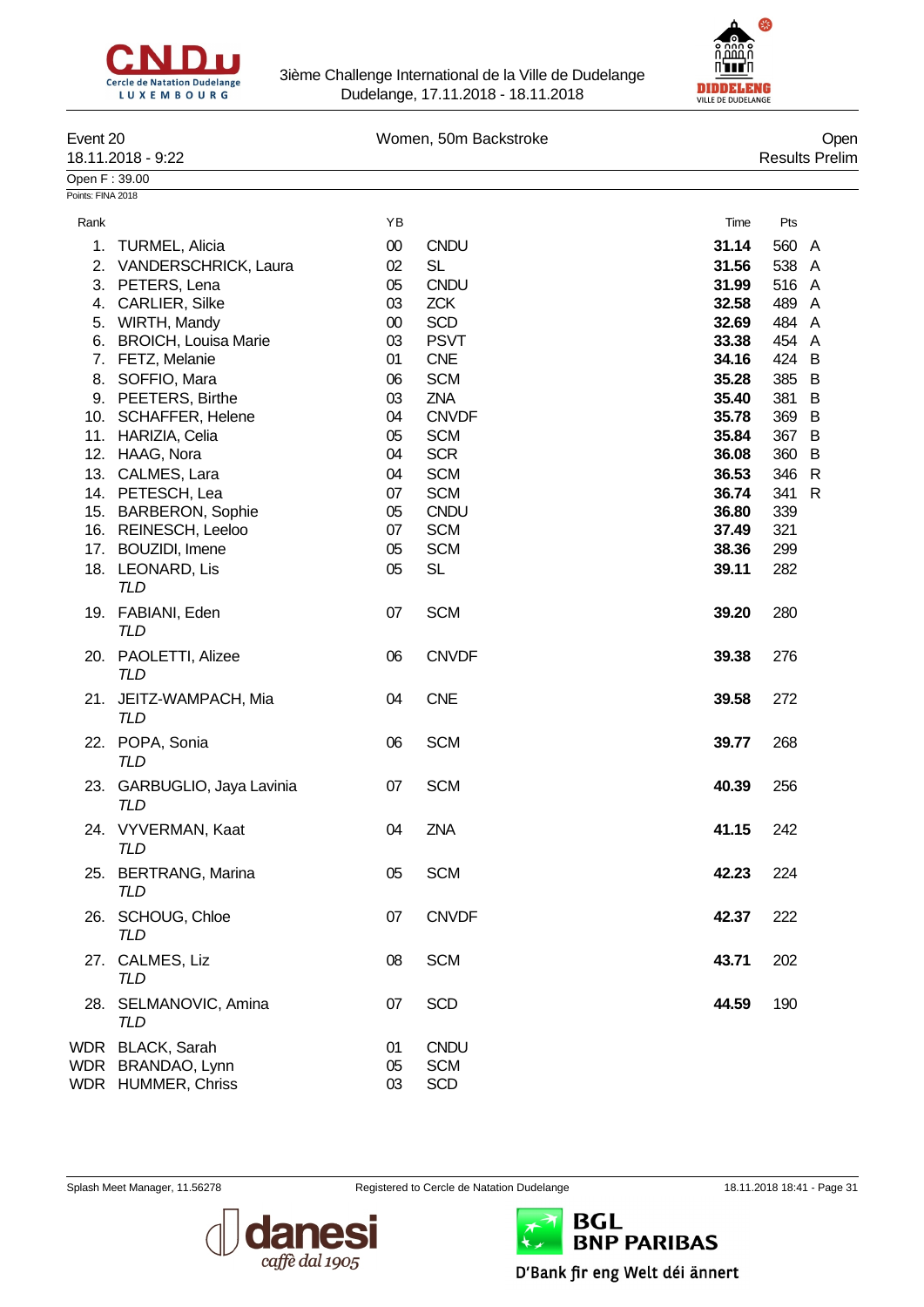3ième Challenge International de la Ville de Dudelange
Dudelange, 17.11.2018 - 18.11.2018

Event 20 — Women, 50m Backstroke — Open

18.11.2018 - 9:22 — Results Prelim

Open F : 39.00

Points: FINA 2018

| Rank | | YB | | Time | Pts | |
|---|---|---|---|---|---|---|
| 1. | TURMEL, Alicia | 00 | CNDU | **31.14** | 560 | A |
| 2. | VANDERSCHRICK, Laura | 02 | SL | **31.56** | 538 | A |
| 3. | PETERS, Lena | 05 | CNDU | **31.99** | 516 | A |
| 4. | CARLIER, Silke | 03 | ZCK | **32.58** | 489 | A |
| 5. | WIRTH, Mandy | 00 | SCD | **32.69** | 484 | A |
| 6. | BROICH, Louisa Marie | 03 | PSVT | **33.38** | 454 | A |
| 7. | FETZ, Melanie | 01 | CNE | **34.16** | 424 | B |
| 8. | SOFFIO, Mara | 06 | SCM | **35.28** | 385 | B |
| 9. | PEETERS, Birthe | 03 | ZNA | **35.40** | 381 | B |
| 10. | SCHAFFER, Helene | 04 | CNVDF | **35.78** | 369 | B |
| 11. | HARIZIA, Celia | 05 | SCM | **35.84** | 367 | B |
| 12. | HAAG, Nora | 04 | SCR | **36.08** | 360 | B |
| 13. | CALMES, Lara | 04 | SCM | **36.53** | 346 | R |
| 14. | PETESCH, Lea | 07 | SCM | **36.74** | 341 | R |
| 15. | BARBERON, Sophie | 05 | CNDU | **36.80** | 339 | |
| 16. | REINESCH, Leeloo | 07 | SCM | **37.49** | 321 | |
| 17. | BOUZIDI, Imene | 05 | SCM | **38.36** | 299 | |
| 18. | LEONARD, Lis *TLD* | 05 | SL | **39.11** | 282 | |
| 19. | FABIANI, Eden *TLD* | 07 | SCM | **39.20** | 280 | |
| 20. | PAOLETTI, Alizee *TLD* | 06 | CNVDF | **39.38** | 276 | |
| 21. | JEITZ-WAMPACH, Mia *TLD* | 04 | CNE | **39.58** | 272 | |
| 22. | POPA, Sonia *TLD* | 06 | SCM | **39.77** | 268 | |
| 23. | GARBUGLIO, Jaya Lavinia *TLD* | 07 | SCM | **40.39** | 256 | |
| 24. | VYVERMAN, Kaat *TLD* | 04 | ZNA | **41.15** | 242 | |
| 25. | BERTRANG, Marina *TLD* | 05 | SCM | **42.23** | 224 | |
| 26. | SCHOUG, Chloe *TLD* | 07 | CNVDF | **42.37** | 222 | |
| 27. | CALMES, Liz *TLD* | 08 | SCM | **43.71** | 202 | |
| 28. | SELMANOVIC, Amina *TLD* | 07 | SCD | **44.59** | 190 | |
| WDR | BLACK, Sarah | 01 | CNDU | | | |
| WDR | BRANDAO, Lynn | 05 | SCM | | | |
| WDR | HUMMER, Chriss | 03 | SCD | | | |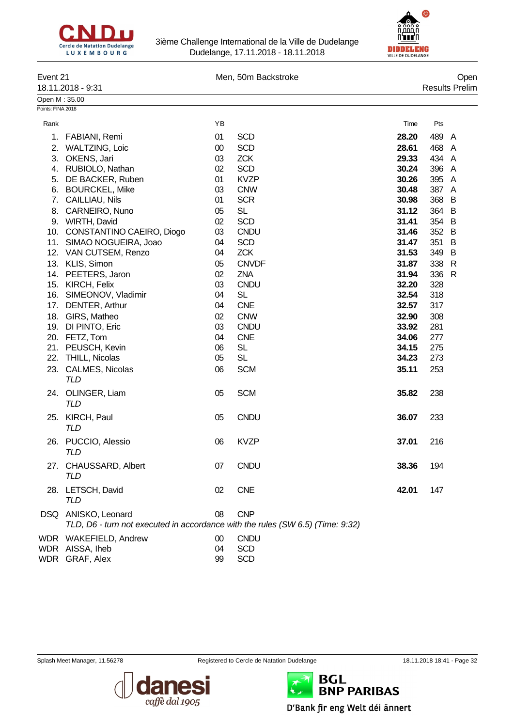3ième Challenge International de la Ville de Dudelange
Dudelange, 17.11.2018 - 18.11.2018

Event 21 | Men, 50m Backstroke | Open
18.11.2018 - 9:31 | Results Prelim

Open M : 35.00
Points: FINA 2018

| Rank | | YB | | Time | Pts | |
|---|---|---|---|---|---|---|
| 1. | FABIANI, Remi | 01 | SCD | **28.20** | 489 | A |
| 2. | WALTZING, Loic | 00 | SCD | **28.61** | 468 | A |
| 3. | OKENS, Jari | 03 | ZCK | **29.33** | 434 | A |
| 4. | RUBIOLO, Nathan | 02 | SCD | **30.24** | 396 | A |
| 5. | DE BACKER, Ruben | 01 | KVZP | **30.26** | 395 | A |
| 6. | BOURCKEL, Mike | 03 | CNW | **30.48** | 387 | A |
| 7. | CAILLIAU, Nils | 01 | SCR | **30.98** | 368 | B |
| 8. | CARNEIRO, Nuno | 05 | SL | **31.12** | 364 | B |
| 9. | WIRTH, David | 02 | SCD | **31.41** | 354 | B |
| 10. | CONSTANTINO CAEIRO, Diogo | 03 | CNDU | **31.46** | 352 | B |
| 11. | SIMAO NOGUEIRA, Joao | 04 | SCD | **31.47** | 351 | B |
| 12. | VAN CUTSEM, Renzo | 04 | ZCK | **31.53** | 349 | B |
| 13. | KLIS, Simon | 05 | CNVDF | **31.87** | 338 | R |
| 14. | PEETERS, Jaron | 02 | ZNA | **31.94** | 336 | R |
| 15. | KIRCH, Felix | 03 | CNDU | **32.20** | 328 | |
| 16. | SIMEONOV, Vladimir | 04 | SL | **32.54** | 318 | |
| 17. | DENTER, Arthur | 04 | CNE | **32.57** | 317 | |
| 18. | GIRS, Matheo | 02 | CNW | **32.90** | 308 | |
| 19. | DI PINTO, Eric | 03 | CNDU | **33.92** | 281 | |
| 20. | FETZ, Tom | 04 | CNE | **34.06** | 277 | |
| 21. | PEUSCH, Kevin | 06 | SL | **34.15** | 275 | |
| 22. | THILL, Nicolas | 05 | SL | **34.23** | 273 | |
| 23. | CALMES, Nicolas *TLD* | 06 | SCM | **35.11** | 253 | |
| 24. | OLINGER, Liam *TLD* | 05 | SCM | **35.82** | 238 | |
| 25. | KIRCH, Paul *TLD* | 05 | CNDU | **36.07** | 233 | |
| 26. | PUCCIO, Alessio *TLD* | 06 | KVZP | **37.01** | 216 | |
| 27. | CHAUSSARD, Albert *TLD* | 07 | CNDU | **38.36** | 194 | |
| 28. | LETSCH, David *TLD* | 02 | CNE | **42.01** | 147 | |
| DSQ | ANISKO, Leonard *TLD, D6 - turn not executed in accordance with the rules (SW 6.5) (Time: 9:32)* | 08 | CNP | | | |
| WDR | WAKEFIELD, Andrew | 00 | CNDU | | | |
| WDR | AISSA, Iheb | 04 | SCD | | | |
| WDR | GRAF, Alex | 99 | SCD | | | |

Splash Meet Manager, 11.56278 | Registered to Cercle de Natation Dudelange | 18.11.2018 18:41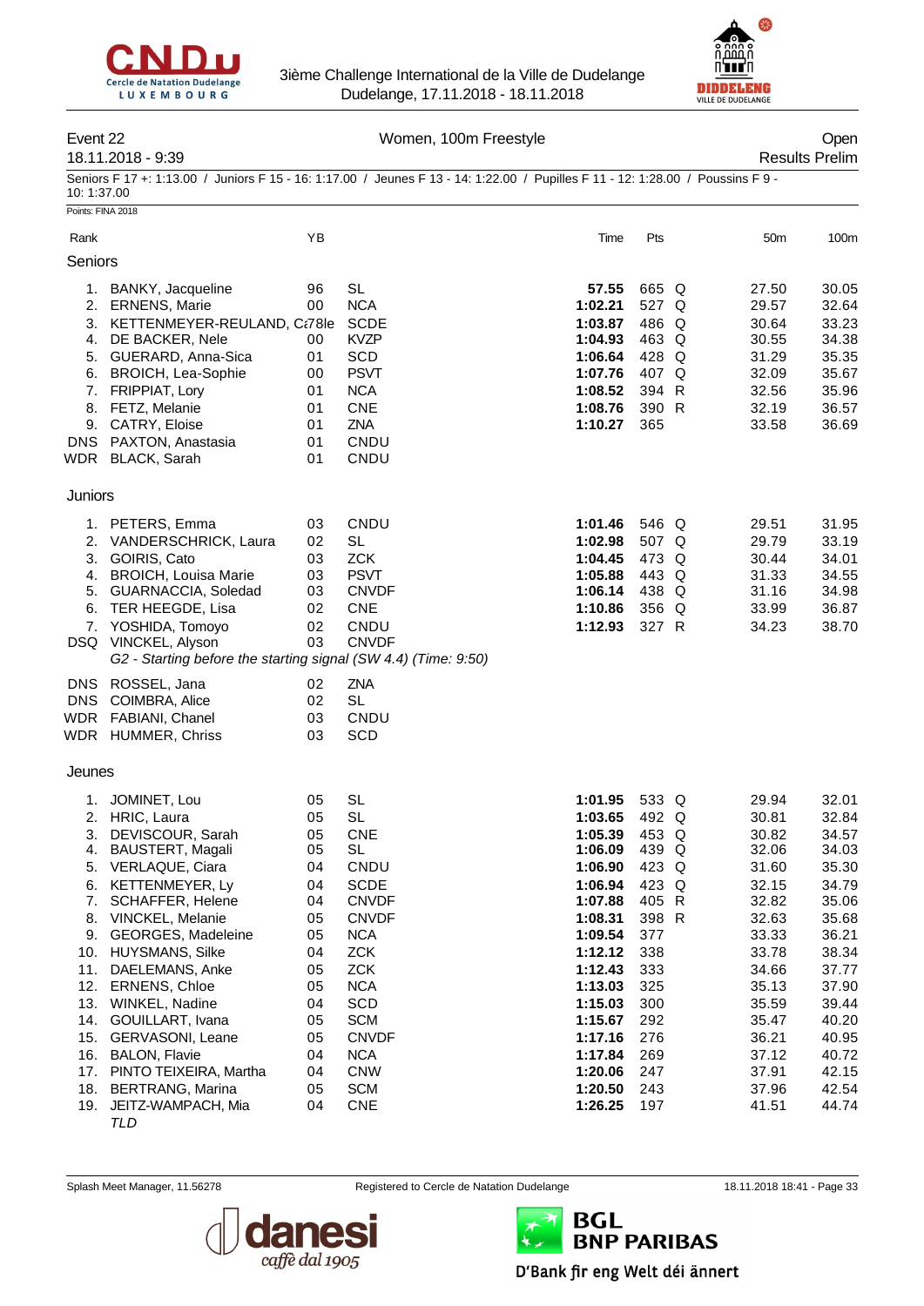3ième Challenge International de la Ville de Dudelange
Dudelange, 17.11.2018 - 18.11.2018

## Event 22 — Women, 100m Freestyle — Open

18.11.2018 - 9:39 — Results Prelim

Seniors F 17 +: 1:13.00 / Juniors F 15 - 16: 1:17.00 / Jeunes F 13 - 14: 1:22.00 / Pupilles F 11 - 12: 1:28.00 / Poussins F 9 - 10: 1:37.00

Points: FINA 2018

### Seniors

| Rank | | YB | | Time | Pts | | 50m | 100m |
|---|---|---|---|---|---|---|---|---|
| 1. | BANKY, Jacqueline | 96 | SL | **57.55** | 665 | Q | 27.50 | 30.05 |
| 2. | ERNENS, Marie | 00 | NCA | **1:02.21** | 527 | Q | 29.57 | 32.64 |
| 3. | KETTENMEYER-REULAND, C‹78le | | SCDE | **1:03.87** | 486 | Q | 30.64 | 33.23 |
| 4. | DE BACKER, Nele | 00 | KVZP | **1:04.93** | 463 | Q | 30.55 | 34.38 |
| 5. | GUERARD, Anna-Sica | 01 | SCD | **1:06.64** | 428 | Q | 31.29 | 35.35 |
| 6. | BROICH, Lea-Sophie | 00 | PSVT | **1:07.76** | 407 | Q | 32.09 | 35.67 |
| 7. | FRIPPIAT, Lory | 01 | NCA | **1:08.52** | 394 | R | 32.56 | 35.96 |
| 8. | FETZ, Melanie | 01 | CNE | **1:08.76** | 390 | R | 32.19 | 36.57 |
| 9. | CATRY, Eloise | 01 | ZNA | **1:10.27** | 365 | | 33.58 | 36.69 |
| DNS | PAXTON, Anastasia | 01 | CNDU | | | | | |
| WDR | BLACK, Sarah | 01 | CNDU | | | | | |

### Juniors

| Rank | | YB | | Time | Pts | | 50m | 100m |
|---|---|---|---|---|---|---|---|---|
| 1. | PETERS, Emma | 03 | CNDU | **1:01.46** | 546 | Q | 29.51 | 31.95 |
| 2. | VANDERSCHRICK, Laura | 02 | SL | **1:02.98** | 507 | Q | 29.79 | 33.19 |
| 3. | GOIRIS, Cato | 03 | ZCK | **1:04.45** | 473 | Q | 30.44 | 34.01 |
| 4. | BROICH, Louisa Marie | 03 | PSVT | **1:05.88** | 443 | Q | 31.33 | 34.55 |
| 5. | GUARNACCIA, Soledad | 03 | CNVDF | **1:06.14** | 438 | Q | 31.16 | 34.98 |
| 6. | TER HEEGDE, Lisa | 02 | CNE | **1:10.86** | 356 | Q | 33.99 | 36.87 |
| 7. | YOSHIDA, Tomoyo | 02 | CNDU | **1:12.93** | 327 | R | 34.23 | 38.70 |
| DSQ | VINCKEL, Alyson<br>*G2 - Starting before the starting signal (SW 4.4) (Time: 9:50)* | 03 | CNVDF | | | | | |
| DNS | ROSSEL, Jana | 02 | ZNA | | | | | |
| DNS | COIMBRA, Alice | 02 | SL | | | | | |
| WDR | FABIANI, Chanel | 03 | CNDU | | | | | |
| WDR | HUMMER, Chriss | 03 | SCD | | | | | |

### Jeunes

| Rank | | YB | | Time | Pts | | 50m | 100m |
|---|---|---|---|---|---|---|---|---|
| 1. | JOMINET, Lou | 05 | SL | **1:01.95** | 533 | Q | 29.94 | 32.01 |
| 2. | HRIC, Laura | 05 | SL | **1:03.65** | 492 | Q | 30.81 | 32.84 |
| 3. | DEVISCOUR, Sarah | 05 | CNE | **1:05.39** | 453 | Q | 30.82 | 34.57 |
| 4. | BAUSTERT, Magali | 05 | SL | **1:06.09** | 439 | Q | 32.06 | 34.03 |
| 5. | VERLAQUE, Ciara | 04 | CNDU | **1:06.90** | 423 | Q | 31.60 | 35.30 |
| 6. | KETTENMEYER, Ly | 04 | SCDE | **1:06.94** | 423 | Q | 32.15 | 34.79 |
| 7. | SCHAFFER, Helene | 04 | CNVDF | **1:07.88** | 405 | R | 32.82 | 35.06 |
| 8. | VINCKEL, Melanie | 05 | CNVDF | **1:08.31** | 398 | R | 32.63 | 35.68 |
| 9. | GEORGES, Madeleine | 05 | NCA | **1:09.54** | 377 | | 33.33 | 36.21 |
| 10. | HUYSMANS, Silke | 04 | ZCK | **1:12.12** | 338 | | 33.78 | 38.34 |
| 11. | DAELEMANS, Anke | 05 | ZCK | **1:12.43** | 333 | | 34.66 | 37.77 |
| 12. | ERNENS, Chloe | 05 | NCA | **1:13.03** | 325 | | 35.13 | 37.90 |
| 13. | WINKEL, Nadine | 04 | SCD | **1:15.03** | 300 | | 35.59 | 39.44 |
| 14. | GOUILLART, Ivana | 05 | SCM | **1:15.67** | 292 | | 35.47 | 40.20 |
| 15. | GERVASONI, Leane | 05 | CNVDF | **1:17.16** | 276 | | 36.21 | 40.95 |
| 16. | BALON, Flavie | 04 | NCA | **1:17.84** | 269 | | 37.12 | 40.72 |
| 17. | PINTO TEIXEIRA, Martha | 04 | CNW | **1:20.06** | 247 | | 37.91 | 42.15 |
| 18. | BERTRANG, Marina | 05 | SCM | **1:20.50** | 243 | | 37.96 | 42.54 |
| 19. | JEITZ-WAMPACH, Mia<br>*TLD* | 04 | CNE | **1:26.25** | 197 | | 41.51 | 44.74 |

Splash Meet Manager, 11.56278 — Registered to Cercle de Natation Dudelange — 18.11.2018 18:41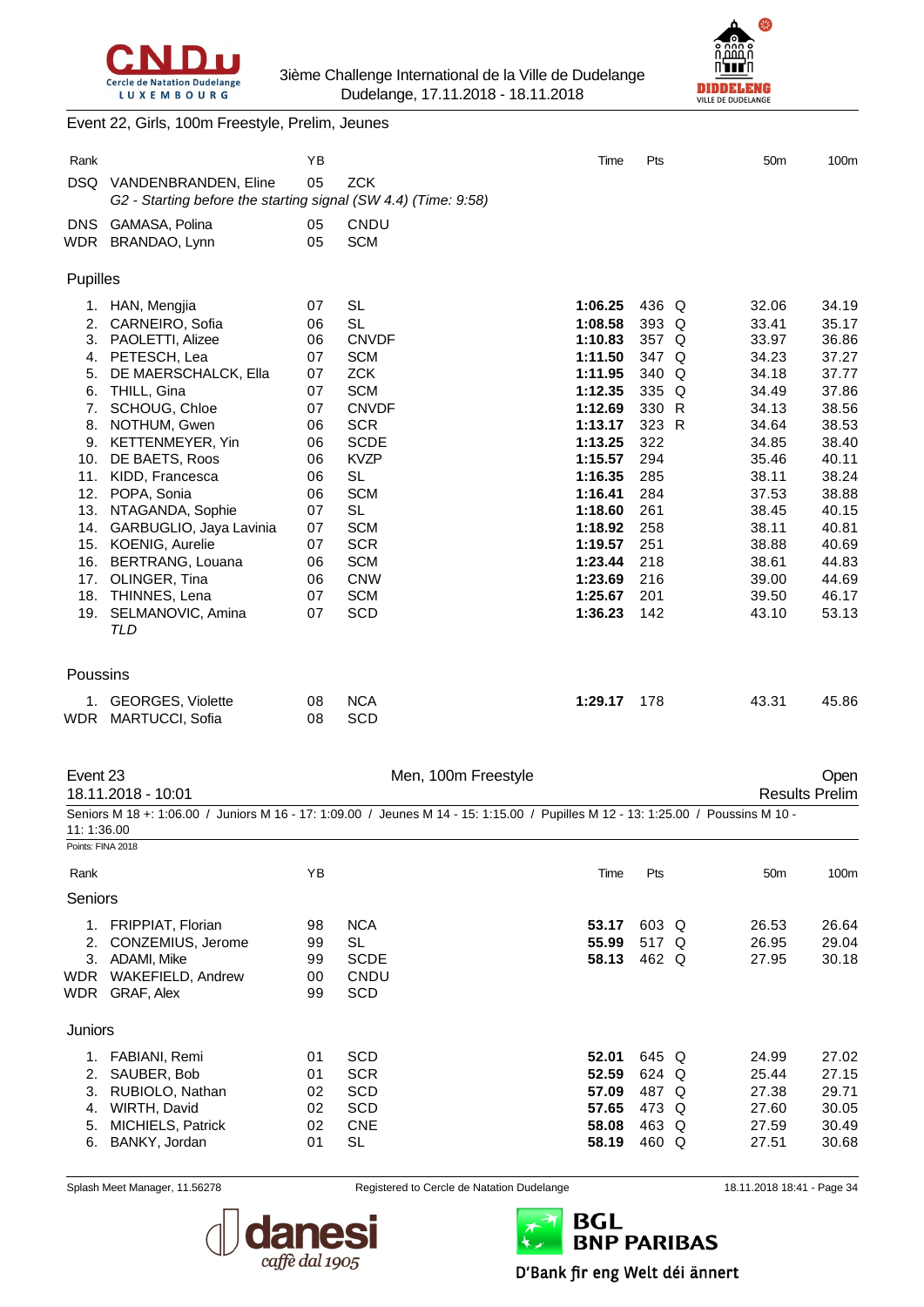Event 22, Girls, 100m Freestyle, Prelim, Jeunes

| Rank | | YB | | Time | Pts | | 50m | 100m |
|---|---|---|---|---|---|---|---|---|
| DSQ | VANDENBRANDEN, Eline | 05 | ZCK | | | | | |
| | *G2 - Starting before the starting signal (SW 4.4) (Time: 9:58)* | | | | | | | |
| DNS | GAMASA, Polina | 05 | CNDU | | | | | |
| WDR | BRANDAO, Lynn | 05 | SCM | | | | | |

### Pupilles

| Rank | | YB | | Time | Pts | | 50m | 100m |
|---|---|---|---|---|---|---|---|---|
| 1. | HAN, Mengjia | 07 | SL | **1:06.25** | 436 | Q | 32.06 | 34.19 |
| 2. | CARNEIRO, Sofia | 06 | SL | **1:08.58** | 393 | Q | 33.41 | 35.17 |
| 3. | PAOLETTI, Alizee | 06 | CNVDF | **1:10.83** | 357 | Q | 33.97 | 36.86 |
| 4. | PETESCH, Lea | 07 | SCM | **1:11.50** | 347 | Q | 34.23 | 37.27 |
| 5. | DE MAERSCHALCK, Ella | 07 | ZCK | **1:11.95** | 340 | Q | 34.18 | 37.77 |
| 6. | THILL, Gina | 07 | SCM | **1:12.35** | 335 | Q | 34.49 | 37.86 |
| 7. | SCHOUG, Chloe | 07 | CNVDF | **1:12.69** | 330 | R | 34.13 | 38.56 |
| 8. | NOTHUM, Gwen | 06 | SCR | **1:13.17** | 323 | R | 34.64 | 38.53 |
| 9. | KETTENMEYER, Yin | 06 | SCDE | **1:13.25** | 322 | | 34.85 | 38.40 |
| 10. | DE BAETS, Roos | 06 | KVZP | **1:15.57** | 294 | | 35.46 | 40.11 |
| 11. | KIDD, Francesca | 06 | SL | **1:16.35** | 285 | | 38.11 | 38.24 |
| 12. | POPA, Sonia | 06 | SCM | **1:16.41** | 284 | | 37.53 | 38.88 |
| 13. | NTAGANDA, Sophie | 07 | SL | **1:18.60** | 261 | | 38.45 | 40.15 |
| 14. | GARBUGLIO, Jaya Lavinia | 07 | SCM | **1:18.92** | 258 | | 38.11 | 40.81 |
| 15. | KOENIG, Aurelie | 07 | SCR | **1:19.57** | 251 | | 38.88 | 40.69 |
| 16. | BERTRANG, Louana | 06 | SCM | **1:23.44** | 218 | | 38.61 | 44.83 |
| 17. | OLINGER, Tina | 06 | CNW | **1:23.69** | 216 | | 39.00 | 44.69 |
| 18. | THINNES, Lena | 07 | SCM | **1:25.67** | 201 | | 39.50 | 46.17 |
| 19. | SELMANOVIC, Amina | 07 | SCD | **1:36.23** | 142 | | 43.10 | 53.13 |
| | *TLD* | | | | | | | |

### Poussins

| Rank | | YB | | Time | Pts | | 50m | 100m |
|---|---|---|---|---|---|---|---|---|
| 1. | GEORGES, Violette | 08 | NCA | **1:29.17** | 178 | | 43.31 | 45.86 |
| WDR | MARTUCCI, Sofia | 08 | SCD | | | | | |

## Event 23 — Men, 100m Freestyle — Open

18.11.2018 - 10:01 — Results Prelim

Seniors M 18 +: 1:06.00 / Juniors M 16 - 17: 1:09.00 / Jeunes M 14 - 15: 1:15.00 / Pupilles M 12 - 13: 1:25.00 / Poussins M 10 - 11: 1:36.00

Points: FINA 2018

### Seniors

| Rank | | YB | | Time | Pts | | 50m | 100m |
|---|---|---|---|---|---|---|---|---|
| 1. | FRIPPIAT, Florian | 98 | NCA | **53.17** | 603 | Q | 26.53 | 26.64 |
| 2. | CONZEMIUS, Jerome | 99 | SL | **55.99** | 517 | Q | 26.95 | 29.04 |
| 3. | ADAMI, Mike | 99 | SCDE | **58.13** | 462 | Q | 27.95 | 30.18 |
| WDR | WAKEFIELD, Andrew | 00 | CNDU | | | | | |
| WDR | GRAF, Alex | 99 | SCD | | | | | |

### Juniors

| Rank | | YB | | Time | Pts | | 50m | 100m |
|---|---|---|---|---|---|---|---|---|
| 1. | FABIANI, Remi | 01 | SCD | **52.01** | 645 | Q | 24.99 | 27.02 |
| 2. | SAUBER, Bob | 01 | SCR | **52.59** | 624 | Q | 25.44 | 27.15 |
| 3. | RUBIOLO, Nathan | 02 | SCD | **57.09** | 487 | Q | 27.38 | 29.71 |
| 4. | WIRTH, David | 02 | SCD | **57.65** | 473 | Q | 27.60 | 30.05 |
| 5. | MICHIELS, Patrick | 02 | CNE | **58.08** | 463 | Q | 27.59 | 30.49 |
| 6. | BANKY, Jordan | 01 | SL | **58.19** | 460 | Q | 27.51 | 30.68 |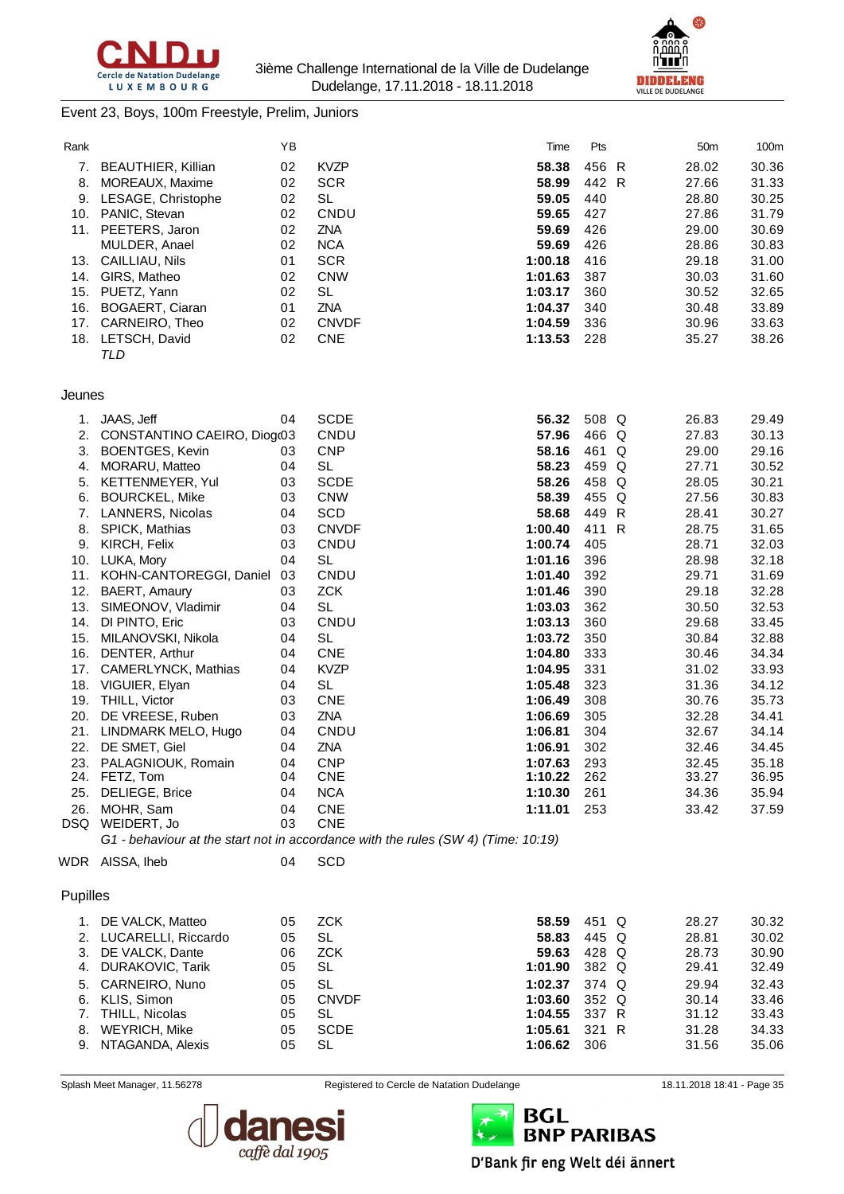Event 23, Boys, 100m Freestyle, Prelim, Juniors

| Rank | | YB | | Time | Pts | | 50m | 100m |
|---|---|---|---|---|---|---|---|---|
| 7. | BEAUTHIER, Killian | 02 | KVZP | **58.38** | 456 | R | 28.02 | 30.36 |
| 8. | MOREAUX, Maxime | 02 | SCR | **58.99** | 442 | R | 27.66 | 31.33 |
| 9. | LESAGE, Christophe | 02 | SL | **59.05** | 440 | | 28.80 | 30.25 |
| 10. | PANIC, Stevan | 02 | CNDU | **59.65** | 427 | | 27.86 | 31.79 |
| 11. | PEETERS, Jaron | 02 | ZNA | **59.69** | 426 | | 29.00 | 30.69 |
| | MULDER, Anael | 02 | NCA | **59.69** | 426 | | 28.86 | 30.83 |
| 13. | CAILLIAU, Nils | 01 | SCR | **1:00.18** | 416 | | 29.18 | 31.00 |
| 14. | GIRS, Matheo | 02 | CNW | **1:01.63** | 387 | | 30.03 | 31.60 |
| 15. | PUETZ, Yann | 02 | SL | **1:03.17** | 360 | | 30.52 | 32.65 |
| 16. | BOGAERT, Ciaran | 01 | ZNA | **1:04.37** | 340 | | 30.48 | 33.89 |
| 17. | CARNEIRO, Theo | 02 | CNVDF | **1:04.59** | 336 | | 30.96 | 33.63 |
| 18. | LETSCH, David | 02 | CNE | **1:13.53** | 228 | | 35.27 | 38.26 |
| | *TLD* | | | | | | | |

Jeunes

| Rank | | YB | | Time | Pts | | 50m | 100m |
|---|---|---|---|---|---|---|---|---|
| 1. | JAAS, Jeff | 04 | SCDE | **56.32** | 508 | Q | 26.83 | 29.49 |
| 2. | CONSTANTINO CAEIRO, Diog | 03 | CNDU | **57.96** | 466 | Q | 27.83 | 30.13 |
| 3. | BOENTGES, Kevin | 03 | CNP | **58.16** | 461 | Q | 29.00 | 29.16 |
| 4. | MORARU, Matteo | 04 | SL | **58.23** | 459 | Q | 27.71 | 30.52 |
| 5. | KETTENMEYER, Yul | 03 | SCDE | **58.26** | 458 | Q | 28.05 | 30.21 |
| 6. | BOURCKEL, Mike | 03 | CNW | **58.39** | 455 | Q | 27.56 | 30.83 |
| 7. | LANNERS, Nicolas | 04 | SCD | **58.68** | 449 | R | 28.41 | 30.27 |
| 8. | SPICK, Mathias | 03 | CNVDF | **1:00.40** | 411 | R | 28.75 | 31.65 |
| 9. | KIRCH, Felix | 03 | CNDU | **1:00.74** | 405 | | 28.71 | 32.03 |
| 10. | LUKA, Mory | 04 | SL | **1:01.16** | 396 | | 28.98 | 32.18 |
| 11. | KOHN-CANTOREGGI, Daniel | 03 | CNDU | **1:01.40** | 392 | | 29.71 | 31.69 |
| 12. | BAERT, Amaury | 03 | ZCK | **1:01.46** | 390 | | 29.18 | 32.28 |
| 13. | SIMEONOV, Vladimir | 04 | SL | **1:03.03** | 362 | | 30.50 | 32.53 |
| 14. | DI PINTO, Eric | 03 | CNDU | **1:03.13** | 360 | | 29.68 | 33.45 |
| 15. | MILANOVSKI, Nikola | 04 | SL | **1:03.72** | 350 | | 30.84 | 32.88 |
| 16. | DENTER, Arthur | 04 | CNE | **1:04.80** | 333 | | 30.46 | 34.34 |
| 17. | CAMERLYNCK, Mathias | 04 | KVZP | **1:04.95** | 331 | | 31.02 | 33.93 |
| 18. | VIGUIER, Elyan | 04 | SL | **1:05.48** | 323 | | 31.36 | 34.12 |
| 19. | THILL, Victor | 03 | CNE | **1:06.49** | 308 | | 30.76 | 35.73 |
| 20. | DE VREESE, Ruben | 03 | ZNA | **1:06.69** | 305 | | 32.28 | 34.41 |
| 21. | LINDMARK MELO, Hugo | 04 | CNDU | **1:06.81** | 304 | | 32.67 | 34.14 |
| 22. | DE SMET, Giel | 04 | ZNA | **1:06.91** | 302 | | 32.46 | 34.45 |
| 23. | PALAGNIOUK, Romain | 04 | CNP | **1:07.63** | 293 | | 32.45 | 35.18 |
| 24. | FETZ, Tom | 04 | CNE | **1:10.22** | 262 | | 33.27 | 36.95 |
| 25. | DELIEGE, Brice | 04 | NCA | **1:10.30** | 261 | | 34.36 | 35.94 |
| 26. | MOHR, Sam | 04 | CNE | **1:11.01** | 253 | | 33.42 | 37.59 |
| DSQ | WEIDERT, Jo | 03 | CNE | | | | | |
| | *G1 - behaviour at the start not in accordance with the rules (SW 4) (Time: 10:19)* | | | | | | | |
| WDR | AISSA, Iheb | 04 | SCD | | | | | |

Pupilles

| Rank | | YB | | Time | Pts | | 50m | 100m |
|---|---|---|---|---|---|---|---|---|
| 1. | DE VALCK, Matteo | 05 | ZCK | **58.59** | 451 | Q | 28.27 | 30.32 |
| 2. | LUCARELLI, Riccardo | 05 | SL | **58.83** | 445 | Q | 28.81 | 30.02 |
| 3. | DE VALCK, Dante | 06 | ZCK | **59.63** | 428 | Q | 28.73 | 30.90 |
| 4. | DURAKOVIC, Tarik | 05 | SL | **1:01.90** | 382 | Q | 29.41 | 32.49 |
| 5. | CARNEIRO, Nuno | 05 | SL | **1:02.37** | 374 | Q | 29.94 | 32.43 |
| 6. | KLIS, Simon | 05 | CNVDF | **1:03.60** | 352 | Q | 30.14 | 33.46 |
| 7. | THILL, Nicolas | 05 | SL | **1:04.55** | 337 | R | 31.12 | 33.43 |
| 8. | WEYRICH, Mike | 05 | SCDE | **1:05.61** | 321 | R | 31.28 | 34.33 |
| 9. | NTAGANDA, Alexis | 05 | SL | **1:06.62** | 306 | | 31.56 | 35.06 |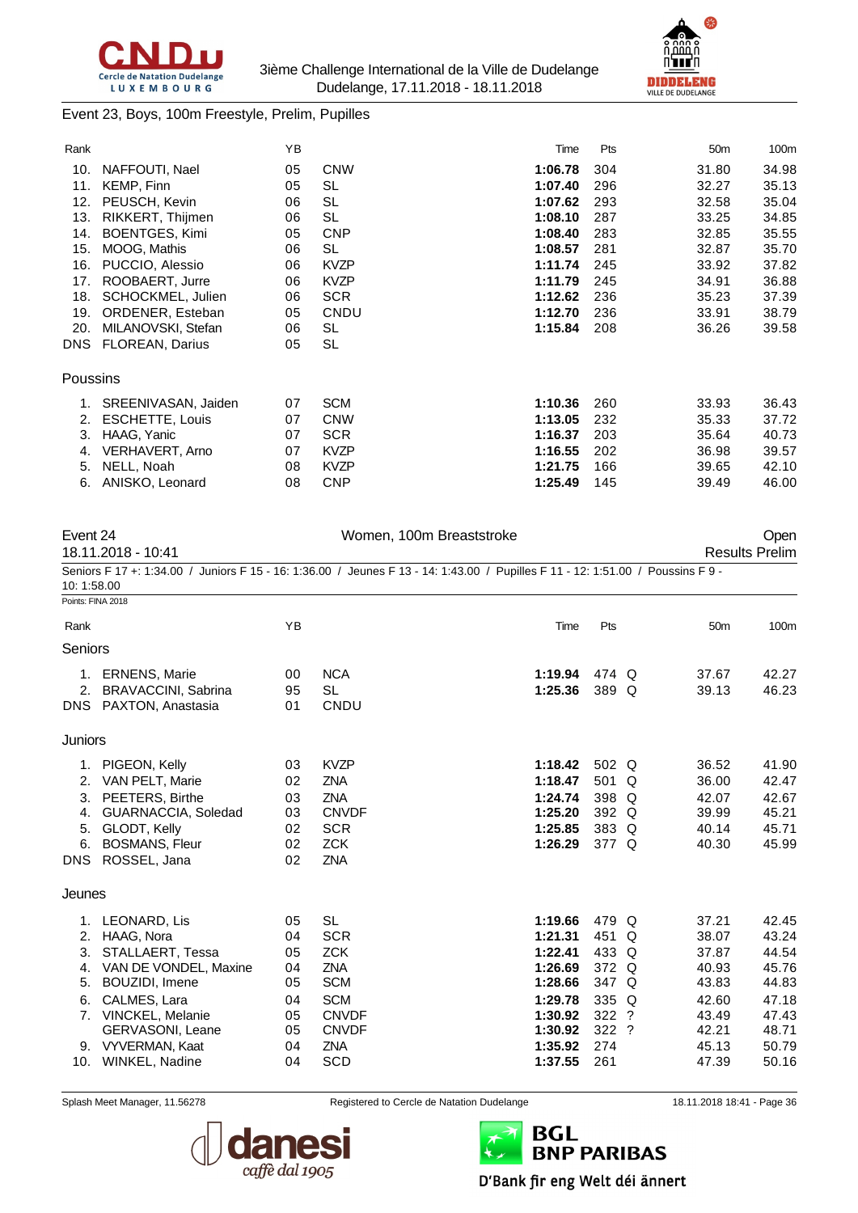Event 23, Boys, 100m Freestyle, Prelim, Pupilles

| Rank | | YB | | Time | Pts | | 50m | 100m |
|---|---|---|---|---|---|---|---|---|
| 10. | NAFFOUTI, Nael | 05 | CNW | **1:06.78** | 304 | | 31.80 | 34.98 |
| 11. | KEMP, Finn | 05 | SL | **1:07.40** | 296 | | 32.27 | 35.13 |
| 12. | PEUSCH, Kevin | 06 | SL | **1:07.62** | 293 | | 32.58 | 35.04 |
| 13. | RIKKERT, Thijmen | 06 | SL | **1:08.10** | 287 | | 33.25 | 34.85 |
| 14. | BOENTGES, Kimi | 05 | CNP | **1:08.40** | 283 | | 32.85 | 35.55 |
| 15. | MOOG, Mathis | 06 | SL | **1:08.57** | 281 | | 32.87 | 35.70 |
| 16. | PUCCIO, Alessio | 06 | KVZP | **1:11.74** | 245 | | 33.92 | 37.82 |
| 17. | ROOBAERT, Jurre | 06 | KVZP | **1:11.79** | 245 | | 34.91 | 36.88 |
| 18. | SCHOCKMEL, Julien | 06 | SCR | **1:12.62** | 236 | | 35.23 | 37.39 |
| 19. | ORDENER, Esteban | 05 | CNDU | **1:12.70** | 236 | | 33.91 | 38.79 |
| 20. | MILANOVSKI, Stefan | 06 | SL | **1:15.84** | 208 | | 36.26 | 39.58 |
| DNS | FLOREAN, Darius | 05 | SL | | | | | |

Poussins

| Rank | | YB | | Time | Pts | | 50m | 100m |
|---|---|---|---|---|---|---|---|---|
| 1. | SREENIVASAN, Jaiden | 07 | SCM | **1:10.36** | 260 | | 33.93 | 36.43 |
| 2. | ESCHETTE, Louis | 07 | CNW | **1:13.05** | 232 | | 35.33 | 37.72 |
| 3. | HAAG, Yanic | 07 | SCR | **1:16.37** | 203 | | 35.64 | 40.73 |
| 4. | VERHAVERT, Arno | 07 | KVZP | **1:16.55** | 202 | | 36.98 | 39.57 |
| 5. | NELL, Noah | 08 | KVZP | **1:21.75** | 166 | | 39.65 | 42.10 |
| 6. | ANISKO, Leonard | 08 | CNP | **1:25.49** | 145 | | 39.49 | 46.00 |

Event 24 — Women, 100m Breaststroke — Open

18.11.2018 - 10:41 — Results Prelim

Seniors F 17 +: 1:34.00 / Juniors F 15 - 16: 1:36.00 / Jeunes F 13 - 14: 1:43.00 / Pupilles F 11 - 12: 1:51.00 / Poussins F 9 - 10: 1:58.00

Points: FINA 2018

Seniors

| Rank | | YB | | Time | Pts | | 50m | 100m |
|---|---|---|---|---|---|---|---|---|
| 1. | ERNENS, Marie | 00 | NCA | **1:19.94** | 474 | Q | 37.67 | 42.27 |
| 2. | BRAVACCINI, Sabrina | 95 | SL | **1:25.36** | 389 | Q | 39.13 | 46.23 |
| DNS | PAXTON, Anastasia | 01 | CNDU | | | | | |

Juniors

| Rank | | YB | | Time | Pts | | 50m | 100m |
|---|---|---|---|---|---|---|---|---|
| 1. | PIGEON, Kelly | 03 | KVZP | **1:18.42** | 502 | Q | 36.52 | 41.90 |
| 2. | VAN PELT, Marie | 02 | ZNA | **1:18.47** | 501 | Q | 36.00 | 42.47 |
| 3. | PEETERS, Birthe | 03 | ZNA | **1:24.74** | 398 | Q | 42.07 | 42.67 |
| 4. | GUARNACCIA, Soledad | 03 | CNVDF | **1:25.20** | 392 | Q | 39.99 | 45.21 |
| 5. | GLODT, Kelly | 02 | SCR | **1:25.85** | 383 | Q | 40.14 | 45.71 |
| 6. | BOSMANS, Fleur | 02 | ZCK | **1:26.29** | 377 | Q | 40.30 | 45.99 |
| DNS | ROSSEL, Jana | 02 | ZNA | | | | | |

Jeunes

| Rank | | YB | | Time | Pts | | 50m | 100m |
|---|---|---|---|---|---|---|---|---|
| 1. | LEONARD, Lis | 05 | SL | **1:19.66** | 479 | Q | 37.21 | 42.45 |
| 2. | HAAG, Nora | 04 | SCR | **1:21.31** | 451 | Q | 38.07 | 43.24 |
| 3. | STALLAERT, Tessa | 05 | ZCK | **1:22.41** | 433 | Q | 37.87 | 44.54 |
| 4. | VAN DE VONDEL, Maxine | 04 | ZNA | **1:26.69** | 372 | Q | 40.93 | 45.76 |
| 5. | BOUZIDI, Imene | 05 | SCM | **1:28.66** | 347 | Q | 43.83 | 44.83 |
| 6. | CALMES, Lara | 04 | SCM | **1:29.78** | 335 | Q | 42.60 | 47.18 |
| 7. | VINCKEL, Melanie | 05 | CNVDF | **1:30.92** | 322 | ? | 43.49 | 47.43 |
| | GERVASONI, Leane | 05 | CNVDF | **1:30.92** | 322 | ? | 42.21 | 48.71 |
| 9. | VYVERMAN, Kaat | 04 | ZNA | **1:35.92** | 274 | | 45.13 | 50.79 |
| 10. | WINKEL, Nadine | 04 | SCD | **1:37.55** | 261 | | 47.39 | 50.16 |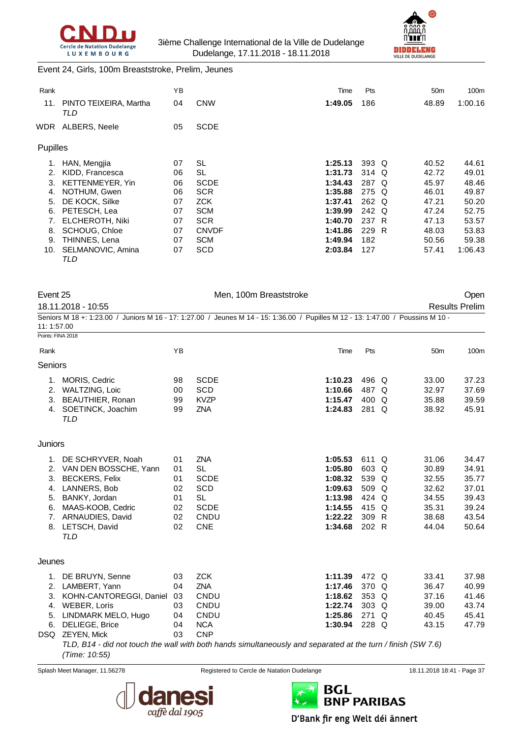Event 24, Girls, 100m Breaststroke, Prelim, Jeunes

| Rank | | YB | | Time | Pts | | 50m | 100m |
|---|---|---|---|---|---|---|---|---|
| 11. | PINTO TEIXEIRA, Martha *TLD* | 04 | CNW | **1:49.05** | 186 | | 48.89 | 1:00.16 |
| WDR | ALBERS, Neele | 05 | SCDE | | | | | |

Pupilles

| Rank | | YB | | Time | Pts | | 50m | 100m |
|---|---|---|---|---|---|---|---|---|
| 1. | HAN, Mengjia | 07 | SL | **1:25.13** | 393 | Q | 40.52 | 44.61 |
| 2. | KIDD, Francesca | 06 | SL | **1:31.73** | 314 | Q | 42.72 | 49.01 |
| 3. | KETTENMEYER, Yin | 06 | SCDE | **1:34.43** | 287 | Q | 45.97 | 48.46 |
| 4. | NOTHUM, Gwen | 06 | SCR | **1:35.88** | 275 | Q | 46.01 | 49.87 |
| 5. | DE KOCK, Silke | 07 | ZCK | **1:37.41** | 262 | Q | 47.21 | 50.20 |
| 6. | PETESCH, Lea | 07 | SCM | **1:39.99** | 242 | Q | 47.24 | 52.75 |
| 7. | ELCHEROTH, Niki | 07 | SCR | **1:40.70** | 237 | R | 47.13 | 53.57 |
| 8. | SCHOUG, Chloe | 07 | CNVDF | **1:41.86** | 229 | R | 48.03 | 53.83 |
| 9. | THINNES, Lena | 07 | SCM | **1:49.94** | 182 | | 50.56 | 59.38 |
| 10. | SELMANOVIC, Amina *TLD* | 07 | SCD | **2:03.84** | 127 | | 57.41 | 1:06.43 |

Event 25 — Men, 100m Breaststroke — Open

18.11.2018 - 10:55 — Results Prelim

Seniors M 18 +: 1:23.00 / Juniors M 16 - 17: 1:27.00 / Jeunes M 14 - 15: 1:36.00 / Pupilles M 12 - 13: 1:47.00 / Poussins M 10 - 11: 1:57.00

Points: FINA 2018

Seniors

| Rank | | YB | | Time | Pts | | 50m | 100m |
|---|---|---|---|---|---|---|---|---|
| 1. | MORIS, Cedric | 98 | SCDE | **1:10.23** | 496 | Q | 33.00 | 37.23 |
| 2. | WALTZING, Loic | 00 | SCD | **1:10.66** | 487 | Q | 32.97 | 37.69 |
| 3. | BEAUTHIER, Ronan | 99 | KVZP | **1:15.47** | 400 | Q | 35.88 | 39.59 |
| 4. | SOETINCK, Joachim *TLD* | 99 | ZNA | **1:24.83** | 281 | Q | 38.92 | 45.91 |

Juniors

| Rank | | YB | | Time | Pts | | 50m | 100m |
|---|---|---|---|---|---|---|---|---|
| 1. | DE SCHRYVER, Noah | 01 | ZNA | **1:05.53** | 611 | Q | 31.06 | 34.47 |
| 2. | VAN DEN BOSSCHE, Yann | 01 | SL | **1:05.80** | 603 | Q | 30.89 | 34.91 |
| 3. | BECKERS, Felix | 01 | SCDE | **1:08.32** | 539 | Q | 32.55 | 35.77 |
| 4. | LANNERS, Bob | 02 | SCD | **1:09.63** | 509 | Q | 32.62 | 37.01 |
| 5. | BANKY, Jordan | 01 | SL | **1:13.98** | 424 | Q | 34.55 | 39.43 |
| 6. | MAAS-KOOB, Cedric | 02 | SCDE | **1:14.55** | 415 | Q | 35.31 | 39.24 |
| 7. | ARNAUDIES, David | 02 | CNDU | **1:22.22** | 309 | R | 38.68 | 43.54 |
| 8. | LETSCH, David *TLD* | 02 | CNE | **1:34.68** | 202 | R | 44.04 | 50.64 |

Jeunes

| Rank | | YB | | Time | Pts | | 50m | 100m |
|---|---|---|---|---|---|---|---|---|
| 1. | DE BRUYN, Senne | 03 | ZCK | **1:11.39** | 472 | Q | 33.41 | 37.98 |
| 2. | LAMBERT, Yann | 04 | ZNA | **1:17.46** | 370 | Q | 36.47 | 40.99 |
| 3. | KOHN-CANTOREGGI, Daniel | 03 | CNDU | **1:18.62** | 353 | Q | 37.16 | 41.46 |
| 4. | WEBER, Loris | 03 | CNDU | **1:22.74** | 303 | Q | 39.00 | 43.74 |
| 5. | LINDMARK MELO, Hugo | 04 | CNDU | **1:25.86** | 271 | Q | 40.45 | 45.41 |
| 6. | DELIEGE, Brice | 04 | NCA | **1:30.94** | 228 | Q | 43.15 | 47.79 |
| DSQ | ZEYEN, Mick *TLD, B14 - did not touch the wall with both hands simultaneously and separated at the turn / finish (SW 7.6) (Time: 10:55)* | 03 | CNP | | | | | |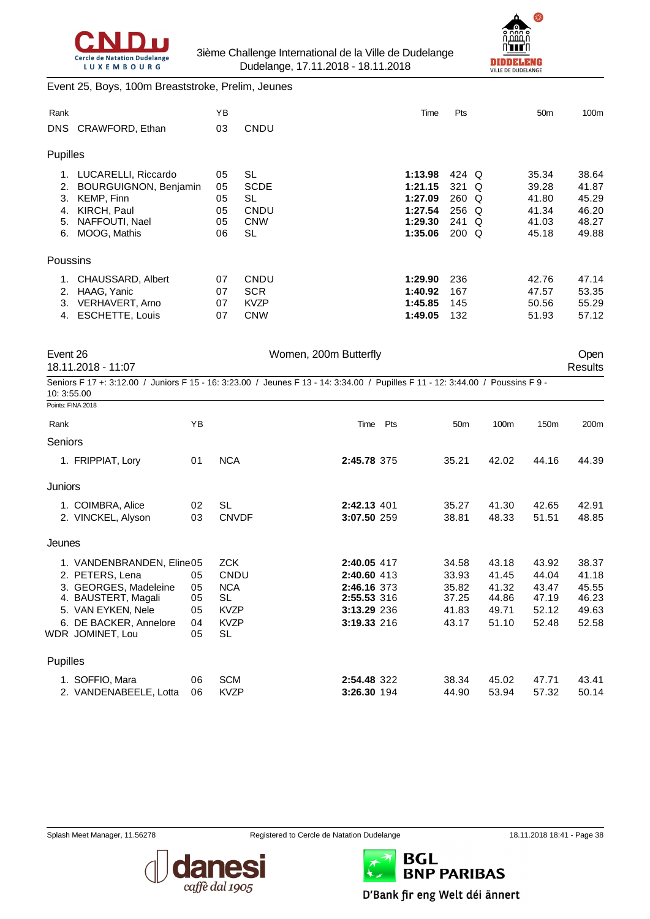Event 25, Boys, 100m Breaststroke, Prelim, Jeunes

| Rank | | YB | | Time | Pts | | 50m | 100m |
|---|---|---|---|---|---|---|---|---|
| DNS | CRAWFORD, Ethan | 03 | CNDU | | | | | |
| **Pupilles** | | | | | | | | |
| 1. | LUCARELLI, Riccardo | 05 | SL | **1:13.98** | 424 | Q | 35.34 | 38.64 |
| 2. | BOURGUIGNON, Benjamin | 05 | SCDE | **1:21.15** | 321 | Q | 39.28 | 41.87 |
| 3. | KEMP, Finn | 05 | SL | **1:27.09** | 260 | Q | 41.80 | 45.29 |
| 4. | KIRCH, Paul | 05 | CNDU | **1:27.54** | 256 | Q | 41.34 | 46.20 |
| 5. | NAFFOUTI, Nael | 05 | CNW | **1:29.30** | 241 | Q | 41.03 | 48.27 |
| 6. | MOOG, Mathis | 06 | SL | **1:35.06** | 200 | Q | 45.18 | 49.88 |
| **Poussins** | | | | | | | | |
| 1. | CHAUSSARD, Albert | 07 | CNDU | **1:29.90** | 236 | | 42.76 | 47.14 |
| 2. | HAAG, Yanic | 07 | SCR | **1:40.92** | 167 | | 47.57 | 53.35 |
| 3. | VERHAVERT, Arno | 07 | KVZP | **1:45.85** | 145 | | 50.56 | 55.29 |
| 4. | ESCHETTE, Louis | 07 | CNW | **1:49.05** | 132 | | 51.93 | 57.12 |

Event 26 — Women, 200m Butterfly — Open

18.11.2018 - 11:07 — Results

Seniors F 17 +: 3:12.00 / Juniors F 15 - 16: 3:23.00 / Jeunes F 13 - 14: 3:34.00 / Pupilles F 11 - 12: 3:44.00 / Poussins F 9 - 10: 3:55.00

Points: FINA 2018

| Rank | | YB | | Time | Pts | 50m | 100m | 150m | 200m |
|---|---|---|---|---|---|---|---|---|---|
| **Seniors** | | | | | | | | | |
| 1. | FRIPPIAT, Lory | 01 | NCA | **2:45.78** | 375 | 35.21 | 42.02 | 44.16 | 44.39 |
| **Juniors** | | | | | | | | | |
| 1. | COIMBRA, Alice | 02 | SL | **2:42.13** | 401 | 35.27 | 41.30 | 42.65 | 42.91 |
| 2. | VINCKEL, Alyson | 03 | CNVDF | **3:07.50** | 259 | 38.81 | 48.33 | 51.51 | 48.85 |
| **Jeunes** | | | | | | | | | |
| 1. | VANDENBRANDEN, Eline | 05 | ZCK | **2:40.05** | 417 | 34.58 | 43.18 | 43.92 | 38.37 |
| 2. | PETERS, Lena | 05 | CNDU | **2:40.60** | 413 | 33.93 | 41.45 | 44.04 | 41.18 |
| 3. | GEORGES, Madeleine | 05 | NCA | **2:46.16** | 373 | 35.82 | 41.32 | 43.47 | 45.55 |
| 4. | BAUSTERT, Magali | 05 | SL | **2:55.53** | 316 | 37.25 | 44.86 | 47.19 | 46.23 |
| 5. | VAN EYKEN, Nele | 05 | KVZP | **3:13.29** | 236 | 41.83 | 49.71 | 52.12 | 49.63 |
| 6. | DE BACKER, Annelore | 04 | KVZP | **3:19.33** | 216 | 43.17 | 51.10 | 52.48 | 52.58 |
| WDR | JOMINET, Lou | 05 | SL | | | | | | |
| **Pupilles** | | | | | | | | | |
| 1. | SOFFIO, Mara | 06 | SCM | **2:54.48** | 322 | 38.34 | 45.02 | 47.71 | 43.41 |
| 2. | VANDENABEELE, Lotta | 06 | KVZP | **3:26.30** | 194 | 44.90 | 53.94 | 57.32 | 50.14 |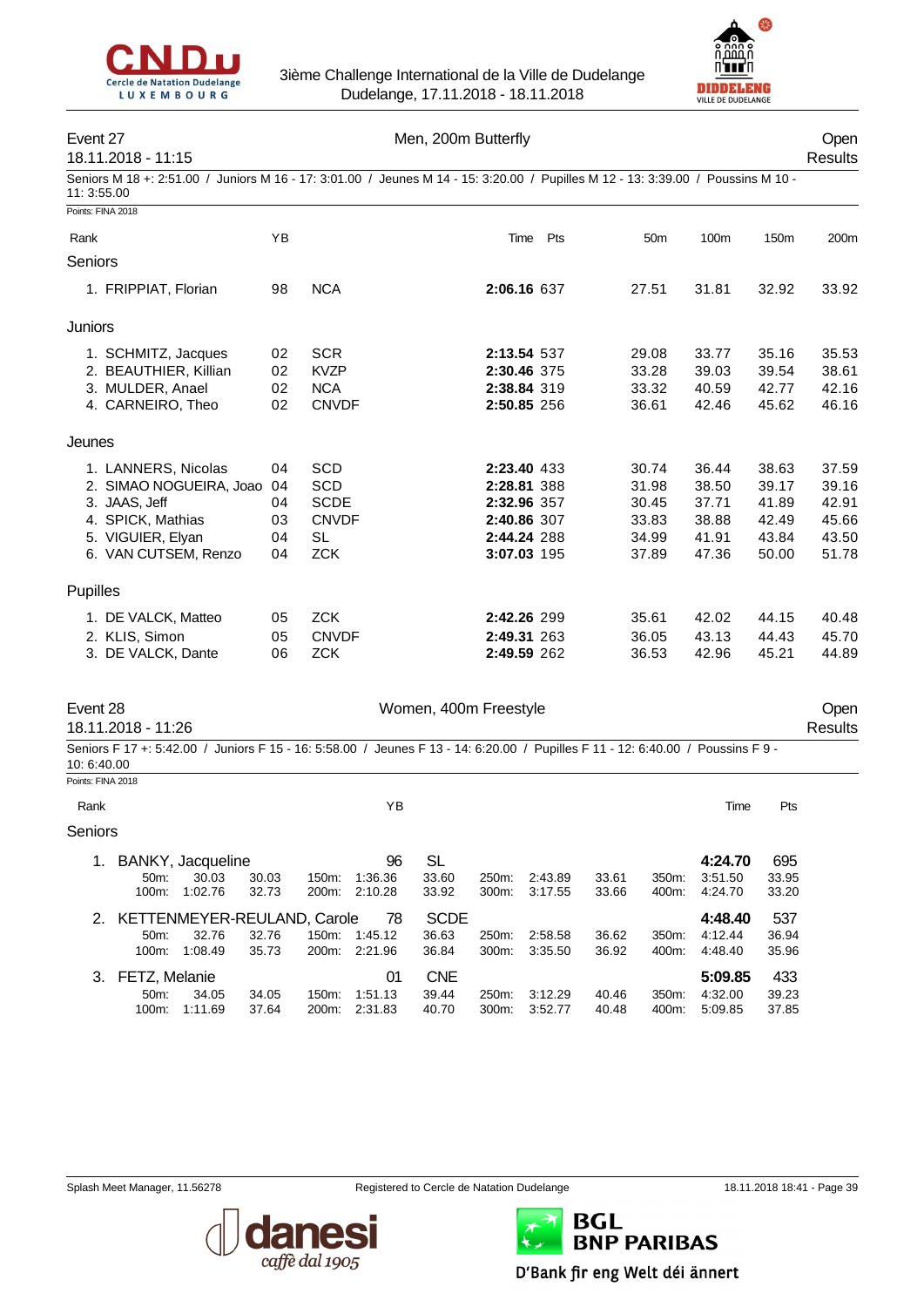## Event 27 — Men, 200m Butterfly

18.11.2018 - 11:15

Open Results

Seniors M 18 +: 2:51.00 / Juniors M 16 - 17: 3:01.00 / Jeunes M 14 - 15: 3:20.00 / Pupilles M 12 - 13: 3:39.00 / Poussins M 10 - 11: 3:55.00

Points: FINA 2018

| Rank | | YB | | Time | Pts | 50m | 100m | 150m | 200m |
|---|---|---|---|---|---|---|---|---|---|
| **Seniors** | | | | | | | | | |
| 1. | FRIPPIAT, Florian | 98 | NCA | **2:06.16** | 637 | 27.51 | 31.81 | 32.92 | 33.92 |
| **Juniors** | | | | | | | | | |
| 1. | SCHMITZ, Jacques | 02 | SCR | **2:13.54** | 537 | 29.08 | 33.77 | 35.16 | 35.53 |
| 2. | BEAUTHIER, Killian | 02 | KVZP | **2:30.46** | 375 | 33.28 | 39.03 | 39.54 | 38.61 |
| 3. | MULDER, Anael | 02 | NCA | **2:38.84** | 319 | 33.32 | 40.59 | 42.77 | 42.16 |
| 4. | CARNEIRO, Theo | 02 | CNVDF | **2:50.85** | 256 | 36.61 | 42.46 | 45.62 | 46.16 |
| **Jeunes** | | | | | | | | | |
| 1. | LANNERS, Nicolas | 04 | SCD | **2:23.40** | 433 | 30.74 | 36.44 | 38.63 | 37.59 |
| 2. | SIMAO NOGUEIRA, Joao | 04 | SCD | **2:28.81** | 388 | 31.98 | 38.50 | 39.17 | 39.16 |
| 3. | JAAS, Jeff | 04 | SCDE | **2:32.96** | 357 | 30.45 | 37.71 | 41.89 | 42.91 |
| 4. | SPICK, Mathias | 03 | CNVDF | **2:40.86** | 307 | 33.83 | 38.88 | 42.49 | 45.66 |
| 5. | VIGUIER, Elyan | 04 | SL | **2:44.24** | 288 | 34.99 | 41.91 | 43.84 | 43.50 |
| 6. | VAN CUTSEM, Renzo | 04 | ZCK | **3:07.03** | 195 | 37.89 | 47.36 | 50.00 | 51.78 |
| **Pupilles** | | | | | | | | | |
| 1. | DE VALCK, Matteo | 05 | ZCK | **2:42.26** | 299 | 35.61 | 42.02 | 44.15 | 40.48 |
| 2. | KLIS, Simon | 05 | CNVDF | **2:49.31** | 263 | 36.05 | 43.13 | 44.43 | 45.70 |
| 3. | DE VALCK, Dante | 06 | ZCK | **2:49.59** | 262 | 36.53 | 42.96 | 45.21 | 44.89 |

## Event 28 — Women, 400m Freestyle

18.11.2018 - 11:26

Open Results

Seniors F 17 +: 5:42.00 / Juniors F 15 - 16: 5:58.00 / Jeunes F 13 - 14: 6:20.00 / Pupilles F 11 - 12: 6:40.00 / Poussins F 9 - 10: 6:40.00

Points: FINA 2018

| Rank | | YB | | Time | Pts |
|---|---|---|---|---|---|
| **Seniors** | | | | | |
| 1. | BANKY, Jacqueline | 96 | SL | **4:24.70** | 695 |
| 2. | KETTENMEYER-REULAND, Carole | 78 | SCDE | **4:48.40** | 537 |
| 3. | FETZ, Melanie | 01 | CNE | **5:09.85** | 433 |

**1. BANKY, Jacqueline**

| Split | Time | Lap | Split | Time | Lap | Split | Time | Lap | Split | Time | Lap |
|---|---|---|---|---|---|---|---|---|---|---|---|
| 50m: | 30.03 | 30.03 | 150m: | 1:36.36 | 33.60 | 250m: | 2:43.89 | 33.61 | 350m: | 3:51.50 | 33.95 |
| 100m: | 1:02.76 | 32.73 | 200m: | 2:10.28 | 33.92 | 300m: | 3:17.55 | 33.66 | 400m: | 4:24.70 | 33.20 |

**2. KETTENMEYER-REULAND, Carole**

| Split | Time | Lap | Split | Time | Lap | Split | Time | Lap | Split | Time | Lap |
|---|---|---|---|---|---|---|---|---|---|---|---|
| 50m: | 32.76 | 32.76 | 150m: | 1:45.12 | 36.63 | 250m: | 2:58.58 | 36.62 | 350m: | 4:12.44 | 36.94 |
| 100m: | 1:08.49 | 35.73 | 200m: | 2:21.96 | 36.84 | 300m: | 3:35.50 | 36.92 | 400m: | 4:48.40 | 35.96 |

**3. FETZ, Melanie**

| Split | Time | Lap | Split | Time | Lap | Split | Time | Lap | Split | Time | Lap |
|---|---|---|---|---|---|---|---|---|---|---|---|
| 50m: | 34.05 | 34.05 | 150m: | 1:51.13 | 39.44 | 250m: | 3:12.29 | 40.46 | 350m: | 4:32.00 | 39.23 |
| 100m: | 1:11.69 | 37.64 | 200m: | 2:31.83 | 40.70 | 300m: | 3:52.77 | 40.48 | 400m: | 5:09.85 | 37.85 |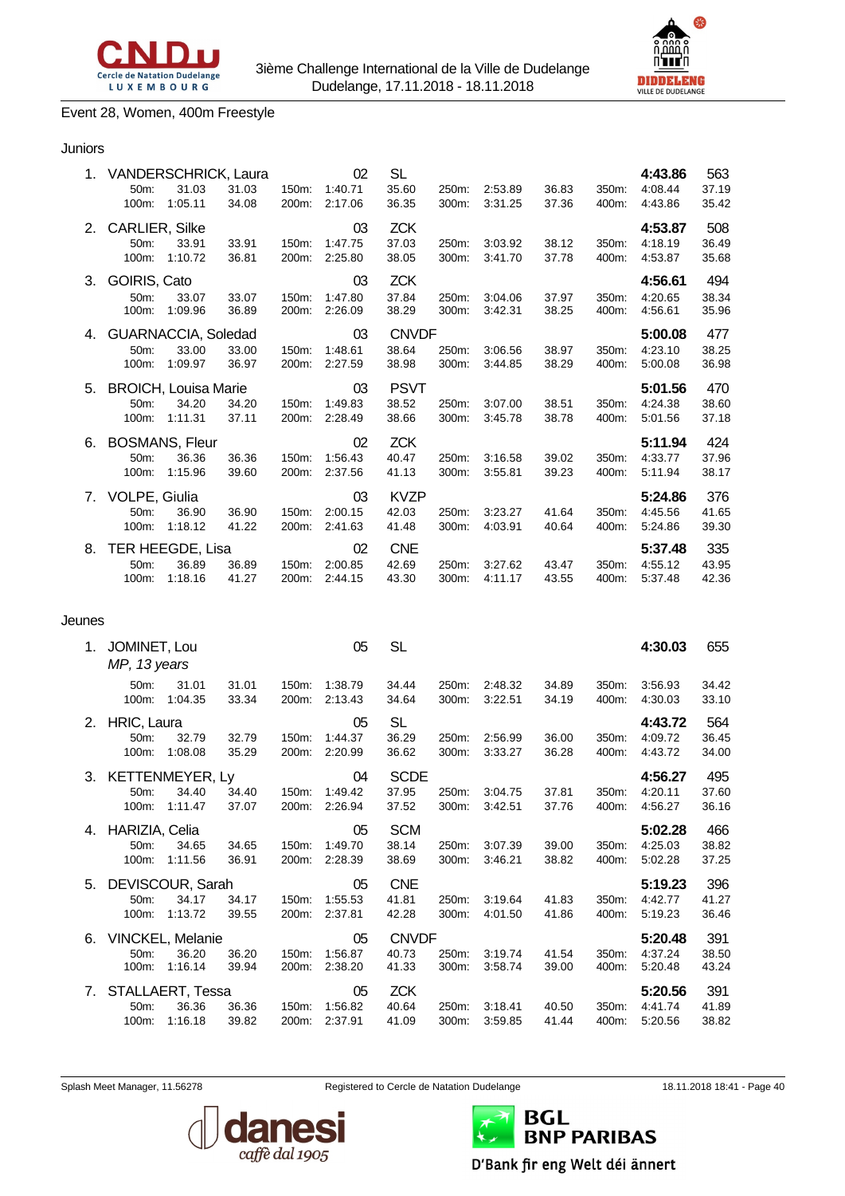Event 28, Women, 400m Freestyle

## Juniors

| Place | Name | | | | | YoB | Club | | | | | | Time | Points |
|---|---|---|---|---|---|---|---|---|---|---|---|---|---|---|
| 1. | VANDERSCHRICK, Laura | | | | | 02 | SL | | | | | | **4:43.86** | 563 |
| | 50m: | 31.03 | 31.03 | 150m: | 1:40.71 | | 35.60 | 250m: | 2:53.89 | 36.83 | 350m: | 4:08.44 | | 37.19 |
| | 100m: | 1:05.11 | 34.08 | 200m: | 2:17.06 | | 36.35 | 300m: | 3:31.25 | 37.36 | 400m: | 4:43.86 | | 35.42 |
| 2. | CARLIER, Silke | | | | | 03 | ZCK | | | | | | **4:53.87** | 508 |
| | 50m: | 33.91 | 33.91 | 150m: | 1:47.75 | | 37.03 | 250m: | 3:03.92 | 38.12 | 350m: | 4:18.19 | | 36.49 |
| | 100m: | 1:10.72 | 36.81 | 200m: | 2:25.80 | | 38.05 | 300m: | 3:41.70 | 37.78 | 400m: | 4:53.87 | | 35.68 |
| 3. | GOIRIS, Cato | | | | | 03 | ZCK | | | | | | **4:56.61** | 494 |
| | 50m: | 33.07 | 33.07 | 150m: | 1:47.80 | | 37.84 | 250m: | 3:04.06 | 37.97 | 350m: | 4:20.65 | | 38.34 |
| | 100m: | 1:09.96 | 36.89 | 200m: | 2:26.09 | | 38.29 | 300m: | 3:42.31 | 38.25 | 400m: | 4:56.61 | | 35.96 |
| 4. | GUARNACCIA, Soledad | | | | | 03 | CNVDF | | | | | | **5:00.08** | 477 |
| | 50m: | 33.00 | 33.00 | 150m: | 1:48.61 | | 38.64 | 250m: | 3:06.56 | 38.97 | 350m: | 4:23.10 | | 38.25 |
| | 100m: | 1:09.97 | 36.97 | 200m: | 2:27.59 | | 38.98 | 300m: | 3:44.85 | 38.29 | 400m: | 5:00.08 | | 36.98 |
| 5. | BROICH, Louisa Marie | | | | | 03 | PSVT | | | | | | **5:01.56** | 470 |
| | 50m: | 34.20 | 34.20 | 150m: | 1:49.83 | | 38.52 | 250m: | 3:07.00 | 38.51 | 350m: | 4:24.38 | | 38.60 |
| | 100m: | 1:11.31 | 37.11 | 200m: | 2:28.49 | | 38.66 | 300m: | 3:45.78 | 38.78 | 400m: | 5:01.56 | | 37.18 |
| 6. | BOSMANS, Fleur | | | | | 02 | ZCK | | | | | | **5:11.94** | 424 |
| | 50m: | 36.36 | 36.36 | 150m: | 1:56.43 | | 40.47 | 250m: | 3:16.58 | 39.02 | 350m: | 4:33.77 | | 37.96 |
| | 100m: | 1:15.96 | 39.60 | 200m: | 2:37.56 | | 41.13 | 300m: | 3:55.81 | 39.23 | 400m: | 5:11.94 | | 38.17 |
| 7. | VOLPE, Giulia | | | | | 03 | KVZP | | | | | | **5:24.86** | 376 |
| | 50m: | 36.90 | 36.90 | 150m: | 2:00.15 | | 42.03 | 250m: | 3:23.27 | 41.64 | 350m: | 4:45.56 | | 41.65 |
| | 100m: | 1:18.12 | 41.22 | 200m: | 2:41.63 | | 41.48 | 300m: | 4:03.91 | 40.64 | 400m: | 5:24.86 | | 39.30 |
| 8. | TER HEEGDE, Lisa | | | | | 02 | CNE | | | | | | **5:37.48** | 335 |
| | 50m: | 36.89 | 36.89 | 150m: | 2:00.85 | | 42.69 | 250m: | 3:27.62 | 43.47 | 350m: | 4:55.12 | | 43.95 |
| | 100m: | 1:18.16 | 41.27 | 200m: | 2:44.15 | | 43.30 | 300m: | 4:11.17 | 43.55 | 400m: | 5:37.48 | | 42.36 |

## Jeunes

| Place | Name | | | | | YoB | Club | | | | | | Time | Points |
|---|---|---|---|---|---|---|---|---|---|---|---|---|---|---|
| 1. | JOMINET, Lou *MP, 13 years* | | | | | 05 | SL | | | | | | **4:30.03** | 655 |
| | 50m: | 31.01 | 31.01 | 150m: | 1:38.79 | | 34.44 | 250m: | 2:48.32 | 34.89 | 350m: | 3:56.93 | | 34.42 |
| | 100m: | 1:04.35 | 33.34 | 200m: | 2:13.43 | | 34.64 | 300m: | 3:22.51 | 34.19 | 400m: | 4:30.03 | | 33.10 |
| 2. | HRIC, Laura | | | | | 05 | SL | | | | | | **4:43.72** | 564 |
| | 50m: | 32.79 | 32.79 | 150m: | 1:44.37 | | 36.29 | 250m: | 2:56.99 | 36.00 | 350m: | 4:09.72 | | 36.45 |
| | 100m: | 1:08.08 | 35.29 | 200m: | 2:20.99 | | 36.62 | 300m: | 3:33.27 | 36.28 | 400m: | 4:43.72 | | 34.00 |
| 3. | KETTENMEYER, Ly | | | | | 04 | SCDE | | | | | | **4:56.27** | 495 |
| | 50m: | 34.40 | 34.40 | 150m: | 1:49.42 | | 37.95 | 250m: | 3:04.75 | 37.81 | 350m: | 4:20.11 | | 37.60 |
| | 100m: | 1:11.47 | 37.07 | 200m: | 2:26.94 | | 37.52 | 300m: | 3:42.51 | 37.76 | 400m: | 4:56.27 | | 36.16 |
| 4. | HARIZIA, Celia | | | | | 05 | SCM | | | | | | **5:02.28** | 466 |
| | 50m: | 34.65 | 34.65 | 150m: | 1:49.70 | | 38.14 | 250m: | 3:07.39 | 39.00 | 350m: | 4:25.03 | | 38.82 |
| | 100m: | 1:11.56 | 36.91 | 200m: | 2:28.39 | | 38.69 | 300m: | 3:46.21 | 38.82 | 400m: | 5:02.28 | | 37.25 |
| 5. | DEVISCOUR, Sarah | | | | | 05 | CNE | | | | | | **5:19.23** | 396 |
| | 50m: | 34.17 | 34.17 | 150m: | 1:55.53 | | 41.81 | 250m: | 3:19.64 | 41.83 | 350m: | 4:42.77 | | 41.27 |
| | 100m: | 1:13.72 | 39.55 | 200m: | 2:37.81 | | 42.28 | 300m: | 4:01.50 | 41.86 | 400m: | 5:19.23 | | 36.46 |
| 6. | VINCKEL, Melanie | | | | | 05 | CNVDF | | | | | | **5:20.48** | 391 |
| | 50m: | 36.20 | 36.20 | 150m: | 1:56.87 | | 40.73 | 250m: | 3:19.74 | 41.54 | 350m: | 4:37.24 | | 38.50 |
| | 100m: | 1:16.14 | 39.94 | 200m: | 2:38.20 | | 41.33 | 300m: | 3:58.74 | 39.00 | 400m: | 5:20.48 | | 43.24 |
| 7. | STALLAERT, Tessa | | | | | 05 | ZCK | | | | | | **5:20.56** | 391 |
| | 50m: | 36.36 | 36.36 | 150m: | 1:56.82 | | 40.64 | 250m: | 3:18.41 | 40.50 | 350m: | 4:41.74 | | 41.89 |
| | 100m: | 1:16.18 | 39.82 | 200m: | 2:37.91 | | 41.09 | 300m: | 3:59.85 | 41.44 | 400m: | 5:20.56 | | 38.82 |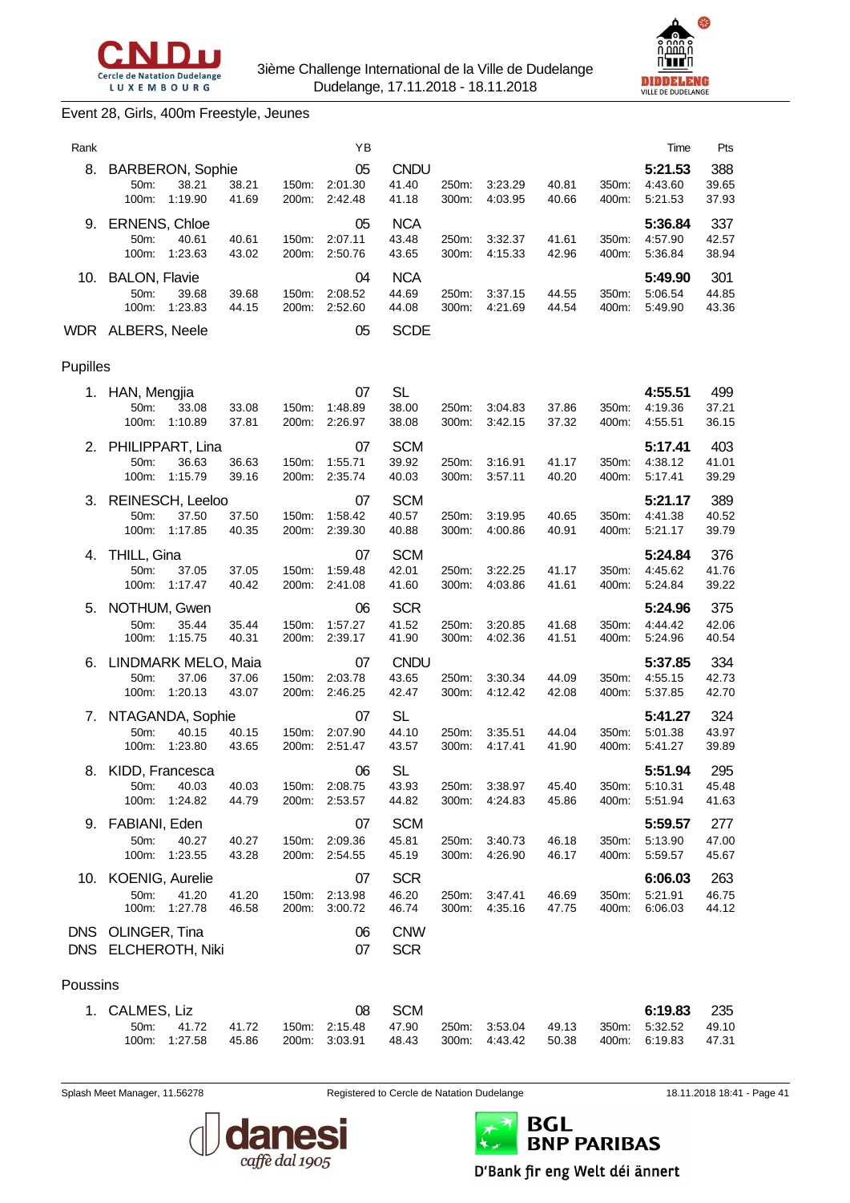Event 28, Girls, 400m Freestyle, Jeunes

| Rank | | | | | YB | | | | | | | Time | Pts |
|---|---|---|---|---|---|---|---|---|---|---|---|---|---|
| 8. | BARBERON, Sophie | | | | 05 | CNDU | | | | | | 5:21.53 | 388 |
| | 50m: | 38.21 | 38.21 | 150m: | 2:01.30 | 41.40 | 250m: | 3:23.29 | 40.81 | 350m: | 4:43.60 | 39.65 | |
| | 100m: | 1:19.90 | 41.69 | 200m: | 2:42.48 | 41.18 | 300m: | 4:03.95 | 40.66 | 400m: | 5:21.53 | 37.93 | |
| 9. | ERNENS, Chloe | | | | 05 | NCA | | | | | | 5:36.84 | 337 |
| | 50m: | 40.61 | 40.61 | 150m: | 2:07.11 | 43.48 | 250m: | 3:32.37 | 41.61 | 350m: | 4:57.90 | 42.57 | |
| | 100m: | 1:23.63 | 43.02 | 200m: | 2:50.76 | 43.65 | 300m: | 4:15.33 | 42.96 | 400m: | 5:36.84 | 38.94 | |
| 10. | BALON, Flavie | | | | 04 | NCA | | | | | | 5:49.90 | 301 |
| | 50m: | 39.68 | 39.68 | 150m: | 2:08.52 | 44.69 | 250m: | 3:37.15 | 44.55 | 350m: | 5:06.54 | 44.85 | |
| | 100m: | 1:23.83 | 44.15 | 200m: | 2:52.60 | 44.08 | 300m: | 4:21.69 | 44.54 | 400m: | 5:49.90 | 43.36 | |
| WDR | ALBERS, Neele | | | | 05 | SCDE | | | | | | | |

Pupilles

| Rank | | | | | YB | | | | | | | Time | Pts |
|---|---|---|---|---|---|---|---|---|---|---|---|---|---|
| 1. | HAN, Mengjia | | | | 07 | SL | | | | | | 4:55.51 | 499 |
| | 50m: | 33.08 | 33.08 | 150m: | 1:48.89 | 38.00 | 250m: | 3:04.83 | 37.86 | 350m: | 4:19.36 | 37.21 | |
| | 100m: | 1:10.89 | 37.81 | 200m: | 2:26.97 | 38.08 | 300m: | 3:42.15 | 37.32 | 400m: | 4:55.51 | 36.15 | |
| 2. | PHILIPPART, Lina | | | | 07 | SCM | | | | | | 5:17.41 | 403 |
| | 50m: | 36.63 | 36.63 | 150m: | 1:55.71 | 39.92 | 250m: | 3:16.91 | 41.17 | 350m: | 4:38.12 | 41.01 | |
| | 100m: | 1:15.79 | 39.16 | 200m: | 2:35.74 | 40.03 | 300m: | 3:57.11 | 40.20 | 400m: | 5:17.41 | 39.29 | |
| 3. | REINESCH, Leeloo | | | | 07 | SCM | | | | | | 5:21.17 | 389 |
| | 50m: | 37.50 | 37.50 | 150m: | 1:58.42 | 40.57 | 250m: | 3:19.95 | 40.65 | 350m: | 4:41.38 | 40.52 | |
| | 100m: | 1:17.85 | 40.35 | 200m: | 2:39.30 | 40.88 | 300m: | 4:00.86 | 40.91 | 400m: | 5:21.17 | 39.79 | |
| 4. | THILL, Gina | | | | 07 | SCM | | | | | | 5:24.84 | 376 |
| | 50m: | 37.05 | 37.05 | 150m: | 1:59.48 | 42.01 | 250m: | 3:22.25 | 41.17 | 350m: | 4:45.62 | 41.76 | |
| | 100m: | 1:17.47 | 40.42 | 200m: | 2:41.08 | 41.60 | 300m: | 4:03.86 | 41.61 | 400m: | 5:24.84 | 39.22 | |
| 5. | NOTHUM, Gwen | | | | 06 | SCR | | | | | | 5:24.96 | 375 |
| | 50m: | 35.44 | 35.44 | 150m: | 1:57.27 | 41.52 | 250m: | 3:20.85 | 41.68 | 350m: | 4:44.42 | 42.06 | |
| | 100m: | 1:15.75 | 40.31 | 200m: | 2:39.17 | 41.90 | 300m: | 4:02.36 | 41.51 | 400m: | 5:24.96 | 40.54 | |
| 6. | LINDMARK MELO, Maia | | | | 07 | CNDU | | | | | | 5:37.85 | 334 |
| | 50m: | 37.06 | 37.06 | 150m: | 2:03.78 | 43.65 | 250m: | 3:30.34 | 44.09 | 350m: | 4:55.15 | 42.73 | |
| | 100m: | 1:20.13 | 43.07 | 200m: | 2:46.25 | 42.47 | 300m: | 4:12.42 | 42.08 | 400m: | 5:37.85 | 42.70 | |
| 7. | NTAGANDA, Sophie | | | | 07 | SL | | | | | | 5:41.27 | 324 |
| | 50m: | 40.15 | 40.15 | 150m: | 2:07.90 | 44.10 | 250m: | 3:35.51 | 44.04 | 350m: | 5:01.38 | 43.97 | |
| | 100m: | 1:23.80 | 43.65 | 200m: | 2:51.47 | 43.57 | 300m: | 4:17.41 | 41.90 | 400m: | 5:41.27 | 39.89 | |
| 8. | KIDD, Francesca | | | | 06 | SL | | | | | | 5:51.94 | 295 |
| | 50m: | 40.03 | 40.03 | 150m: | 2:08.75 | 43.93 | 250m: | 3:38.97 | 45.40 | 350m: | 5:10.31 | 45.48 | |
| | 100m: | 1:24.82 | 44.79 | 200m: | 2:53.57 | 44.82 | 300m: | 4:24.83 | 45.86 | 400m: | 5:51.94 | 41.63 | |
| 9. | FABIANI, Eden | | | | 07 | SCM | | | | | | 5:59.57 | 277 |
| | 50m: | 40.27 | 40.27 | 150m: | 2:09.36 | 45.81 | 250m: | 3:40.73 | 46.18 | 350m: | 5:13.90 | 47.00 | |
| | 100m: | 1:23.55 | 43.28 | 200m: | 2:54.55 | 45.19 | 300m: | 4:26.90 | 46.17 | 400m: | 5:59.57 | 45.67 | |
| 10. | KOENIG, Aurelie | | | | 07 | SCR | | | | | | 6:06.03 | 263 |
| | 50m: | 41.20 | 41.20 | 150m: | 2:13.98 | 46.20 | 250m: | 3:47.41 | 46.69 | 350m: | 5:21.91 | 46.75 | |
| | 100m: | 1:27.78 | 46.58 | 200m: | 3:00.72 | 46.74 | 300m: | 4:35.16 | 47.75 | 400m: | 6:06.03 | 44.12 | |
| DNS | OLINGER, Tina | | | | 06 | CNW | | | | | | | |
| DNS | ELCHEROTH, Niki | | | | 07 | SCR | | | | | | | |

Poussins

| Rank | | | | | YB | | | | | | | Time | Pts |
|---|---|---|---|---|---|---|---|---|---|---|---|---|---|
| 1. | CALMES, Liz | | | | 08 | SCM | | | | | | 6:19.83 | 235 |
| | 50m: | 41.72 | 41.72 | 150m: | 2:15.48 | 47.90 | 250m: | 3:53.04 | 49.13 | 350m: | 5:32.52 | 49.10 | |
| | 100m: | 1:27.58 | 45.86 | 200m: | 3:03.91 | 48.43 | 300m: | 4:43.42 | 50.38 | 400m: | 6:19.83 | 47.31 | |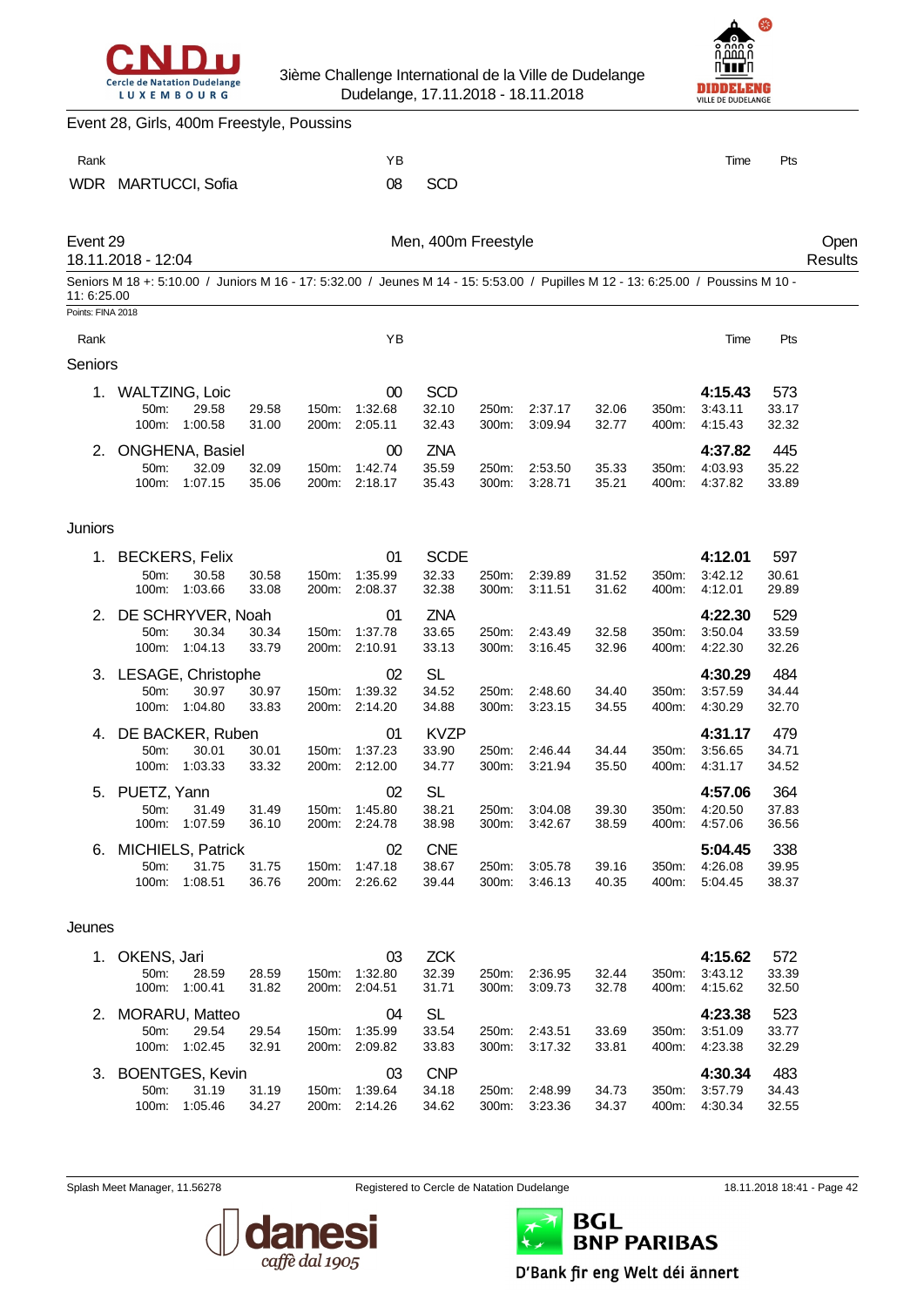Event 28, Girls, 400m Freestyle, Poussins

| Rank | | YB | | Time | Pts |
|---|---|---|---|---|---|
| WDR | MARTUCCI, Sofia | 08 | SCD | | |

## Event 29 — Men, 400m Freestyle — Open Results

18.11.2018 - 12:04

Seniors M 18 +: 5:10.00 / Juniors M 16 - 17: 5:32.00 / Jeunes M 14 - 15: 5:53.00 / Pupilles M 12 - 13: 6:25.00 / Poussins M 10 - 11: 6:25.00

Points: FINA 2018

### Seniors

| Rank | Name | YB | Club | Time | Pts |
|---|---|---|---|---|---|
| 1. | WALTZING, Loic | 00 | SCD | 4:15.43 | 573 |
| | 50m: 29.58 (29.58) · 100m: 1:00.58 (31.00) · 150m: 1:32.68 (32.10) · 200m: 2:05.11 (32.43) · 250m: 2:37.17 (32.06) · 300m: 3:09.94 (32.77) · 350m: 3:43.11 (33.17) · 400m: 4:15.43 (32.32) | | | | |
| 2. | ONGHENA, Basiel | 00 | ZNA | 4:37.82 | 445 |
| | 50m: 32.09 (32.09) · 100m: 1:07.15 (35.06) · 150m: 1:42.74 (35.59) · 200m: 2:18.17 (35.43) · 250m: 2:53.50 (35.33) · 300m: 3:28.71 (35.21) · 350m: 4:03.93 (35.22) · 400m: 4:37.82 (33.89) | | | | |

### Juniors

| Rank | Name | YB | Club | Time | Pts |
|---|---|---|---|---|---|
| 1. | BECKERS, Felix | 01 | SCDE | 4:12.01 | 597 |
| | 50m: 30.58 (30.58) · 100m: 1:03.66 (33.08) · 150m: 1:35.99 (32.33) · 200m: 2:08.37 (32.38) · 250m: 2:39.89 (31.52) · 300m: 3:11.51 (31.62) · 350m: 3:42.12 (30.61) · 400m: 4:12.01 (29.89) | | | | |
| 2. | DE SCHRYVER, Noah | 01 | ZNA | 4:22.30 | 529 |
| | 50m: 30.34 (30.34) · 100m: 1:04.13 (33.79) · 150m: 1:37.78 (33.65) · 200m: 2:10.91 (33.13) · 250m: 2:43.49 (32.58) · 300m: 3:16.45 (32.96) · 350m: 3:50.04 (33.59) · 400m: 4:22.30 (32.26) | | | | |
| 3. | LESAGE, Christophe | 02 | SL | 4:30.29 | 484 |
| | 50m: 30.97 (30.97) · 100m: 1:04.80 (33.83) · 150m: 1:39.32 (34.52) · 200m: 2:14.20 (34.88) · 250m: 2:48.60 (34.40) · 300m: 3:23.15 (34.55) · 350m: 3:57.59 (34.44) · 400m: 4:30.29 (32.70) | | | | |
| 4. | DE BACKER, Ruben | 01 | KVZP | 4:31.17 | 479 |
| | 50m: 30.01 (30.01) · 100m: 1:03.33 (33.32) · 150m: 1:37.23 (33.90) · 200m: 2:12.00 (34.77) · 250m: 2:46.44 (34.44) · 300m: 3:21.94 (35.50) · 350m: 3:56.65 (34.71) · 400m: 4:31.17 (34.52) | | | | |
| 5. | PUETZ, Yann | 02 | SL | 4:57.06 | 364 |
| | 50m: 31.49 (31.49) · 100m: 1:07.59 (36.10) · 150m: 1:45.80 (38.21) · 200m: 2:24.78 (38.98) · 250m: 3:04.08 (39.30) · 300m: 3:42.67 (38.59) · 350m: 4:20.50 (37.83) · 400m: 4:57.06 (36.56) | | | | |
| 6. | MICHIELS, Patrick | 02 | CNE | 5:04.45 | 338 |
| | 50m: 31.75 (31.75) · 100m: 1:08.51 (36.76) · 150m: 1:47.18 (38.67) · 200m: 2:26.62 (39.44) · 250m: 3:05.78 (39.16) · 300m: 3:46.13 (40.35) · 350m: 4:26.08 (39.95) · 400m: 5:04.45 (38.37) | | | | |

### Jeunes

| Rank | Name | YB | Club | Time | Pts |
|---|---|---|---|---|---|
| 1. | OKENS, Jari | 03 | ZCK | 4:15.62 | 572 |
| | 50m: 28.59 (28.59) · 100m: 1:00.41 (31.82) · 150m: 1:32.80 (32.39) · 200m: 2:04.51 (31.71) · 250m: 2:36.95 (32.44) · 300m: 3:09.73 (32.78) · 350m: 3:43.12 (33.39) · 400m: 4:15.62 (32.50) | | | | |
| 2. | MORARU, Matteo | 04 | SL | 4:23.38 | 523 |
| | 50m: 29.54 (29.54) · 100m: 1:02.45 (32.91) · 150m: 1:35.99 (33.54) · 200m: 2:09.82 (33.83) · 250m: 2:43.51 (33.69) · 300m: 3:17.32 (33.81) · 350m: 3:51.09 (33.77) · 400m: 4:23.38 (32.29) | | | | |
| 3. | BOENTGES, Kevin | 03 | CNP | 4:30.34 | 483 |
| | 50m: 31.19 (31.19) · 100m: 1:05.46 (34.27) · 150m: 1:39.64 (34.18) · 200m: 2:14.26 (34.62) · 250m: 2:48.99 (34.73) · 300m: 3:23.36 (34.37) · 350m: 3:57.79 (34.43) · 400m: 4:30.34 (32.55) | | | | |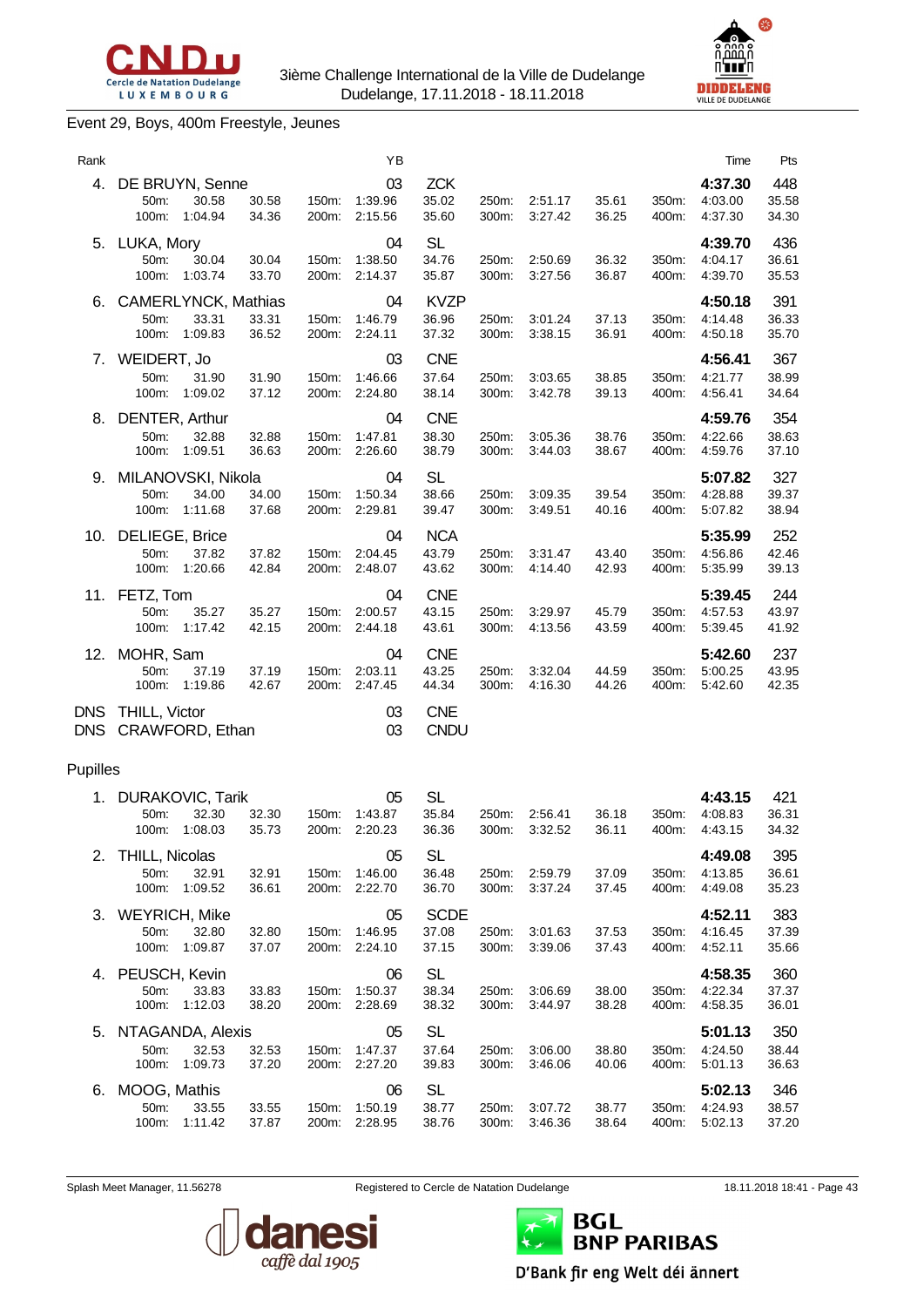3ième Challenge International de la Ville de Dudelange
Dudelange, 17.11.2018 - 18.11.2018

## Event 29, Boys, 400m Freestyle, Jeunes

| Rank | | | | | YB | | | | | | | Time | Pts |
|---|---|---|---|---|---|---|---|---|---|---|---|---|---|
| 4. | DE BRUYN, Senne | | | | 03 | ZCK | | | | | | **4:37.30** | 448 |
| | 50m: | 30.58 | 30.58 | 150m: | 1:39.96 | 35.02 | 250m: | 2:51.17 | 35.61 | 350m: | 4:03.00 | | 35.58 |
| | 100m: | 1:04.94 | 34.36 | 200m: | 2:15.56 | 35.60 | 300m: | 3:27.42 | 36.25 | 400m: | 4:37.30 | | 34.30 |
| 5. | LUKA, Mory | | | | 04 | SL | | | | | | **4:39.70** | 436 |
| | 50m: | 30.04 | 30.04 | 150m: | 1:38.50 | 34.76 | 250m: | 2:50.69 | 36.32 | 350m: | 4:04.17 | | 36.61 |
| | 100m: | 1:03.74 | 33.70 | 200m: | 2:14.37 | 35.87 | 300m: | 3:27.56 | 36.87 | 400m: | 4:39.70 | | 35.53 |
| 6. | CAMERLYNCK, Mathias | | | | 04 | KVZP | | | | | | **4:50.18** | 391 |
| | 50m: | 33.31 | 33.31 | 150m: | 1:46.79 | 36.96 | 250m: | 3:01.24 | 37.13 | 350m: | 4:14.48 | | 36.33 |
| | 100m: | 1:09.83 | 36.52 | 200m: | 2:24.11 | 37.32 | 300m: | 3:38.15 | 36.91 | 400m: | 4:50.18 | | 35.70 |
| 7. | WEIDERT, Jo | | | | 03 | CNE | | | | | | **4:56.41** | 367 |
| | 50m: | 31.90 | 31.90 | 150m: | 1:46.66 | 37.64 | 250m: | 3:03.65 | 38.85 | 350m: | 4:21.77 | | 38.99 |
| | 100m: | 1:09.02 | 37.12 | 200m: | 2:24.80 | 38.14 | 300m: | 3:42.78 | 39.13 | 400m: | 4:56.41 | | 34.64 |
| 8. | DENTER, Arthur | | | | 04 | CNE | | | | | | **4:59.76** | 354 |
| | 50m: | 32.88 | 32.88 | 150m: | 1:47.81 | 38.30 | 250m: | 3:05.36 | 38.76 | 350m: | 4:22.66 | | 38.63 |
| | 100m: | 1:09.51 | 36.63 | 200m: | 2:26.60 | 38.79 | 300m: | 3:44.03 | 38.67 | 400m: | 4:59.76 | | 37.10 |
| 9. | MILANOVSKI, Nikola | | | | 04 | SL | | | | | | **5:07.82** | 327 |
| | 50m: | 34.00 | 34.00 | 150m: | 1:50.34 | 38.66 | 250m: | 3:09.35 | 39.54 | 350m: | 4:28.88 | | 39.37 |
| | 100m: | 1:11.68 | 37.68 | 200m: | 2:29.81 | 39.47 | 300m: | 3:49.51 | 40.16 | 400m: | 5:07.82 | | 38.94 |
| 10. | DELIEGE, Brice | | | | 04 | NCA | | | | | | **5:35.99** | 252 |
| | 50m: | 37.82 | 37.82 | 150m: | 2:04.45 | 43.79 | 250m: | 3:31.47 | 43.40 | 350m: | 4:56.86 | | 42.46 |
| | 100m: | 1:20.66 | 42.84 | 200m: | 2:48.07 | 43.62 | 300m: | 4:14.40 | 42.93 | 400m: | 5:35.99 | | 39.13 |
| 11. | FETZ, Tom | | | | 04 | CNE | | | | | | **5:39.45** | 244 |
| | 50m: | 35.27 | 35.27 | 150m: | 2:00.57 | 43.15 | 250m: | 3:29.97 | 45.79 | 350m: | 4:57.53 | | 43.97 |
| | 100m: | 1:17.42 | 42.15 | 200m: | 2:44.18 | 43.61 | 300m: | 4:13.56 | 43.59 | 400m: | 5:39.45 | | 41.92 |
| 12. | MOHR, Sam | | | | 04 | CNE | | | | | | **5:42.60** | 237 |
| | 50m: | 37.19 | 37.19 | 150m: | 2:03.11 | 43.25 | 250m: | 3:32.04 | 44.59 | 350m: | 5:00.25 | | 43.95 |
| | 100m: | 1:19.86 | 42.67 | 200m: | 2:47.45 | 44.34 | 300m: | 4:16.30 | 44.26 | 400m: | 5:42.60 | | 42.35 |
| DNS | THILL, Victor | | | | 03 | CNE | | | | | | | |
| DNS | CRAWFORD, Ethan | | | | 03 | CNDU | | | | | | | |

### Pupilles

| Rank | | | | | YB | | | | | | | Time | Pts |
|---|---|---|---|---|---|---|---|---|---|---|---|---|---|
| 1. | DURAKOVIC, Tarik | | | | 05 | SL | | | | | | **4:43.15** | 421 |
| | 50m: | 32.30 | 32.30 | 150m: | 1:43.87 | 35.84 | 250m: | 2:56.41 | 36.18 | 350m: | 4:08.83 | | 36.31 |
| | 100m: | 1:08.03 | 35.73 | 200m: | 2:20.23 | 36.36 | 300m: | 3:32.52 | 36.11 | 400m: | 4:43.15 | | 34.32 |
| 2. | THILL, Nicolas | | | | 05 | SL | | | | | | **4:49.08** | 395 |
| | 50m: | 32.91 | 32.91 | 150m: | 1:46.00 | 36.48 | 250m: | 2:59.79 | 37.09 | 350m: | 4:13.85 | | 36.61 |
| | 100m: | 1:09.52 | 36.61 | 200m: | 2:22.70 | 36.70 | 300m: | 3:37.24 | 37.45 | 400m: | 4:49.08 | | 35.23 |
| 3. | WEYRICH, Mike | | | | 05 | SCDE | | | | | | **4:52.11** | 383 |
| | 50m: | 32.80 | 32.80 | 150m: | 1:46.95 | 37.08 | 250m: | 3:01.63 | 37.53 | 350m: | 4:16.45 | | 37.39 |
| | 100m: | 1:09.87 | 37.07 | 200m: | 2:24.10 | 37.15 | 300m: | 3:39.06 | 37.43 | 400m: | 4:52.11 | | 35.66 |
| 4. | PEUSCH, Kevin | | | | 06 | SL | | | | | | **4:58.35** | 360 |
| | 50m: | 33.83 | 33.83 | 150m: | 1:50.37 | 38.34 | 250m: | 3:06.69 | 38.00 | 350m: | 4:22.34 | | 37.37 |
| | 100m: | 1:12.03 | 38.20 | 200m: | 2:28.69 | 38.32 | 300m: | 3:44.97 | 38.28 | 400m: | 4:58.35 | | 36.01 |
| 5. | NTAGANDA, Alexis | | | | 05 | SL | | | | | | **5:01.13** | 350 |
| | 50m: | 32.53 | 32.53 | 150m: | 1:47.37 | 37.64 | 250m: | 3:06.00 | 38.80 | 350m: | 4:24.50 | | 38.44 |
| | 100m: | 1:09.73 | 37.20 | 200m: | 2:27.20 | 39.83 | 300m: | 3:46.06 | 40.06 | 400m: | 5:01.13 | | 36.63 |
| 6. | MOOG, Mathis | | | | 06 | SL | | | | | | **5:02.13** | 346 |
| | 50m: | 33.55 | 33.55 | 150m: | 1:50.19 | 38.77 | 250m: | 3:07.72 | 38.77 | 350m: | 4:24.93 | | 38.57 |
| | 100m: | 1:11.42 | 37.87 | 200m: | 2:28.95 | 38.76 | 300m: | 3:46.36 | 38.64 | 400m: | 5:02.13 | | 37.20 |

Splash Meet Manager, 11.56278 — Registered to Cercle de Natation Dudelange — 18.11.2018 18:41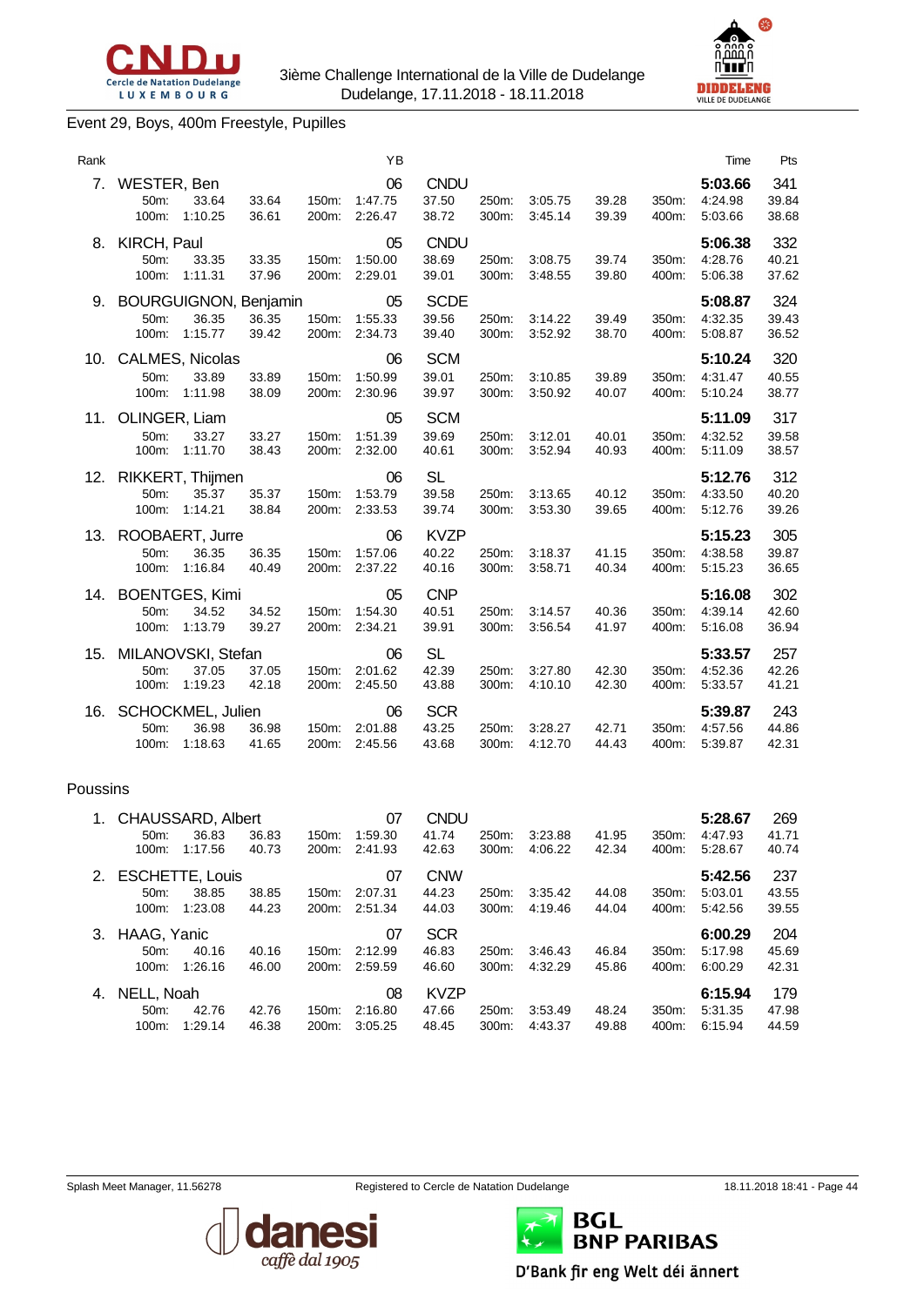3ième Challenge International de la Ville de Dudelange
Dudelange, 17.11.2018 - 18.11.2018

## Event 29, Boys, 400m Freestyle, Pupilles

| Rank | Name | | | | YB | Club | | | | | | Time | Pts |
|---|---|---|---|---|---|---|---|---|---|---|---|---|---|
| 7. | WESTER, Ben | | | | 06 | CNDU | | | | | | **5:03.66** | 341 |
| | 50m: | 33.64 | 33.64 | 150m: | 1:47.75 | 37.50 | 250m: | 3:05.75 | 39.28 | 350m: | 4:24.98 | 39.84 | |
| | 100m: | 1:10.25 | 36.61 | 200m: | 2:26.47 | 38.72 | 300m: | 3:45.14 | 39.39 | 400m: | 5:03.66 | 38.68 | |
| 8. | KIRCH, Paul | | | | 05 | CNDU | | | | | | **5:06.38** | 332 |
| | 50m: | 33.35 | 33.35 | 150m: | 1:50.00 | 38.69 | 250m: | 3:08.75 | 39.74 | 350m: | 4:28.76 | 40.21 | |
| | 100m: | 1:11.31 | 37.96 | 200m: | 2:29.01 | 39.01 | 300m: | 3:48.55 | 39.80 | 400m: | 5:06.38 | 37.62 | |
| 9. | BOURGUIGNON, Benjamin | | | | 05 | SCDE | | | | | | **5:08.87** | 324 |
| | 50m: | 36.35 | 36.35 | 150m: | 1:55.33 | 39.56 | 250m: | 3:14.22 | 39.49 | 350m: | 4:32.35 | 39.43 | |
| | 100m: | 1:15.77 | 39.42 | 200m: | 2:34.73 | 39.40 | 300m: | 3:52.92 | 38.70 | 400m: | 5:08.87 | 36.52 | |
| 10. | CALMES, Nicolas | | | | 06 | SCM | | | | | | **5:10.24** | 320 |
| | 50m: | 33.89 | 33.89 | 150m: | 1:50.99 | 39.01 | 250m: | 3:10.85 | 39.89 | 350m: | 4:31.47 | 40.55 | |
| | 100m: | 1:11.98 | 38.09 | 200m: | 2:30.96 | 39.97 | 300m: | 3:50.92 | 40.07 | 400m: | 5:10.24 | 38.77 | |
| 11. | OLINGER, Liam | | | | 05 | SCM | | | | | | **5:11.09** | 317 |
| | 50m: | 33.27 | 33.27 | 150m: | 1:51.39 | 39.69 | 250m: | 3:12.01 | 40.01 | 350m: | 4:32.52 | 39.58 | |
| | 100m: | 1:11.70 | 38.43 | 200m: | 2:32.00 | 40.61 | 300m: | 3:52.94 | 40.93 | 400m: | 5:11.09 | 38.57 | |
| 12. | RIKKERT, Thijmen | | | | 06 | SL | | | | | | **5:12.76** | 312 |
| | 50m: | 35.37 | 35.37 | 150m: | 1:53.79 | 39.58 | 250m: | 3:13.65 | 40.12 | 350m: | 4:33.50 | 40.20 | |
| | 100m: | 1:14.21 | 38.84 | 200m: | 2:33.53 | 39.74 | 300m: | 3:53.30 | 39.65 | 400m: | 5:12.76 | 39.26 | |
| 13. | ROOBAERT, Jurre | | | | 06 | KVZP | | | | | | **5:15.23** | 305 |
| | 50m: | 36.35 | 36.35 | 150m: | 1:57.06 | 40.22 | 250m: | 3:18.37 | 41.15 | 350m: | 4:38.58 | 39.87 | |
| | 100m: | 1:16.84 | 40.49 | 200m: | 2:37.22 | 40.16 | 300m: | 3:58.71 | 40.34 | 400m: | 5:15.23 | 36.65 | |
| 14. | BOENTGES, Kimi | | | | 05 | CNP | | | | | | **5:16.08** | 302 |
| | 50m: | 34.52 | 34.52 | 150m: | 1:54.30 | 40.51 | 250m: | 3:14.57 | 40.36 | 350m: | 4:39.14 | 42.60 | |
| | 100m: | 1:13.79 | 39.27 | 200m: | 2:34.21 | 39.91 | 300m: | 3:56.54 | 41.97 | 400m: | 5:16.08 | 36.94 | |
| 15. | MILANOVSKI, Stefan | | | | 06 | SL | | | | | | **5:33.57** | 257 |
| | 50m: | 37.05 | 37.05 | 150m: | 2:01.62 | 42.39 | 250m: | 3:27.80 | 42.30 | 350m: | 4:52.36 | 42.26 | |
| | 100m: | 1:19.23 | 42.18 | 200m: | 2:45.50 | 43.88 | 300m: | 4:10.10 | 42.30 | 400m: | 5:33.57 | 41.21 | |
| 16. | SCHOCKMEL, Julien | | | | 06 | SCR | | | | | | **5:39.87** | 243 |
| | 50m: | 36.98 | 36.98 | 150m: | 2:01.88 | 43.25 | 250m: | 3:28.27 | 42.71 | 350m: | 4:57.56 | 44.86 | |
| | 100m: | 1:18.63 | 41.65 | 200m: | 2:45.56 | 43.68 | 300m: | 4:12.70 | 44.43 | 400m: | 5:39.87 | 42.31 | |

### Poussins

| Rank | Name | | | | YB | Club | | | | | | Time | Pts |
|---|---|---|---|---|---|---|---|---|---|---|---|---|---|
| 1. | CHAUSSARD, Albert | | | | 07 | CNDU | | | | | | **5:28.67** | 269 |
| | 50m: | 36.83 | 36.83 | 150m: | 1:59.30 | 41.74 | 250m: | 3:23.88 | 41.95 | 350m: | 4:47.93 | 41.71 | |
| | 100m: | 1:17.56 | 40.73 | 200m: | 2:41.93 | 42.63 | 300m: | 4:06.22 | 42.34 | 400m: | 5:28.67 | 40.74 | |
| 2. | ESCHETTE, Louis | | | | 07 | CNW | | | | | | **5:42.56** | 237 |
| | 50m: | 38.85 | 38.85 | 150m: | 2:07.31 | 44.23 | 250m: | 3:35.42 | 44.08 | 350m: | 5:03.01 | 43.55 | |
| | 100m: | 1:23.08 | 44.23 | 200m: | 2:51.34 | 44.03 | 300m: | 4:19.46 | 44.04 | 400m: | 5:42.56 | 39.55 | |
| 3. | HAAG, Yanic | | | | 07 | SCR | | | | | | **6:00.29** | 204 |
| | 50m: | 40.16 | 40.16 | 150m: | 2:12.99 | 46.83 | 250m: | 3:46.43 | 46.84 | 350m: | 5:17.98 | 45.69 | |
| | 100m: | 1:26.16 | 46.00 | 200m: | 2:59.59 | 46.60 | 300m: | 4:32.29 | 45.86 | 400m: | 6:00.29 | 42.31 | |
| 4. | NELL, Noah | | | | 08 | KVZP | | | | | | **6:15.94** | 179 |
| | 50m: | 42.76 | 42.76 | 150m: | 2:16.80 | 47.66 | 250m: | 3:53.49 | 48.24 | 350m: | 5:31.35 | 47.98 | |
| | 100m: | 1:29.14 | 46.38 | 200m: | 3:05.25 | 48.45 | 300m: | 4:43.37 | 49.88 | 400m: | 6:15.94 | 44.59 | |

Splash Meet Manager, 11.56278 — Registered to Cercle de Natation Dudelange — 18.11.2018 18:41 - Page 44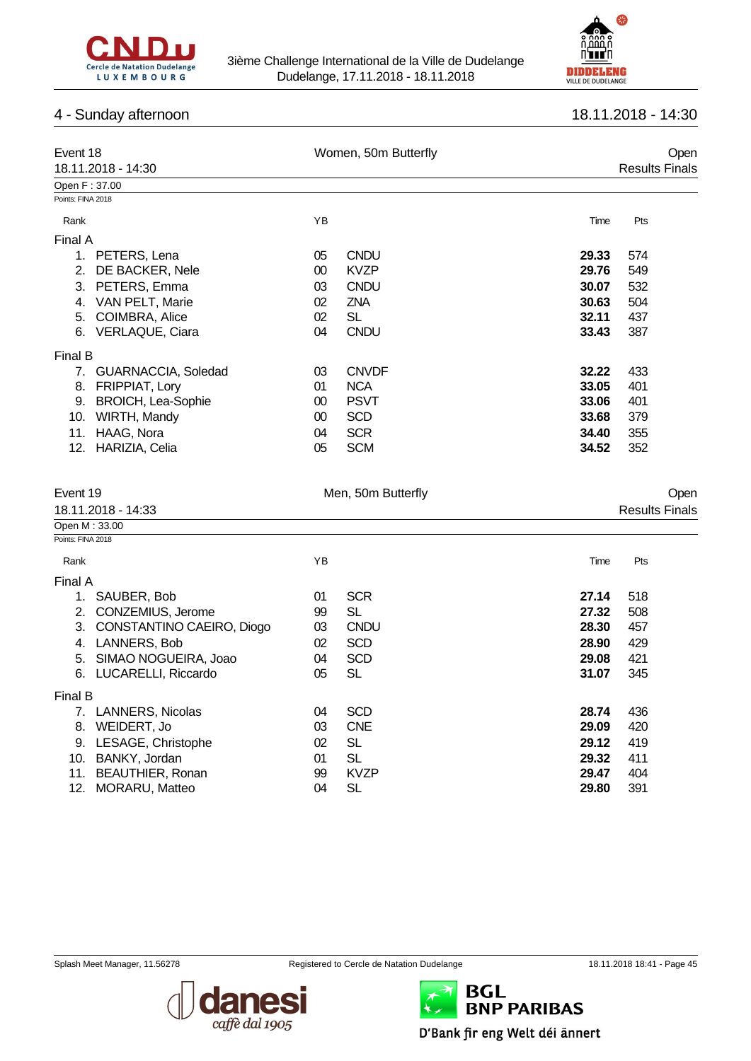## 4 - Sunday afternoon

18.11.2018 - 14:30

### Event 18 — Women, 50m Butterfly — Open

18.11.2018 - 14:30 — Results Finals

Open F : 37.00

Points: FINA 2018

| Rank | | YB | | Time | Pts |
|---|---|---|---|---|---|
| **Final A** | | | | | |
| 1. | PETERS, Lena | 05 | CNDU | **29.33** | 574 |
| 2. | DE BACKER, Nele | 00 | KVZP | **29.76** | 549 |
| 3. | PETERS, Emma | 03 | CNDU | **30.07** | 532 |
| 4. | VAN PELT, Marie | 02 | ZNA | **30.63** | 504 |
| 5. | COIMBRA, Alice | 02 | SL | **32.11** | 437 |
| 6. | VERLAQUE, Ciara | 04 | CNDU | **33.43** | 387 |
| **Final B** | | | | | |
| 7. | GUARNACCIA, Soledad | 03 | CNVDF | **32.22** | 433 |
| 8. | FRIPPIAT, Lory | 01 | NCA | **33.05** | 401 |
| 9. | BROICH, Lea-Sophie | 00 | PSVT | **33.06** | 401 |
| 10. | WIRTH, Mandy | 00 | SCD | **33.68** | 379 |
| 11. | HAAG, Nora | 04 | SCR | **34.40** | 355 |
| 12. | HARIZIA, Celia | 05 | SCM | **34.52** | 352 |

### Event 19 — Men, 50m Butterfly — Open

18.11.2018 - 14:33 — Results Finals

Open M : 33.00

Points: FINA 2018

| Rank | | YB | | Time | Pts |
|---|---|---|---|---|---|
| **Final A** | | | | | |
| 1. | SAUBER, Bob | 01 | SCR | **27.14** | 518 |
| 2. | CONZEMIUS, Jerome | 99 | SL | **27.32** | 508 |
| 3. | CONSTANTINO CAEIRO, Diogo | 03 | CNDU | **28.30** | 457 |
| 4. | LANNERS, Bob | 02 | SCD | **28.90** | 429 |
| 5. | SIMAO NOGUEIRA, Joao | 04 | SCD | **29.08** | 421 |
| 6. | LUCARELLI, Riccardo | 05 | SL | **31.07** | 345 |
| **Final B** | | | | | |
| 7. | LANNERS, Nicolas | 04 | SCD | **28.74** | 436 |
| 8. | WEIDERT, Jo | 03 | CNE | **29.09** | 420 |
| 9. | LESAGE, Christophe | 02 | SL | **29.12** | 419 |
| 10. | BANKY, Jordan | 01 | SL | **29.32** | 411 |
| 11. | BEAUTHIER, Ronan | 99 | KVZP | **29.47** | 404 |
| 12. | MORARU, Matteo | 04 | SL | **29.80** | 391 |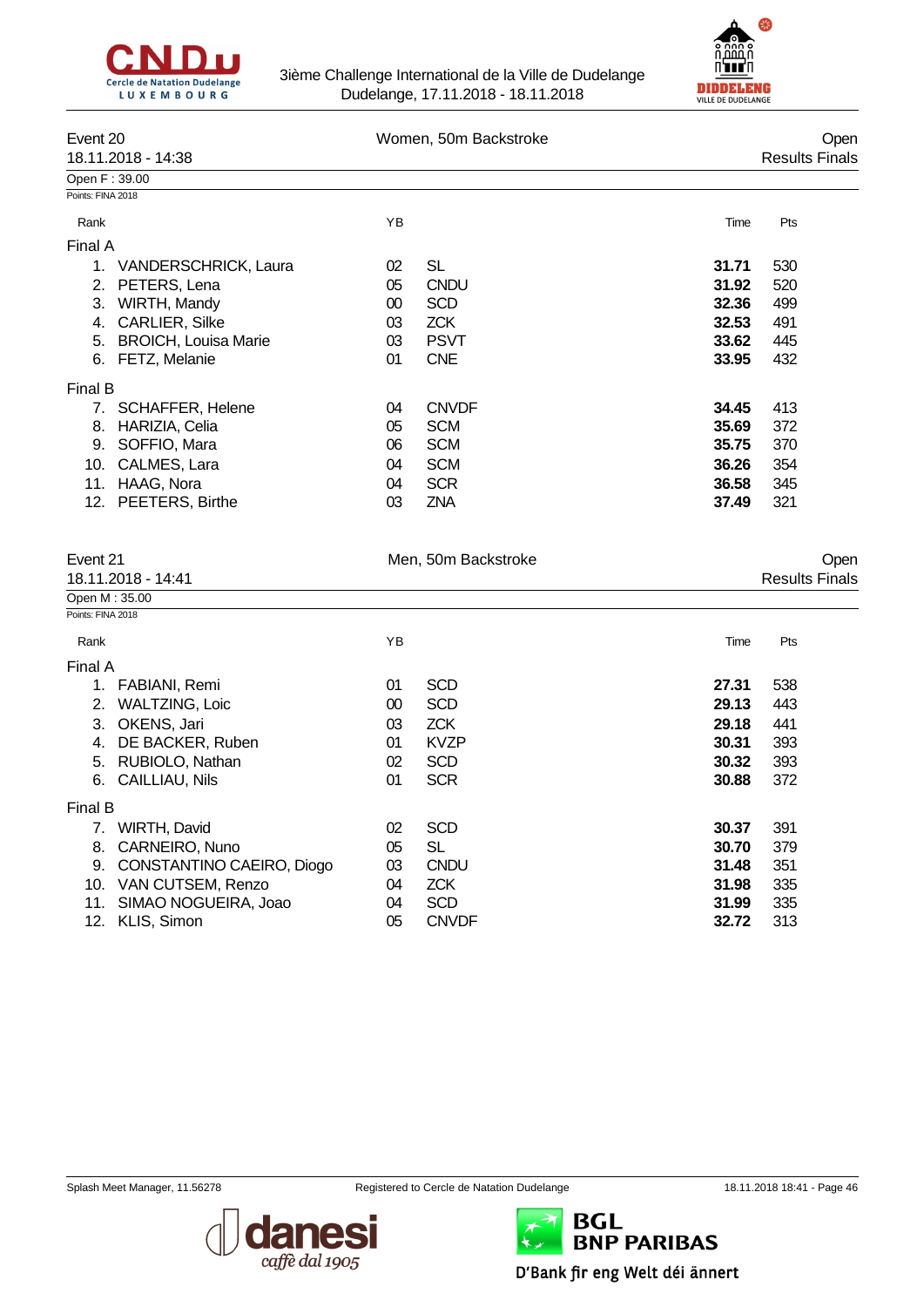## Event 20 — Women, 50m Backstroke — Open

18.11.2018 - 14:38 — Results Finals

Open F : 39.00

Points: FINA 2018

| Rank | | YB | | Time | Pts |
|---|---|---|---|---|---|
| **Final A** | | | | | |
| 1. | VANDERSCHRICK, Laura | 02 | SL | **31.71** | 530 |
| 2. | PETERS, Lena | 05 | CNDU | **31.92** | 520 |
| 3. | WIRTH, Mandy | 00 | SCD | **32.36** | 499 |
| 4. | CARLIER, Silke | 03 | ZCK | **32.53** | 491 |
| 5. | BROICH, Louisa Marie | 03 | PSVT | **33.62** | 445 |
| 6. | FETZ, Melanie | 01 | CNE | **33.95** | 432 |
| **Final B** | | | | | |
| 7. | SCHAFFER, Helene | 04 | CNVDF | **34.45** | 413 |
| 8. | HARIZIA, Celia | 05 | SCM | **35.69** | 372 |
| 9. | SOFFIO, Mara | 06 | SCM | **35.75** | 370 |
| 10. | CALMES, Lara | 04 | SCM | **36.26** | 354 |
| 11. | HAAG, Nora | 04 | SCR | **36.58** | 345 |
| 12. | PEETERS, Birthe | 03 | ZNA | **37.49** | 321 |

## Event 21 — Men, 50m Backstroke — Open

18.11.2018 - 14:41 — Results Finals

Open M : 35.00

Points: FINA 2018

| Rank | | YB | | Time | Pts |
|---|---|---|---|---|---|
| **Final A** | | | | | |
| 1. | FABIANI, Remi | 01 | SCD | **27.31** | 538 |
| 2. | WALTZING, Loic | 00 | SCD | **29.13** | 443 |
| 3. | OKENS, Jari | 03 | ZCK | **29.18** | 441 |
| 4. | DE BACKER, Ruben | 01 | KVZP | **30.31** | 393 |
| 5. | RUBIOLO, Nathan | 02 | SCD | **30.32** | 393 |
| 6. | CAILLIAU, Nils | 01 | SCR | **30.88** | 372 |
| **Final B** | | | | | |
| 7. | WIRTH, David | 02 | SCD | **30.37** | 391 |
| 8. | CARNEIRO, Nuno | 05 | SL | **30.70** | 379 |
| 9. | CONSTANTINO CAEIRO, Diogo | 03 | CNDU | **31.48** | 351 |
| 10. | VAN CUTSEM, Renzo | 04 | ZCK | **31.98** | 335 |
| 11. | SIMAO NOGUEIRA, Joao | 04 | SCD | **31.99** | 335 |
| 12. | KLIS, Simon | 05 | CNVDF | **32.72** | 313 |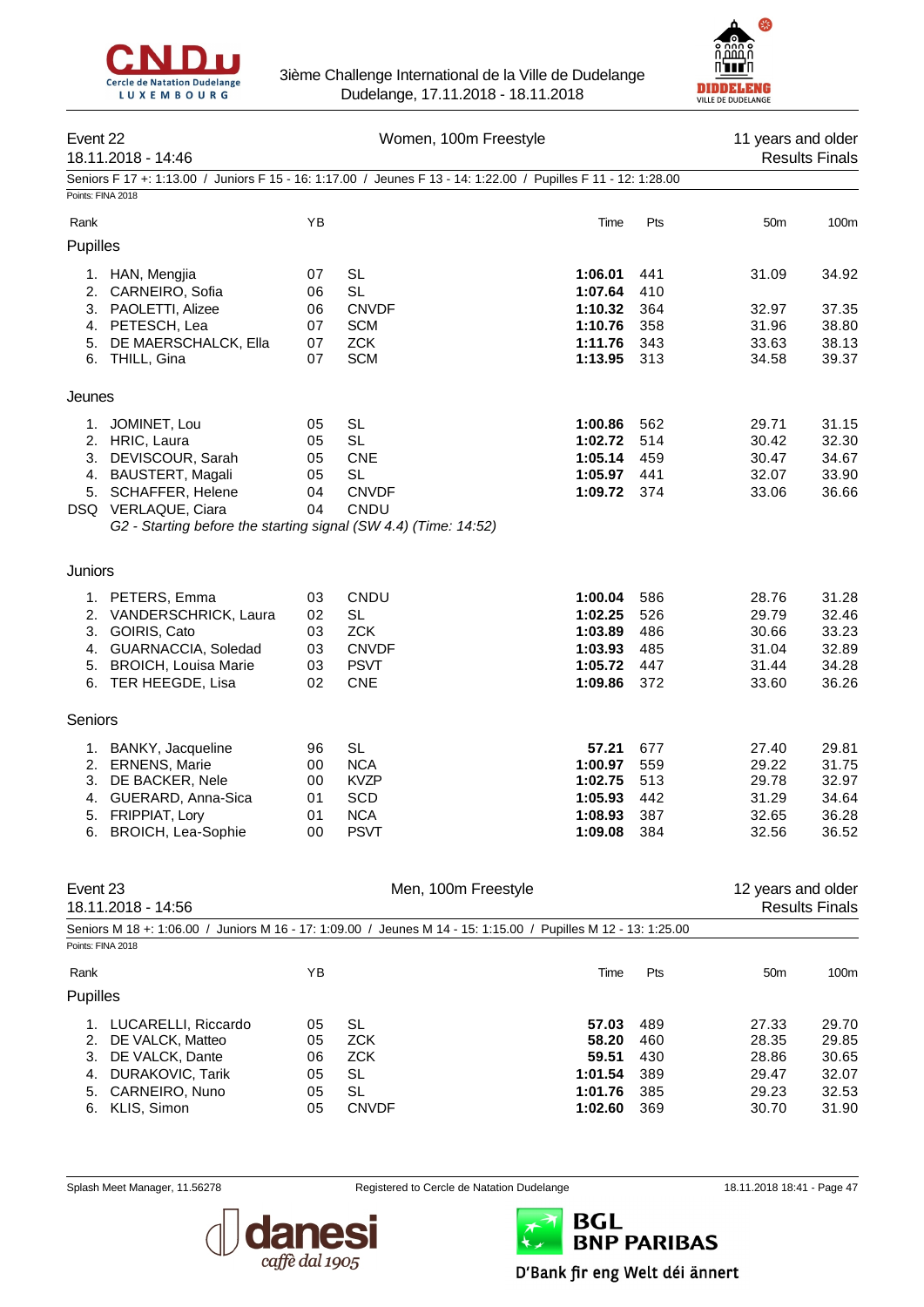## Event 22 — Women, 100m Freestyle

18.11.2018 - 14:46 — 11 years and older — Results Finals

Seniors F 17 +: 1:13.00 / Juniors F 15 - 16: 1:17.00 / Jeunes F 13 - 14: 1:22.00 / Pupilles F 11 - 12: 1:28.00

Points: FINA 2018

| Rank | | YB | | Time | Pts | 50m | 100m |
|---|---|---|---|---|---|---|---|
| **Pupilles** | | | | | | | |
| 1. | HAN, Mengjia | 07 | SL | **1:06.01** | 441 | 31.09 | 34.92 |
| 2. | CARNEIRO, Sofia | 06 | SL | **1:07.64** | 410 | | |
| 3. | PAOLETTI, Alizee | 06 | CNVDF | **1:10.32** | 364 | 32.97 | 37.35 |
| 4. | PETESCH, Lea | 07 | SCM | **1:10.76** | 358 | 31.96 | 38.80 |
| 5. | DE MAERSCHALCK, Ella | 07 | ZCK | **1:11.76** | 343 | 33.63 | 38.13 |
| 6. | THILL, Gina | 07 | SCM | **1:13.95** | 313 | 34.58 | 39.37 |
| **Jeunes** | | | | | | | |
| 1. | JOMINET, Lou | 05 | SL | **1:00.86** | 562 | 29.71 | 31.15 |
| 2. | HRIC, Laura | 05 | SL | **1:02.72** | 514 | 30.42 | 32.30 |
| 3. | DEVISCOUR, Sarah | 05 | CNE | **1:05.14** | 459 | 30.47 | 34.67 |
| 4. | BAUSTERT, Magali | 05 | SL | **1:05.97** | 441 | 32.07 | 33.90 |
| 5. | SCHAFFER, Helene | 04 | CNVDF | **1:09.72** | 374 | 33.06 | 36.66 |
| DSQ | VERLAQUE, Ciara | 04 | CNDU | | | | |
| | *G2 - Starting before the starting signal (SW 4.4) (Time: 14:52)* | | | | | | |
| **Juniors** | | | | | | | |
| 1. | PETERS, Emma | 03 | CNDU | **1:00.04** | 586 | 28.76 | 31.28 |
| 2. | VANDERSCHRICK, Laura | 02 | SL | **1:02.25** | 526 | 29.79 | 32.46 |
| 3. | GOIRIS, Cato | 03 | ZCK | **1:03.89** | 486 | 30.66 | 33.23 |
| 4. | GUARNACCIA, Soledad | 03 | CNVDF | **1:03.93** | 485 | 31.04 | 32.89 |
| 5. | BROICH, Louisa Marie | 03 | PSVT | **1:05.72** | 447 | 31.44 | 34.28 |
| 6. | TER HEEGDE, Lisa | 02 | CNE | **1:09.86** | 372 | 33.60 | 36.26 |
| **Seniors** | | | | | | | |
| 1. | BANKY, Jacqueline | 96 | SL | **57.21** | 677 | 27.40 | 29.81 |
| 2. | ERNENS, Marie | 00 | NCA | **1:00.97** | 559 | 29.22 | 31.75 |
| 3. | DE BACKER, Nele | 00 | KVZP | **1:02.75** | 513 | 29.78 | 32.97 |
| 4. | GUERARD, Anna-Sica | 01 | SCD | **1:05.93** | 442 | 31.29 | 34.64 |
| 5. | FRIPPIAT, Lory | 01 | NCA | **1:08.93** | 387 | 32.65 | 36.28 |
| 6. | BROICH, Lea-Sophie | 00 | PSVT | **1:09.08** | 384 | 32.56 | 36.52 |

## Event 23 — Men, 100m Freestyle

18.11.2018 - 14:56 — 12 years and older — Results Finals

Seniors M 18 +: 1:06.00 / Juniors M 16 - 17: 1:09.00 / Jeunes M 14 - 15: 1:15.00 / Pupilles M 12 - 13: 1:25.00

Points: FINA 2018

| Rank | | YB | | Time | Pts | 50m | 100m |
|---|---|---|---|---|---|---|---|
| **Pupilles** | | | | | | | |
| 1. | LUCARELLI, Riccardo | 05 | SL | **57.03** | 489 | 27.33 | 29.70 |
| 2. | DE VALCK, Matteo | 05 | ZCK | **58.20** | 460 | 28.35 | 29.85 |
| 3. | DE VALCK, Dante | 06 | ZCK | **59.51** | 430 | 28.86 | 30.65 |
| 4. | DURAKOVIC, Tarik | 05 | SL | **1:01.54** | 389 | 29.47 | 32.07 |
| 5. | CARNEIRO, Nuno | 05 | SL | **1:01.76** | 385 | 29.23 | 32.53 |
| 6. | KLIS, Simon | 05 | CNVDF | **1:02.60** | 369 | 30.70 | 31.90 |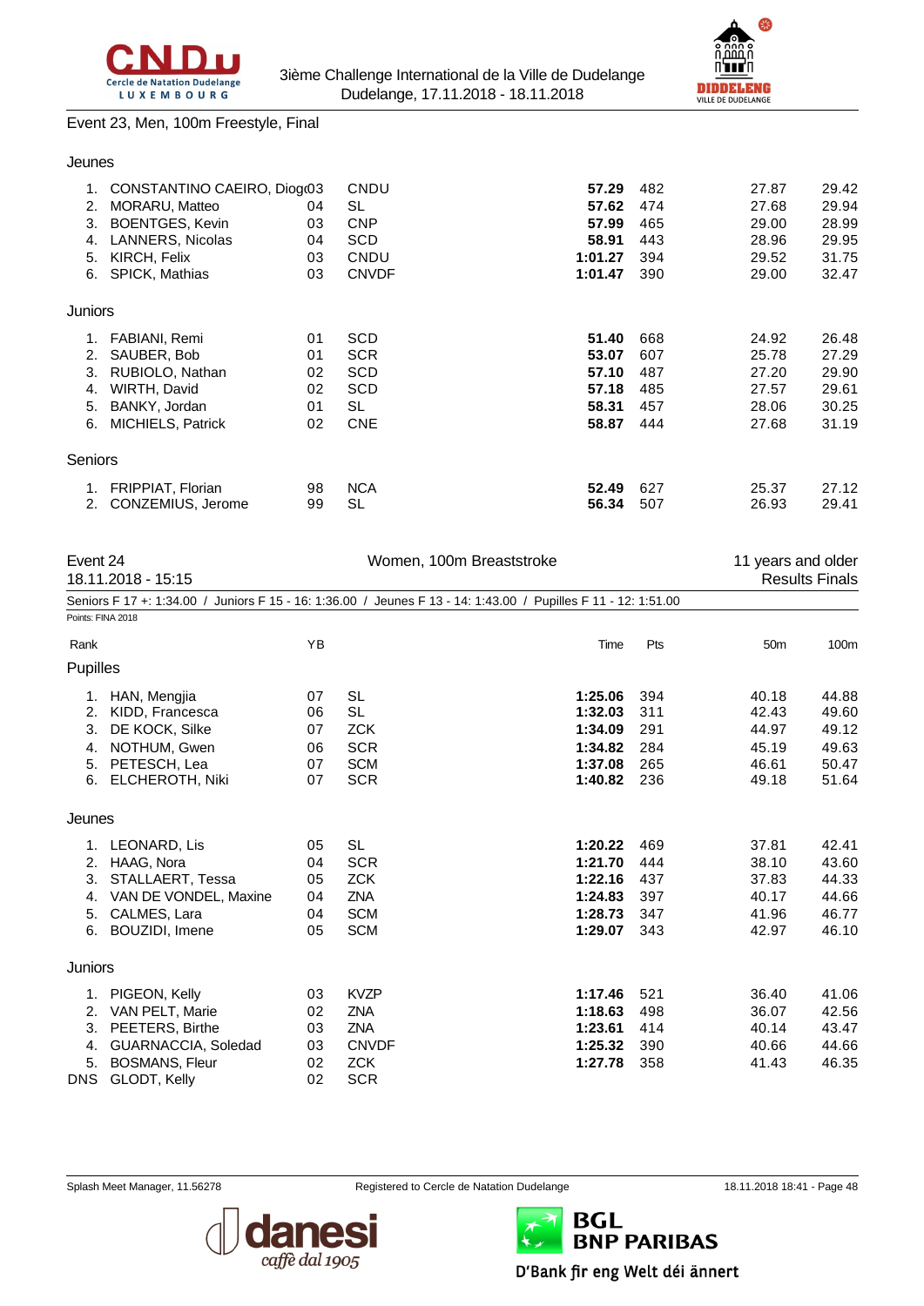Event 23, Men, 100m Freestyle, Final

**Jeunes**

| Rank | Name | YB | Club | Time | Pts | 50m | 100m |
|---|---|---|---|---|---|---|---|
| 1. | CONSTANTINO CAEIRO, Diogo | 03 | CNDU | **57.29** | 482 | 27.87 | 29.42 |
| 2. | MORARU, Matteo | 04 | SL | **57.62** | 474 | 27.68 | 29.94 |
| 3. | BOENTGES, Kevin | 03 | CNP | **57.99** | 465 | 29.00 | 28.99 |
| 4. | LANNERS, Nicolas | 04 | SCD | **58.91** | 443 | 28.96 | 29.95 |
| 5. | KIRCH, Felix | 03 | CNDU | **1:01.27** | 394 | 29.52 | 31.75 |
| 6. | SPICK, Mathias | 03 | CNVDF | **1:01.47** | 390 | 29.00 | 32.47 |

**Juniors**

| Rank | Name | YB | Club | Time | Pts | 50m | 100m |
|---|---|---|---|---|---|---|---|
| 1. | FABIANI, Remi | 01 | SCD | **51.40** | 668 | 24.92 | 26.48 |
| 2. | SAUBER, Bob | 01 | SCR | **53.07** | 607 | 25.78 | 27.29 |
| 3. | RUBIOLO, Nathan | 02 | SCD | **57.10** | 487 | 27.20 | 29.90 |
| 4. | WIRTH, David | 02 | SCD | **57.18** | 485 | 27.57 | 29.61 |
| 5. | BANKY, Jordan | 01 | SL | **58.31** | 457 | 28.06 | 30.25 |
| 6. | MICHIELS, Patrick | 02 | CNE | **58.87** | 444 | 27.68 | 31.19 |

**Seniors**

| Rank | Name | YB | Club | Time | Pts | 50m | 100m |
|---|---|---|---|---|---|---|---|
| 1. | FRIPPIAT, Florian | 98 | NCA | **52.49** | 627 | 25.37 | 27.12 |
| 2. | CONZEMIUS, Jerome | 99 | SL | **56.34** | 507 | 26.93 | 29.41 |

Event 24 — Women, 100m Breaststroke — 11 years and older
18.11.2018 - 15:15 — Results Finals

Seniors F 17 +: 1:34.00 / Juniors F 15 - 16: 1:36.00 / Jeunes F 13 - 14: 1:43.00 / Pupilles F 11 - 12: 1:51.00

Points: FINA 2018

**Pupilles**

| Rank | Name | YB | Club | Time | Pts | 50m | 100m |
|---|---|---|---|---|---|---|---|
| 1. | HAN, Mengjia | 07 | SL | **1:25.06** | 394 | 40.18 | 44.88 |
| 2. | KIDD, Francesca | 06 | SL | **1:32.03** | 311 | 42.43 | 49.60 |
| 3. | DE KOCK, Silke | 07 | ZCK | **1:34.09** | 291 | 44.97 | 49.12 |
| 4. | NOTHUM, Gwen | 06 | SCR | **1:34.82** | 284 | 45.19 | 49.63 |
| 5. | PETESCH, Lea | 07 | SCM | **1:37.08** | 265 | 46.61 | 50.47 |
| 6. | ELCHEROTH, Niki | 07 | SCR | **1:40.82** | 236 | 49.18 | 51.64 |

**Jeunes**

| Rank | Name | YB | Club | Time | Pts | 50m | 100m |
|---|---|---|---|---|---|---|---|
| 1. | LEONARD, Lis | 05 | SL | **1:20.22** | 469 | 37.81 | 42.41 |
| 2. | HAAG, Nora | 04 | SCR | **1:21.70** | 444 | 38.10 | 43.60 |
| 3. | STALLAERT, Tessa | 05 | ZCK | **1:22.16** | 437 | 37.83 | 44.33 |
| 4. | VAN DE VONDEL, Maxine | 04 | ZNA | **1:24.83** | 397 | 40.17 | 44.66 |
| 5. | CALMES, Lara | 04 | SCM | **1:28.73** | 347 | 41.96 | 46.77 |
| 6. | BOUZIDI, Imene | 05 | SCM | **1:29.07** | 343 | 42.97 | 46.10 |

**Juniors**

| Rank | Name | YB | Club | Time | Pts | 50m | 100m |
|---|---|---|---|---|---|---|---|
| 1. | PIGEON, Kelly | 03 | KVZP | **1:17.46** | 521 | 36.40 | 41.06 |
| 2. | VAN PELT, Marie | 02 | ZNA | **1:18.63** | 498 | 36.07 | 42.56 |
| 3. | PEETERS, Birthe | 03 | ZNA | **1:23.61** | 414 | 40.14 | 43.47 |
| 4. | GUARNACCIA, Soledad | 03 | CNVDF | **1:25.32** | 390 | 40.66 | 44.66 |
| 5. | BOSMANS, Fleur | 02 | ZCK | **1:27.78** | 358 | 41.43 | 46.35 |
| DNS | GLODT, Kelly | 02 | SCR | | | | |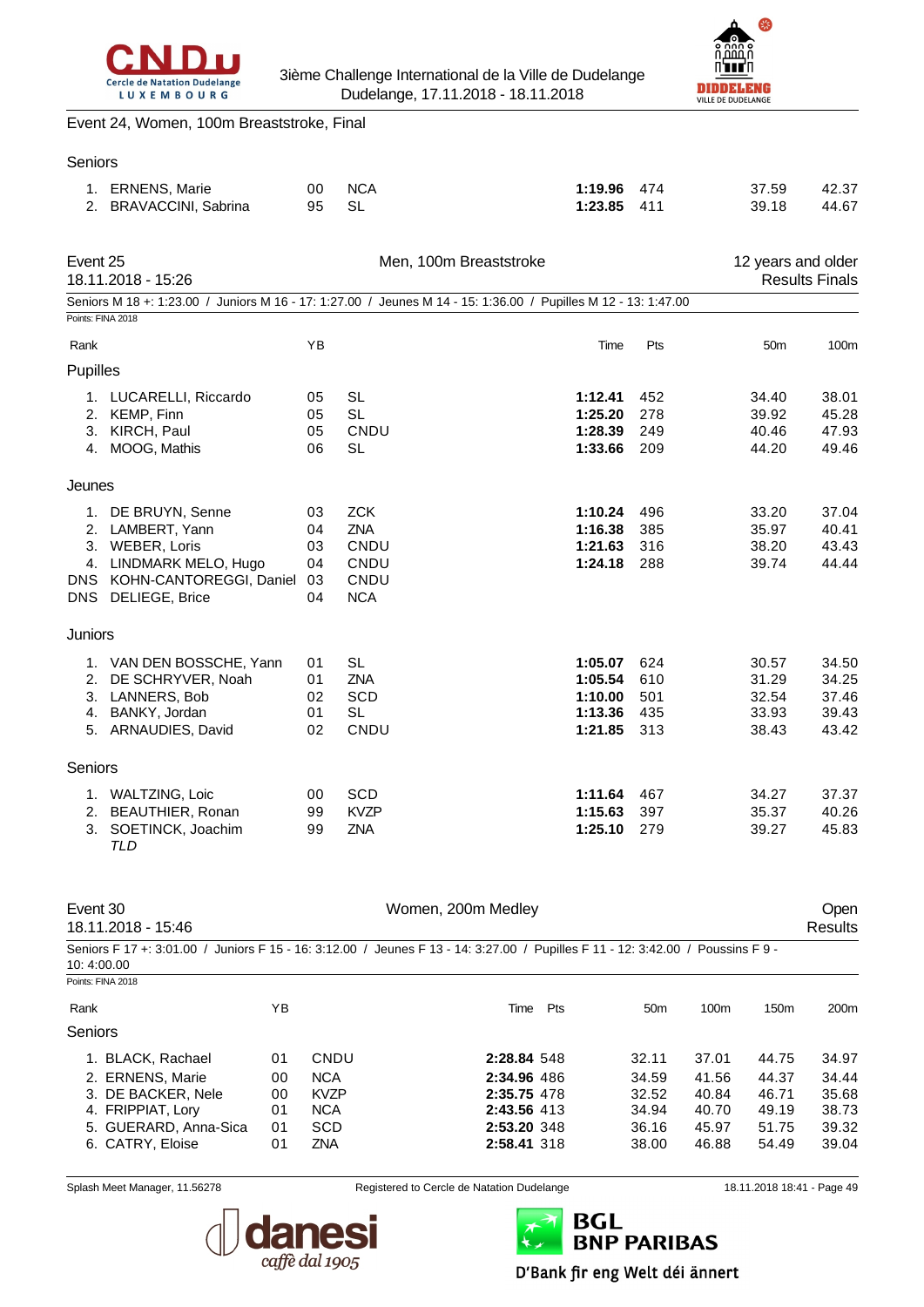Event 24, Women, 100m Breaststroke, Final

Seniors

| Rank | Name | YB | Club | Time | Pts | 50m | 100m |
|---|---|---|---|---|---|---|---|
| 1. | ERNENS, Marie | 00 | NCA | **1:19.96** | 474 | 37.59 | 42.37 |
| 2. | BRAVACCINI, Sabrina | 95 | SL | **1:23.85** | 411 | 39.18 | 44.67 |

## Event 25 — Men, 100m Breaststroke

18.11.2018 - 15:26 — 12 years and older — Results Finals

Seniors M 18 +: 1:23.00 / Juniors M 16 - 17: 1:27.00 / Jeunes M 14 - 15: 1:36.00 / Pupilles M 12 - 13: 1:47.00

Points: FINA 2018

| Rank | Name | YB | Club | Time | Pts | 50m | 100m |
|---|---|---|---|---|---|---|---|
| **Pupilles** | | | | | | | |
| 1. | LUCARELLI, Riccardo | 05 | SL | **1:12.41** | 452 | 34.40 | 38.01 |
| 2. | KEMP, Finn | 05 | SL | **1:25.20** | 278 | 39.92 | 45.28 |
| 3. | KIRCH, Paul | 05 | CNDU | **1:28.39** | 249 | 40.46 | 47.93 |
| 4. | MOOG, Mathis | 06 | SL | **1:33.66** | 209 | 44.20 | 49.46 |
| **Jeunes** | | | | | | | |
| 1. | DE BRUYN, Senne | 03 | ZCK | **1:10.24** | 496 | 33.20 | 37.04 |
| 2. | LAMBERT, Yann | 04 | ZNA | **1:16.38** | 385 | 35.97 | 40.41 |
| 3. | WEBER, Loris | 03 | CNDU | **1:21.63** | 316 | 38.20 | 43.43 |
| 4. | LINDMARK MELO, Hugo | 04 | CNDU | **1:24.18** | 288 | 39.74 | 44.44 |
| DNS | KOHN-CANTOREGGI, Daniel | 03 | CNDU | | | | |
| DNS | DELIEGE, Brice | 04 | NCA | | | | |
| **Juniors** | | | | | | | |
| 1. | VAN DEN BOSSCHE, Yann | 01 | SL | **1:05.07** | 624 | 30.57 | 34.50 |
| 2. | DE SCHRYVER, Noah | 01 | ZNA | **1:05.54** | 610 | 31.29 | 34.25 |
| 3. | LANNERS, Bob | 02 | SCD | **1:10.00** | 501 | 32.54 | 37.46 |
| 4. | BANKY, Jordan | 01 | SL | **1:13.36** | 435 | 33.93 | 39.43 |
| 5. | ARNAUDIES, David | 02 | CNDU | **1:21.85** | 313 | 38.43 | 43.42 |
| **Seniors** | | | | | | | |
| 1. | WALTZING, Loic | 00 | SCD | **1:11.64** | 467 | 34.27 | 37.37 |
| 2. | BEAUTHIER, Ronan | 99 | KVZP | **1:15.63** | 397 | 35.37 | 40.26 |
| 3. | SOETINCK, Joachim *TLD* | 99 | ZNA | **1:25.10** | 279 | 39.27 | 45.83 |

## Event 30 — Women, 200m Medley

18.11.2018 - 15:46 — Open — Results

Seniors F 17 +: 3:01.00 / Juniors F 15 - 16: 3:12.00 / Jeunes F 13 - 14: 3:27.00 / Pupilles F 11 - 12: 3:42.00 / Poussins F 9 - 10: 4:00.00

Points: FINA 2018

| Rank | Name | YB | Club | Time | Pts | 50m | 100m | 150m | 200m |
|---|---|---|---|---|---|---|---|---|---|
| **Seniors** | | | | | | | | | |
| 1. | BLACK, Rachael | 01 | CNDU | **2:28.84** | 548 | 32.11 | 37.01 | 44.75 | 34.97 |
| 2. | ERNENS, Marie | 00 | NCA | **2:34.96** | 486 | 34.59 | 41.56 | 44.37 | 34.44 |
| 3. | DE BACKER, Nele | 00 | KVZP | **2:35.75** | 478 | 32.52 | 40.84 | 46.71 | 35.68 |
| 4. | FRIPPIAT, Lory | 01 | NCA | **2:43.56** | 413 | 34.94 | 40.70 | 49.19 | 38.73 |
| 5. | GUERARD, Anna-Sica | 01 | SCD | **2:53.20** | 348 | 36.16 | 45.97 | 51.75 | 39.32 |
| 6. | CATRY, Eloise | 01 | ZNA | **2:58.41** | 318 | 38.00 | 46.88 | 54.49 | 39.04 |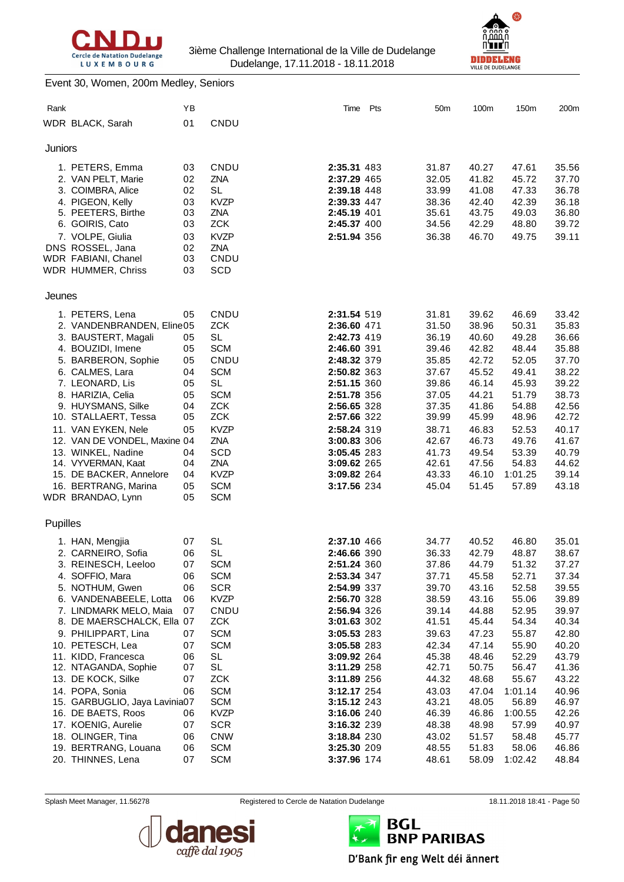3ième Challenge International de la Ville de Dudelange
Dudelange, 17.11.2018 - 18.11.2018

## Event 30, Women, 200m Medley, Seniors

| Rank | | YB | | Time | Pts | 50m | 100m | 150m | 200m |
|---|---|---|---|---|---|---|---|---|---|
| WDR | BLACK, Sarah | 01 | CNDU | | | | | | |
| **Juniors** | | | | | | | | | |
| 1. | PETERS, Emma | 03 | CNDU | **2:35.31** | 483 | 31.87 | 40.27 | 47.61 | 35.56 |
| 2. | VAN PELT, Marie | 02 | ZNA | **2:37.29** | 465 | 32.05 | 41.82 | 45.72 | 37.70 |
| 3. | COIMBRA, Alice | 02 | SL | **2:39.18** | 448 | 33.99 | 41.08 | 47.33 | 36.78 |
| 4. | PIGEON, Kelly | 03 | KVZP | **2:39.33** | 447 | 38.36 | 42.40 | 42.39 | 36.18 |
| 5. | PEETERS, Birthe | 03 | ZNA | **2:45.19** | 401 | 35.61 | 43.75 | 49.03 | 36.80 |
| 6. | GOIRIS, Cato | 03 | ZCK | **2:45.37** | 400 | 34.56 | 42.29 | 48.80 | 39.72 |
| 7. | VOLPE, Giulia | 03 | KVZP | **2:51.94** | 356 | 36.38 | 46.70 | 49.75 | 39.11 |
| DNS | ROSSEL, Jana | 02 | ZNA | | | | | | |
| WDR | FABIANI, Chanel | 03 | CNDU | | | | | | |
| WDR | HUMMER, Chriss | 03 | SCD | | | | | | |
| **Jeunes** | | | | | | | | | |
| 1. | PETERS, Lena | 05 | CNDU | **2:31.54** | 519 | 31.81 | 39.62 | 46.69 | 33.42 |
| 2. | VANDENBRANDEN, Eline | 05 | ZCK | **2:36.60** | 471 | 31.50 | 38.96 | 50.31 | 35.83 |
| 3. | BAUSTERT, Magali | 05 | SL | **2:42.73** | 419 | 36.19 | 40.60 | 49.28 | 36.66 |
| 4. | BOUZIDI, Imene | 05 | SCM | **2:46.60** | 391 | 39.46 | 42.82 | 48.44 | 35.88 |
| 5. | BARBERON, Sophie | 05 | CNDU | **2:48.32** | 379 | 35.85 | 42.72 | 52.05 | 37.70 |
| 6. | CALMES, Lara | 04 | SCM | **2:50.82** | 363 | 37.67 | 45.52 | 49.41 | 38.22 |
| 7. | LEONARD, Lis | 05 | SL | **2:51.15** | 360 | 39.86 | 46.14 | 45.93 | 39.22 |
| 8. | HARIZIA, Celia | 05 | SCM | **2:51.78** | 356 | 37.05 | 44.21 | 51.79 | 38.73 |
| 9. | HUYSMANS, Silke | 04 | ZCK | **2:56.65** | 328 | 37.35 | 41.86 | 54.88 | 42.56 |
| 10. | STALLAERT, Tessa | 05 | ZCK | **2:57.66** | 322 | 39.99 | 45.99 | 48.96 | 42.72 |
| 11. | VAN EYKEN, Nele | 05 | KVZP | **2:58.24** | 319 | 38.71 | 46.83 | 52.53 | 40.17 |
| 12. | VAN DE VONDEL, Maxine | 04 | ZNA | **3:00.83** | 306 | 42.67 | 46.73 | 49.76 | 41.67 |
| 13. | WINKEL, Nadine | 04 | SCD | **3:05.45** | 283 | 41.73 | 49.54 | 53.39 | 40.79 |
| 14. | VYVERMAN, Kaat | 04 | ZNA | **3:09.62** | 265 | 42.61 | 47.56 | 54.83 | 44.62 |
| 15. | DE BACKER, Annelore | 04 | KVZP | **3:09.82** | 264 | 43.33 | 46.10 | 1:01.25 | 39.14 |
| 16. | BERTRANG, Marina | 05 | SCM | **3:17.56** | 234 | 45.04 | 51.45 | 57.89 | 43.18 |
| WDR | BRANDAO, Lynn | 05 | SCM | | | | | | |
| **Pupilles** | | | | | | | | | |
| 1. | HAN, Mengjia | 07 | SL | **2:37.10** | 466 | 34.77 | 40.52 | 46.80 | 35.01 |
| 2. | CARNEIRO, Sofia | 06 | SL | **2:46.66** | 390 | 36.33 | 42.79 | 48.87 | 38.67 |
| 3. | REINESCH, Leeloo | 07 | SCM | **2:51.24** | 360 | 37.86 | 44.79 | 51.32 | 37.27 |
| 4. | SOFFIO, Mara | 06 | SCM | **2:53.34** | 347 | 37.71 | 45.58 | 52.71 | 37.34 |
| 5. | NOTHUM, Gwen | 06 | SCR | **2:54.99** | 337 | 39.70 | 43.16 | 52.58 | 39.55 |
| 6. | VANDENABEELE, Lotta | 06 | KVZP | **2:56.70** | 328 | 38.59 | 43.16 | 55.06 | 39.89 |
| 7. | LINDMARK MELO, Maia | 07 | CNDU | **2:56.94** | 326 | 39.14 | 44.88 | 52.95 | 39.97 |
| 8. | DE MAERSCHALCK, Ella | 07 | ZCK | **3:01.63** | 302 | 41.51 | 45.44 | 54.34 | 40.34 |
| 9. | PHILIPPART, Lina | 07 | SCM | **3:05.53** | 283 | 39.63 | 47.23 | 55.87 | 42.80 |
| 10. | PETESCH, Lea | 07 | SCM | **3:05.58** | 283 | 42.34 | 47.14 | 55.90 | 40.20 |
| 11. | KIDD, Francesca | 06 | SL | **3:09.92** | 264 | 45.38 | 48.46 | 52.29 | 43.79 |
| 12. | NTAGANDA, Sophie | 07 | SL | **3:11.29** | 258 | 42.71 | 50.75 | 56.47 | 41.36 |
| 13. | DE KOCK, Silke | 07 | ZCK | **3:11.89** | 256 | 44.32 | 48.68 | 55.67 | 43.22 |
| 14. | POPA, Sonia | 06 | SCM | **3:12.17** | 254 | 43.03 | 47.04 | 1:01.14 | 40.96 |
| 15. | GARBUGLIO, Jaya Lavinia | 07 | SCM | **3:15.12** | 243 | 43.21 | 48.05 | 56.89 | 46.97 |
| 16. | DE BAETS, Roos | 06 | KVZP | **3:16.06** | 240 | 46.39 | 46.86 | 1:00.55 | 42.26 |
| 17. | KOENIG, Aurelie | 07 | SCR | **3:16.32** | 239 | 48.38 | 48.98 | 57.99 | 40.97 |
| 18. | OLINGER, Tina | 06 | CNW | **3:18.84** | 230 | 43.02 | 51.57 | 58.48 | 45.77 |
| 19. | BERTRANG, Louana | 06 | SCM | **3:25.30** | 209 | 48.55 | 51.83 | 58.06 | 46.86 |
| 20. | THINNES, Lena | 07 | SCM | **3:37.96** | 174 | 48.61 | 58.09 | 1:02.42 | 48.84 |

Splash Meet Manager, 11.56278 — Registered to Cercle de Natation Dudelange — 18.11.2018 18:41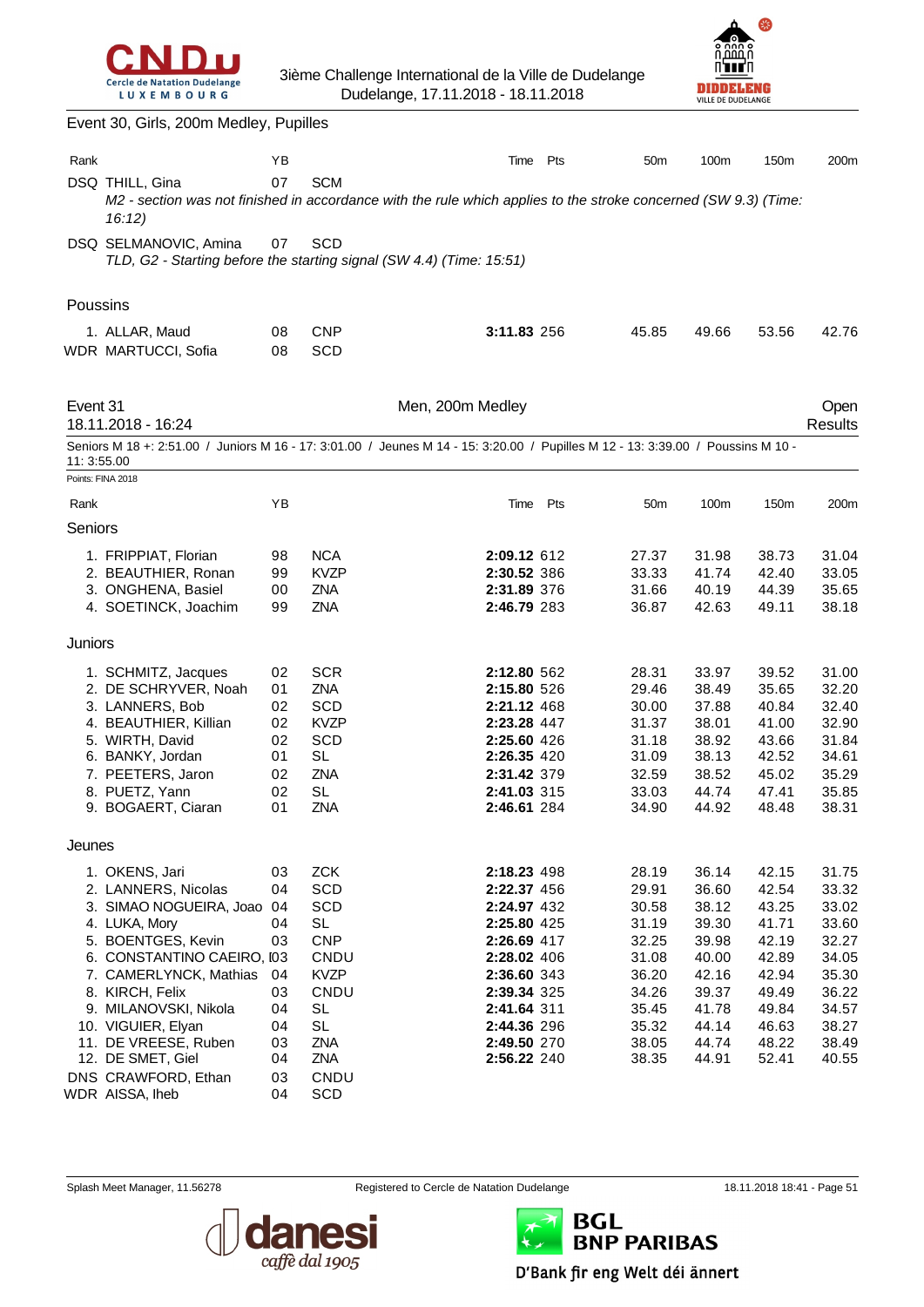## Event 30, Girls, 200m Medley, Pupilles

| Rank | | YB | | Time | Pts | 50m | 100m | 150m | 200m |
|---|---|---|---|---|---|---|---|---|---|
| DSQ | THILL, Gina | 07 | SCM | | | | | | |

*M2 - section was not finished in accordance with the rule which applies to the stroke concerned (SW 9.3) (Time: 16:12)*

| Rank | | YB | | Time | Pts | 50m | 100m | 150m | 200m |
|---|---|---|---|---|---|---|---|---|---|
| DSQ | SELMANOVIC, Amina | 07 | SCD | | | | | | |

*TLD, G2 - Starting before the starting signal (SW 4.4) (Time: 15:51)*

### Poussins

| Rank | | YB | | Time | Pts | 50m | 100m | 150m | 200m |
|---|---|---|---|---|---|---|---|---|---|
| 1. | ALLAR, Maud | 08 | CNP | **3:11.83** | 256 | 45.85 | 49.66 | 53.56 | 42.76 |
| WDR | MARTUCCI, Sofia | 08 | SCD | | | | | | |

## Event 31 — Men, 200m Medley — Open Results

18.11.2018 - 16:24

Seniors M 18 +: 2:51.00 / Juniors M 16 - 17: 3:01.00 / Jeunes M 14 - 15: 3:20.00 / Pupilles M 12 - 13: 3:39.00 / Poussins M 10 - 11: 3:55.00

Points: FINA 2018

### Seniors

| Rank | | YB | | Time | Pts | 50m | 100m | 150m | 200m |
|---|---|---|---|---|---|---|---|---|---|
| 1. | FRIPPIAT, Florian | 98 | NCA | **2:09.12** | 612 | 27.37 | 31.98 | 38.73 | 31.04 |
| 2. | BEAUTHIER, Ronan | 99 | KVZP | **2:30.52** | 386 | 33.33 | 41.74 | 42.40 | 33.05 |
| 3. | ONGHENA, Basiel | 00 | ZNA | **2:31.89** | 376 | 31.66 | 40.19 | 44.39 | 35.65 |
| 4. | SOETINCK, Joachim | 99 | ZNA | **2:46.79** | 283 | 36.87 | 42.63 | 49.11 | 38.18 |

### Juniors

| Rank | | YB | | Time | Pts | 50m | 100m | 150m | 200m |
|---|---|---|---|---|---|---|---|---|---|
| 1. | SCHMITZ, Jacques | 02 | SCR | **2:12.80** | 562 | 28.31 | 33.97 | 39.52 | 31.00 |
| 2. | DE SCHRYVER, Noah | 01 | ZNA | **2:15.80** | 526 | 29.46 | 38.49 | 35.65 | 32.20 |
| 3. | LANNERS, Bob | 02 | SCD | **2:21.12** | 468 | 30.00 | 37.88 | 40.84 | 32.40 |
| 4. | BEAUTHIER, Killian | 02 | KVZP | **2:23.28** | 447 | 31.37 | 38.01 | 41.00 | 32.90 |
| 5. | WIRTH, David | 02 | SCD | **2:25.60** | 426 | 31.18 | 38.92 | 43.66 | 31.84 |
| 6. | BANKY, Jordan | 01 | SL | **2:26.35** | 420 | 31.09 | 38.13 | 42.52 | 34.61 |
| 7. | PEETERS, Jaron | 02 | ZNA | **2:31.42** | 379 | 32.59 | 38.52 | 45.02 | 35.29 |
| 8. | PUETZ, Yann | 02 | SL | **2:41.03** | 315 | 33.03 | 44.74 | 47.41 | 35.85 |
| 9. | BOGAERT, Ciaran | 01 | ZNA | **2:46.61** | 284 | 34.90 | 44.92 | 48.48 | 38.31 |

### Jeunes

| Rank | | YB | | Time | Pts | 50m | 100m | 150m | 200m |
|---|---|---|---|---|---|---|---|---|---|
| 1. | OKENS, Jari | 03 | ZCK | **2:18.23** | 498 | 28.19 | 36.14 | 42.15 | 31.75 |
| 2. | LANNERS, Nicolas | 04 | SCD | **2:22.37** | 456 | 29.91 | 36.60 | 42.54 | 33.32 |
| 3. | SIMAO NOGUEIRA, Joao | 04 | SCD | **2:24.97** | 432 | 30.58 | 38.12 | 43.25 | 33.02 |
| 4. | LUKA, Mory | 04 | SL | **2:25.80** | 425 | 31.19 | 39.30 | 41.71 | 33.60 |
| 5. | BOENTGES, Kevin | 03 | CNP | **2:26.69** | 417 | 32.25 | 39.98 | 42.19 | 32.27 |
| 6. | CONSTANTINO CAEIRO, I | 03 | CNDU | **2:28.02** | 406 | 31.08 | 40.00 | 42.89 | 34.05 |
| 7. | CAMERLYNCK, Mathias | 04 | KVZP | **2:36.60** | 343 | 36.20 | 42.16 | 42.94 | 35.30 |
| 8. | KIRCH, Felix | 03 | CNDU | **2:39.34** | 325 | 34.26 | 39.37 | 49.49 | 36.22 |
| 9. | MILANOVSKI, Nikola | 04 | SL | **2:41.64** | 311 | 35.45 | 41.78 | 49.84 | 34.57 |
| 10. | VIGUIER, Elyan | 04 | SL | **2:44.36** | 296 | 35.32 | 44.14 | 46.63 | 38.27 |
| 11. | DE VREESE, Ruben | 03 | ZNA | **2:49.50** | 270 | 38.05 | 44.74 | 48.22 | 38.49 |
| 12. | DE SMET, Giel | 04 | ZNA | **2:56.22** | 240 | 38.35 | 44.91 | 52.41 | 40.55 |
| DNS | CRAWFORD, Ethan | 03 | CNDU | | | | | | |
| WDR | AISSA, Iheb | 04 | SCD | | | | | | |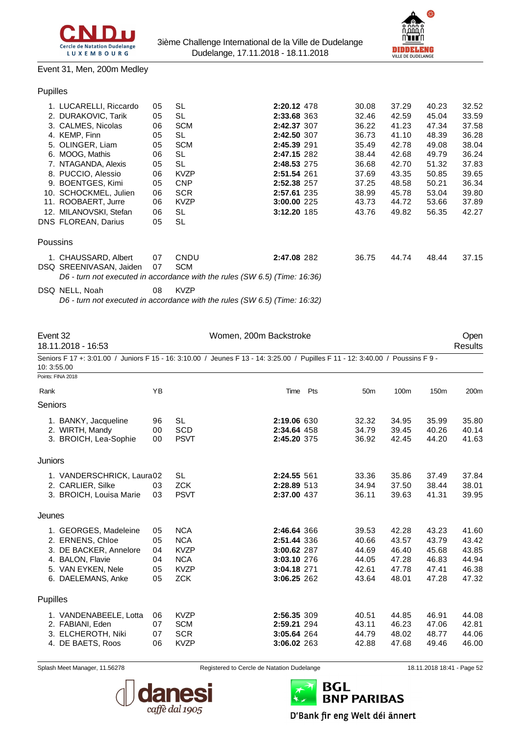Event 31, Men, 200m Medley

Pupilles

| Rank | Name | YB | Club | Time | Pts | 50m | 100m | 150m | 200m |
|---|---|---|---|---|---|---|---|---|---|
| 1. | LUCARELLI, Riccardo | 05 | SL | **2:20.12** | 478 | 30.08 | 37.29 | 40.23 | 32.52 |
| 2. | DURAKOVIC, Tarik | 05 | SL | **2:33.68** | 363 | 32.46 | 42.59 | 45.04 | 33.59 |
| 3. | CALMES, Nicolas | 06 | SCM | **2:42.37** | 307 | 36.22 | 41.23 | 47.34 | 37.58 |
| 4. | KEMP, Finn | 05 | SL | **2:42.50** | 307 | 36.73 | 41.10 | 48.39 | 36.28 |
| 5. | OLINGER, Liam | 05 | SCM | **2:45.39** | 291 | 35.49 | 42.78 | 49.08 | 38.04 |
| 6. | MOOG, Mathis | 06 | SL | **2:47.15** | 282 | 38.44 | 42.68 | 49.79 | 36.24 |
| 7. | NTAGANDA, Alexis | 05 | SL | **2:48.53** | 275 | 36.68 | 42.70 | 51.32 | 37.83 |
| 8. | PUCCIO, Alessio | 06 | KVZP | **2:51.54** | 261 | 37.69 | 43.35 | 50.85 | 39.65 |
| 9. | BOENTGES, Kimi | 05 | CNP | **2:52.38** | 257 | 37.25 | 48.58 | 50.21 | 36.34 |
| 10. | SCHOCKMEL, Julien | 06 | SCR | **2:57.61** | 235 | 38.99 | 45.78 | 53.04 | 39.80 |
| 11. | ROOBAERT, Jurre | 06 | KVZP | **3:00.00** | 225 | 43.73 | 44.72 | 53.66 | 37.89 |
| 12. | MILANOVSKI, Stefan | 06 | SL | **3:12.20** | 185 | 43.76 | 49.82 | 56.35 | 42.27 |
| DNS | FLOREAN, Darius | 05 | SL | | | | | | |

Poussins

| Rank | Name | YB | Club | Time | Pts | 50m | 100m | 150m | 200m |
|---|---|---|---|---|---|---|---|---|---|
| 1. | CHAUSSARD, Albert | 07 | CNDU | **2:47.08** | 282 | 36.75 | 44.74 | 48.44 | 37.15 |
| DSQ | SREENIVASAN, Jaiden | 07 | SCM | | | | | | |

*D6 - turn not executed in accordance with the rules (SW 6.5) (Time: 16:36)*

| Rank | Name | YB | Club |
|---|---|---|---|
| DSQ | NELL, Noah | 08 | KVZP |

*D6 - turn not executed in accordance with the rules (SW 6.5) (Time: 16:32)*

## Event 32 — Women, 200m Backstroke — Open Results

18.11.2018 - 16:53

Seniors F 17 +: 3:01.00 / Juniors F 15 - 16: 3:10.00 / Jeunes F 13 - 14: 3:25.00 / Pupilles F 11 - 12: 3:40.00 / Poussins F 9 - 10: 3:55.00

Points: FINA 2018

Seniors

| Rank | Name | YB | Club | Time | Pts | 50m | 100m | 150m | 200m |
|---|---|---|---|---|---|---|---|---|---|
| 1. | BANKY, Jacqueline | 96 | SL | **2:19.06** | 630 | 32.32 | 34.95 | 35.99 | 35.80 |
| 2. | WIRTH, Mandy | 00 | SCD | **2:34.64** | 458 | 34.79 | 39.45 | 40.26 | 40.14 |
| 3. | BROICH, Lea-Sophie | 00 | PSVT | **2:45.20** | 375 | 36.92 | 42.45 | 44.20 | 41.63 |

Juniors

| Rank | Name | YB | Club | Time | Pts | 50m | 100m | 150m | 200m |
|---|---|---|---|---|---|---|---|---|---|
| 1. | VANDERSCHRICK, Laura | 02 | SL | **2:24.55** | 561 | 33.36 | 35.86 | 37.49 | 37.84 |
| 2. | CARLIER, Silke | 03 | ZCK | **2:28.89** | 513 | 34.94 | 37.50 | 38.44 | 38.01 |
| 3. | BROICH, Louisa Marie | 03 | PSVT | **2:37.00** | 437 | 36.11 | 39.63 | 41.31 | 39.95 |

Jeunes

| Rank | Name | YB | Club | Time | Pts | 50m | 100m | 150m | 200m |
|---|---|---|---|---|---|---|---|---|---|
| 1. | GEORGES, Madeleine | 05 | NCA | **2:46.64** | 366 | 39.53 | 42.28 | 43.23 | 41.60 |
| 2. | ERNENS, Chloe | 05 | NCA | **2:51.44** | 336 | 40.66 | 43.57 | 43.79 | 43.42 |
| 3. | DE BACKER, Annelore | 04 | KVZP | **3:00.62** | 287 | 44.69 | 46.40 | 45.68 | 43.85 |
| 4. | BALON, Flavie | 04 | NCA | **3:03.10** | 276 | 44.05 | 47.28 | 46.83 | 44.94 |
| 5. | VAN EYKEN, Nele | 05 | KVZP | **3:04.18** | 271 | 42.61 | 47.78 | 47.41 | 46.38 |
| 6. | DAELEMANS, Anke | 05 | ZCK | **3:06.25** | 262 | 43.64 | 48.01 | 47.28 | 47.32 |

Pupilles

| Rank | Name | YB | Club | Time | Pts | 50m | 100m | 150m | 200m |
|---|---|---|---|---|---|---|---|---|---|
| 1. | VANDENABEELE, Lotta | 06 | KVZP | **2:56.35** | 309 | 40.51 | 44.85 | 46.91 | 44.08 |
| 2. | FABIANI, Eden | 07 | SCM | **2:59.21** | 294 | 43.11 | 46.23 | 47.06 | 42.81 |
| 3. | ELCHEROTH, Niki | 07 | SCR | **3:05.64** | 264 | 44.79 | 48.02 | 48.77 | 44.06 |
| 4. | DE BAETS, Roos | 06 | KVZP | **3:06.02** | 263 | 42.88 | 47.68 | 49.46 | 46.00 |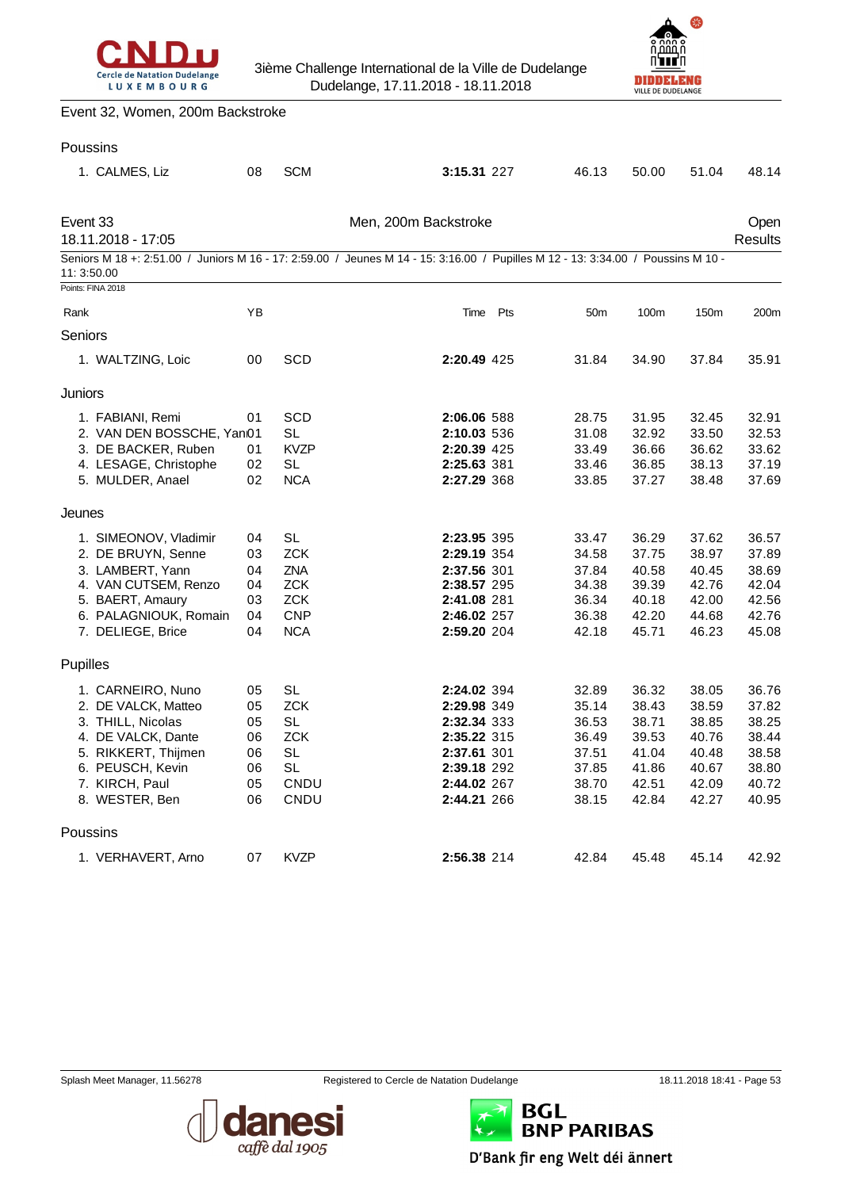Event 32, Women, 200m Backstroke

Poussins

| Rank | Name | YB | Club | Time | Pts | 50m | 100m | 150m | 200m |
|---|---|---|---|---|---|---|---|---|---|
| 1. | CALMES, Liz | 08 | SCM | **3:15.31** | 227 | 46.13 | 50.00 | 51.04 | 48.14 |

## Event 33 — Men, 200m Backstroke — Open

18.11.2018 - 17:05 — Results

Seniors M 18 +: 2:51.00 / Juniors M 16 - 17: 2:59.00 / Jeunes M 14 - 15: 3:16.00 / Pupilles M 12 - 13: 3:34.00 / Poussins M 10 - 11: 3:50.00

Points: FINA 2018

| Rank | Name | YB | Club | Time | Pts | 50m | 100m | 150m | 200m |
|---|---|---|---|---|---|---|---|---|---|
| **Seniors** | | | | | | | | | |
| 1. | WALTZING, Loic | 00 | SCD | **2:20.49** | 425 | 31.84 | 34.90 | 37.84 | 35.91 |
| **Juniors** | | | | | | | | | |
| 1. | FABIANI, Remi | 01 | SCD | **2:06.06** | 588 | 28.75 | 31.95 | 32.45 | 32.91 |
| 2. | VAN DEN BOSSCHE, Yan | 01 | SL | **2:10.03** | 536 | 31.08 | 32.92 | 33.50 | 32.53 |
| 3. | DE BACKER, Ruben | 01 | KVZP | **2:20.39** | 425 | 33.49 | 36.66 | 36.62 | 33.62 |
| 4. | LESAGE, Christophe | 02 | SL | **2:25.63** | 381 | 33.46 | 36.85 | 38.13 | 37.19 |
| 5. | MULDER, Anael | 02 | NCA | **2:27.29** | 368 | 33.85 | 37.27 | 38.48 | 37.69 |
| **Jeunes** | | | | | | | | | |
| 1. | SIMEONOV, Vladimir | 04 | SL | **2:23.95** | 395 | 33.47 | 36.29 | 37.62 | 36.57 |
| 2. | DE BRUYN, Senne | 03 | ZCK | **2:29.19** | 354 | 34.58 | 37.75 | 38.97 | 37.89 |
| 3. | LAMBERT, Yann | 04 | ZNA | **2:37.56** | 301 | 37.84 | 40.58 | 40.45 | 38.69 |
| 4. | VAN CUTSEM, Renzo | 04 | ZCK | **2:38.57** | 295 | 34.38 | 39.39 | 42.76 | 42.04 |
| 5. | BAERT, Amaury | 03 | ZCK | **2:41.08** | 281 | 36.34 | 40.18 | 42.00 | 42.56 |
| 6. | PALAGNIOUK, Romain | 04 | CNP | **2:46.02** | 257 | 36.38 | 42.20 | 44.68 | 42.76 |
| 7. | DELIEGE, Brice | 04 | NCA | **2:59.20** | 204 | 42.18 | 45.71 | 46.23 | 45.08 |
| **Pupilles** | | | | | | | | | |
| 1. | CARNEIRO, Nuno | 05 | SL | **2:24.02** | 394 | 32.89 | 36.32 | 38.05 | 36.76 |
| 2. | DE VALCK, Matteo | 05 | ZCK | **2:29.98** | 349 | 35.14 | 38.43 | 38.59 | 37.82 |
| 3. | THILL, Nicolas | 05 | SL | **2:32.34** | 333 | 36.53 | 38.71 | 38.85 | 38.25 |
| 4. | DE VALCK, Dante | 06 | ZCK | **2:35.22** | 315 | 36.49 | 39.53 | 40.76 | 38.44 |
| 5. | RIKKERT, Thijmen | 06 | SL | **2:37.61** | 301 | 37.51 | 41.04 | 40.48 | 38.58 |
| 6. | PEUSCH, Kevin | 06 | SL | **2:39.18** | 292 | 37.85 | 41.86 | 40.67 | 38.80 |
| 7. | KIRCH, Paul | 05 | CNDU | **2:44.02** | 267 | 38.70 | 42.51 | 42.09 | 40.72 |
| 8. | WESTER, Ben | 06 | CNDU | **2:44.21** | 266 | 38.15 | 42.84 | 42.27 | 40.95 |
| **Poussins** | | | | | | | | | |
| 1. | VERHAVERT, Arno | 07 | KVZP | **2:56.38** | 214 | 42.84 | 45.48 | 45.14 | 42.92 |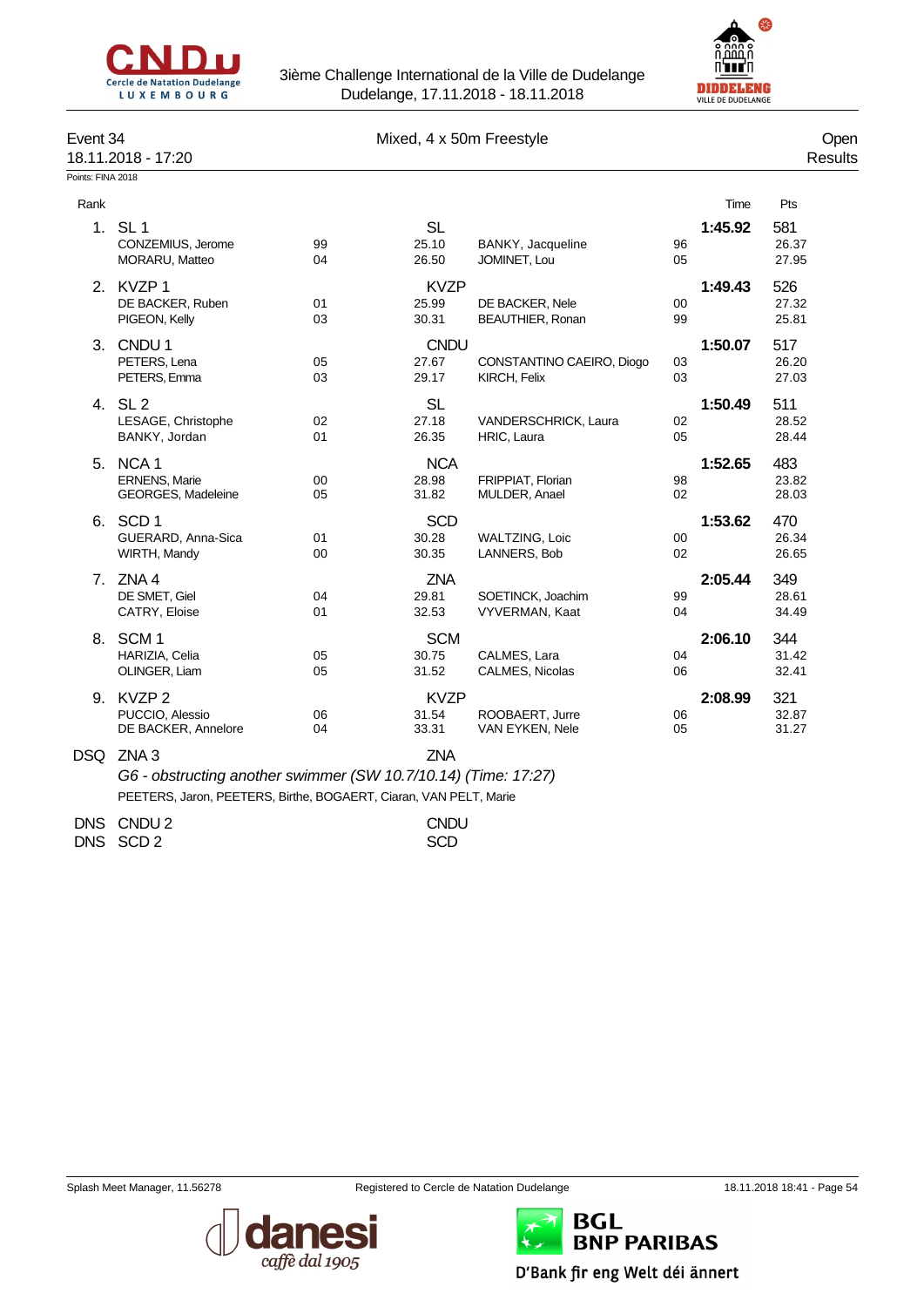Event 34 — Mixed, 4 x 50m Freestyle — Open

18.11.2018 - 17:20 — Results

Points: FINA 2018

| Rank | | | | | | Time | Pts |
|---|---|---|---|---|---|---|---|
| 1. | SL 1 | | SL | | | 1:45.92 | 581 |
| | CONZEMIUS, Jerome | 99 | 25.10 | BANKY, Jacqueline | 96 | | 26.37 |
| | MORARU, Matteo | 04 | 26.50 | JOMINET, Lou | 05 | | 27.95 |
| 2. | KVZP 1 | | KVZP | | | 1:49.43 | 526 |
| | DE BACKER, Ruben | 01 | 25.99 | DE BACKER, Nele | 00 | | 27.32 |
| | PIGEON, Kelly | 03 | 30.31 | BEAUTHIER, Ronan | 99 | | 25.81 |
| 3. | CNDU 1 | | CNDU | | | 1:50.07 | 517 |
| | PETERS, Lena | 05 | 27.67 | CONSTANTINO CAEIRO, Diogo | 03 | | 26.20 |
| | PETERS, Emma | 03 | 29.17 | KIRCH, Felix | 03 | | 27.03 |
| 4. | SL 2 | | SL | | | 1:50.49 | 511 |
| | LESAGE, Christophe | 02 | 27.18 | VANDERSCHRICK, Laura | 02 | | 28.52 |
| | BANKY, Jordan | 01 | 26.35 | HRIC, Laura | 05 | | 28.44 |
| 5. | NCA 1 | | NCA | | | 1:52.65 | 483 |
| | ERNENS, Marie | 00 | 28.98 | FRIPPIAT, Florian | 98 | | 23.82 |
| | GEORGES, Madeleine | 05 | 31.82 | MULDER, Anael | 02 | | 28.03 |
| 6. | SCD 1 | | SCD | | | 1:53.62 | 470 |
| | GUERARD, Anna-Sica | 01 | 30.28 | WALTZING, Loic | 00 | | 26.34 |
| | WIRTH, Mandy | 00 | 30.35 | LANNERS, Bob | 02 | | 26.65 |
| 7. | ZNA 4 | | ZNA | | | 2:05.44 | 349 |
| | DE SMET, Giel | 04 | 29.81 | SOETINCK, Joachim | 99 | | 28.61 |
| | CATRY, Eloise | 01 | 32.53 | VYVERMAN, Kaat | 04 | | 34.49 |
| 8. | SCM 1 | | SCM | | | 2:06.10 | 344 |
| | HARIZIA, Celia | 05 | 30.75 | CALMES, Lara | 04 | | 31.42 |
| | OLINGER, Liam | 05 | 31.52 | CALMES, Nicolas | 06 | | 32.41 |
| 9. | KVZP 2 | | KVZP | | | 2:08.99 | 321 |
| | PUCCIO, Alessio | 06 | 31.54 | ROOBAERT, Jurre | 06 | | 32.87 |
| | DE BACKER, Annelore | 04 | 33.31 | VAN EYKEN, Nele | 05 | | 31.27 |
| DSQ | ZNA 3 | | ZNA | | | | |

*G6 - obstructing another swimmer (SW 10.7/10.14) (Time: 17:27)*

PEETERS, Jaron, PEETERS, Birthe, BOGAERT, Ciaran, VAN PELT, Marie

| | | |
|---|---|---|
| DNS | CNDU 2 | CNDU |
| DNS | SCD 2 | SCD |